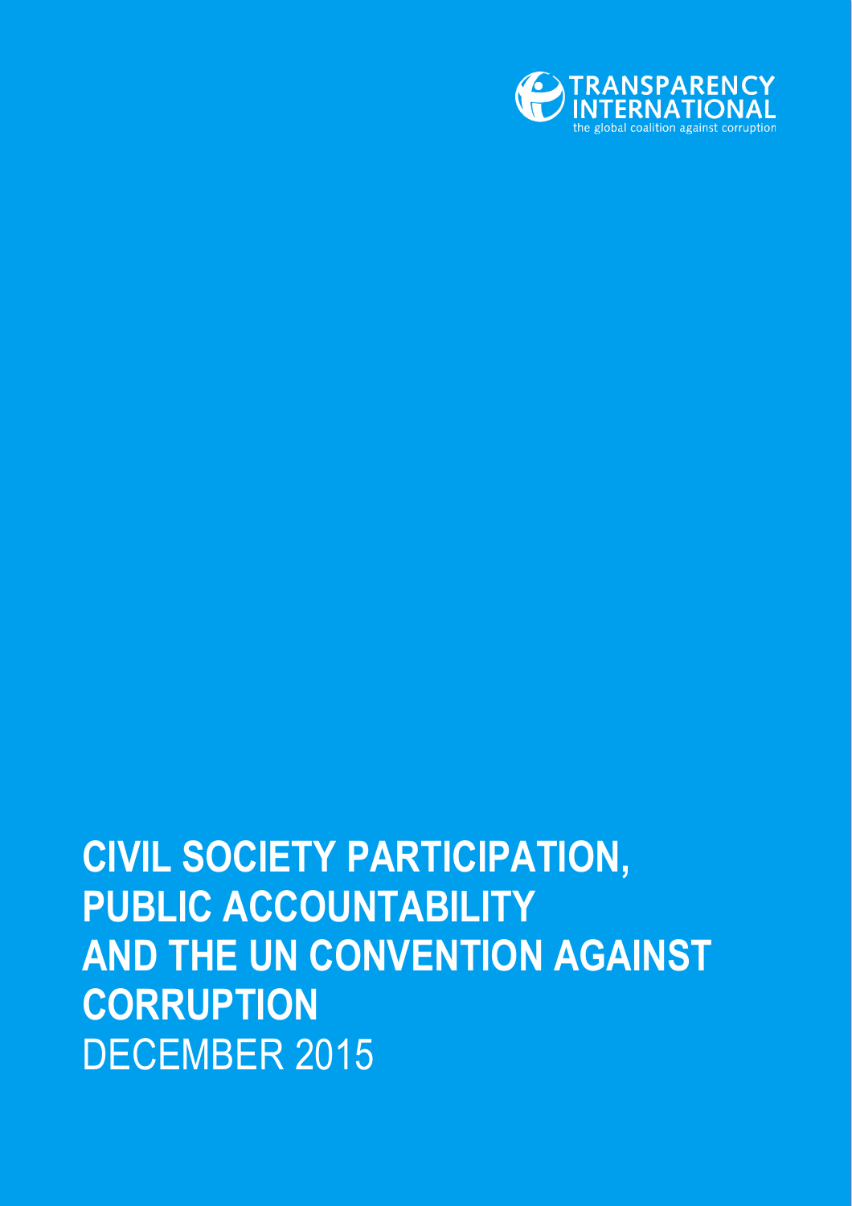TRANSPARENCY INTERNATIONAL

the global coalition against corruption

# CIVIL SOCIETY PARTICIPATION, PUBLIC ACCOUNTABILITY AND THE UN CONVENTION AGAINST CORRUPTION

DECEMBER 2015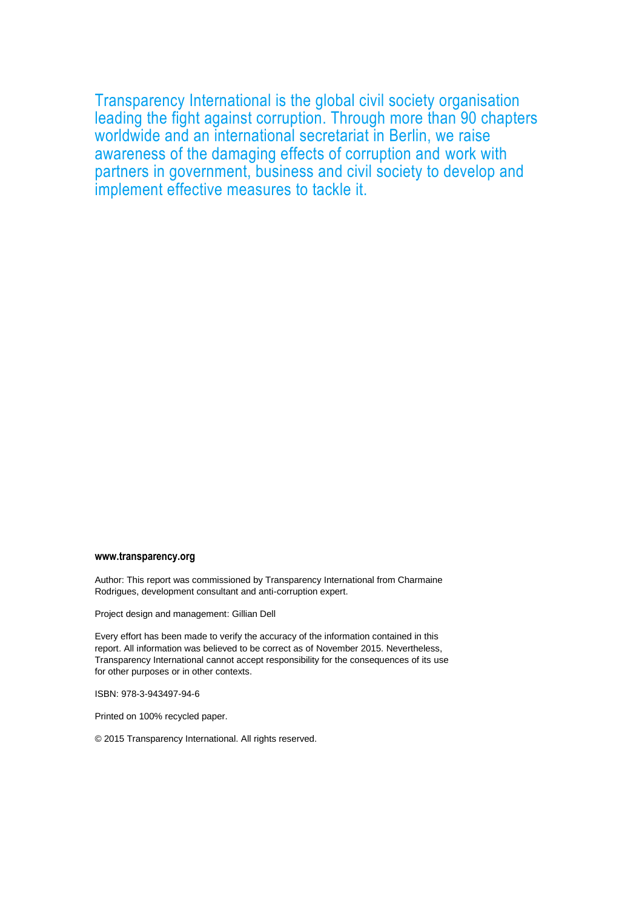Transparency International is the global civil society organisation leading the fight against corruption. Through more than 90 chapters worldwide and an international secretariat in Berlin, we raise awareness of the damaging effects of corruption and work with partners in government, business and civil society to develop and implement effective measures to tackle it.

**www.transparency.org**

Author: This report was commissioned by Transparency International from Charmaine Rodrigues, development consultant and anti-corruption expert.

Project design and management: Gillian Dell

Every effort has been made to verify the accuracy of the information contained in this report. All information was believed to be correct as of November 2015. Nevertheless, Transparency International cannot accept responsibility for the consequences of its use for other purposes or in other contexts.

ISBN: 978-3-943497-94-6

Printed on 100% recycled paper.

© 2015 Transparency International. All rights reserved.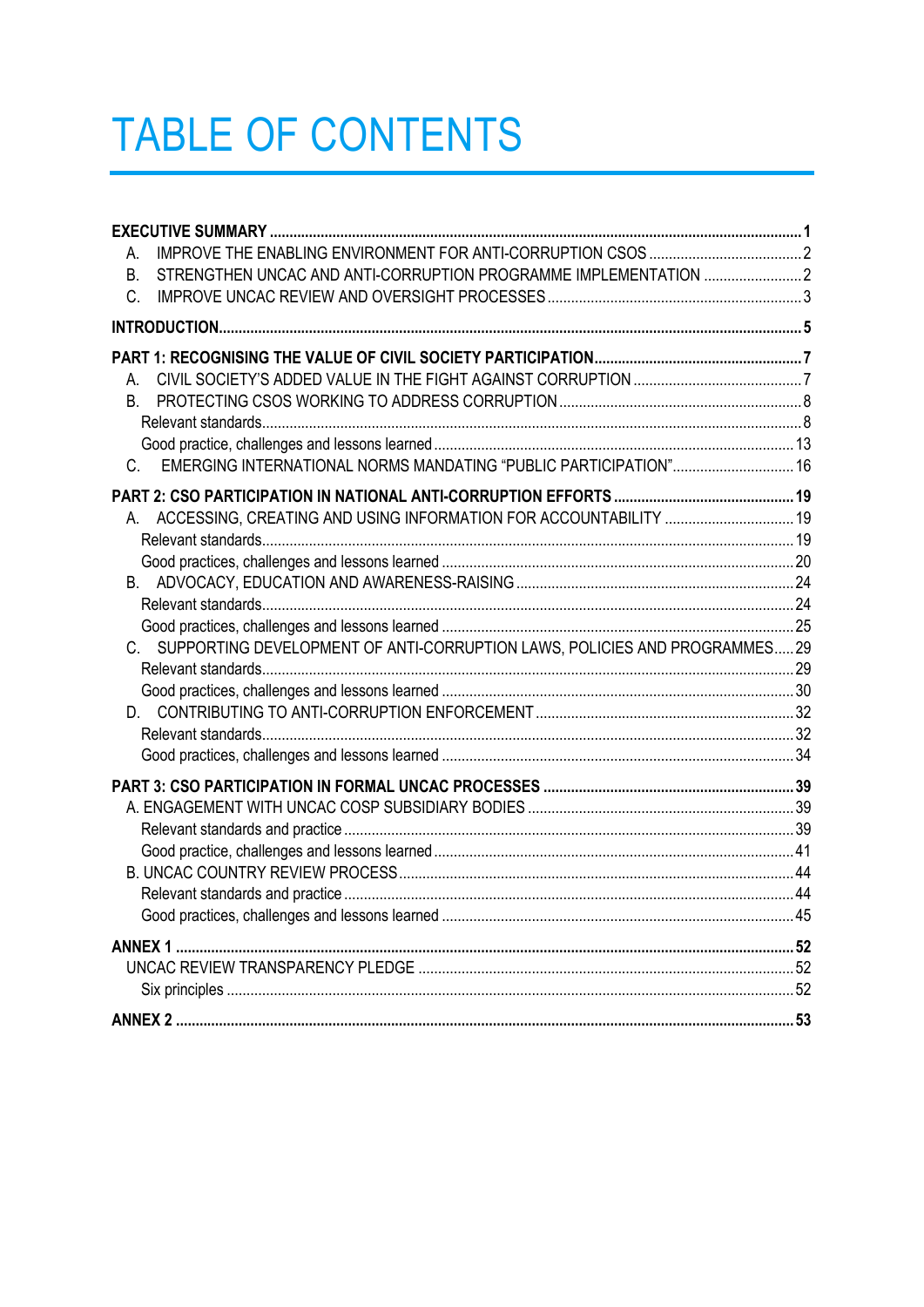# TABLE OF CONTENTS

**EXECUTIVE SUMMARY** ..... **1**

- A. IMPROVE THE ENABLING ENVIRONMENT FOR ANTI-CORRUPTION CSOS ..... 2
- B. STRENGTHEN UNCAC AND ANTI-CORRUPTION PROGRAMME IMPLEMENTATION ..... 2
- C. IMPROVE UNCAC REVIEW AND OVERSIGHT PROCESSES ..... 3

**INTRODUCTION** ..... **5**

**PART 1: RECOGNISING THE VALUE OF CIVIL SOCIETY PARTICIPATION** ..... **7**

- A. CIVIL SOCIETY'S ADDED VALUE IN THE FIGHT AGAINST CORRUPTION ..... 7
- B. PROTECTING CSOS WORKING TO ADDRESS CORRUPTION ..... 8
  - Relevant standards ..... 8
  - Good practice, challenges and lessons learned ..... 13
- C. EMERGING INTERNATIONAL NORMS MANDATING "PUBLIC PARTICIPATION" ..... 16

**PART 2: CSO PARTICIPATION IN NATIONAL ANTI-CORRUPTION EFFORTS** ..... **19**

- A. ACCESSING, CREATING AND USING INFORMATION FOR ACCOUNTABILITY ..... 19
  - Relevant standards ..... 19
  - Good practices, challenges and lessons learned ..... 20
- B. ADVOCACY, EDUCATION AND AWARENESS-RAISING ..... 24
  - Relevant standards ..... 24
  - Good practices, challenges and lessons learned ..... 25
- C. SUPPORTING DEVELOPMENT OF ANTI-CORRUPTION LAWS, POLICIES AND PROGRAMMES ..... 29
  - Relevant standards ..... 29
  - Good practices, challenges and lessons learned ..... 30
- D. CONTRIBUTING TO ANTI-CORRUPTION ENFORCEMENT ..... 32
  - Relevant standards ..... 32
  - Good practices, challenges and lessons learned ..... 34

**PART 3: CSO PARTICIPATION IN FORMAL UNCAC PROCESSES** ..... **39**

- A. ENGAGEMENT WITH UNCAC COSP SUBSIDIARY BODIES ..... 39
  - Relevant standards and practice ..... 39
  - Good practice, challenges and lessons learned ..... 41
- B. UNCAC COUNTRY REVIEW PROCESS ..... 44
  - Relevant standards and practice ..... 44
  - Good practices, challenges and lessons learned ..... 45

**ANNEX 1** ..... **52**

- UNCAC REVIEW TRANSPARENCY PLEDGE ..... 52
  - Six principles ..... 52

**ANNEX 2** ..... **53**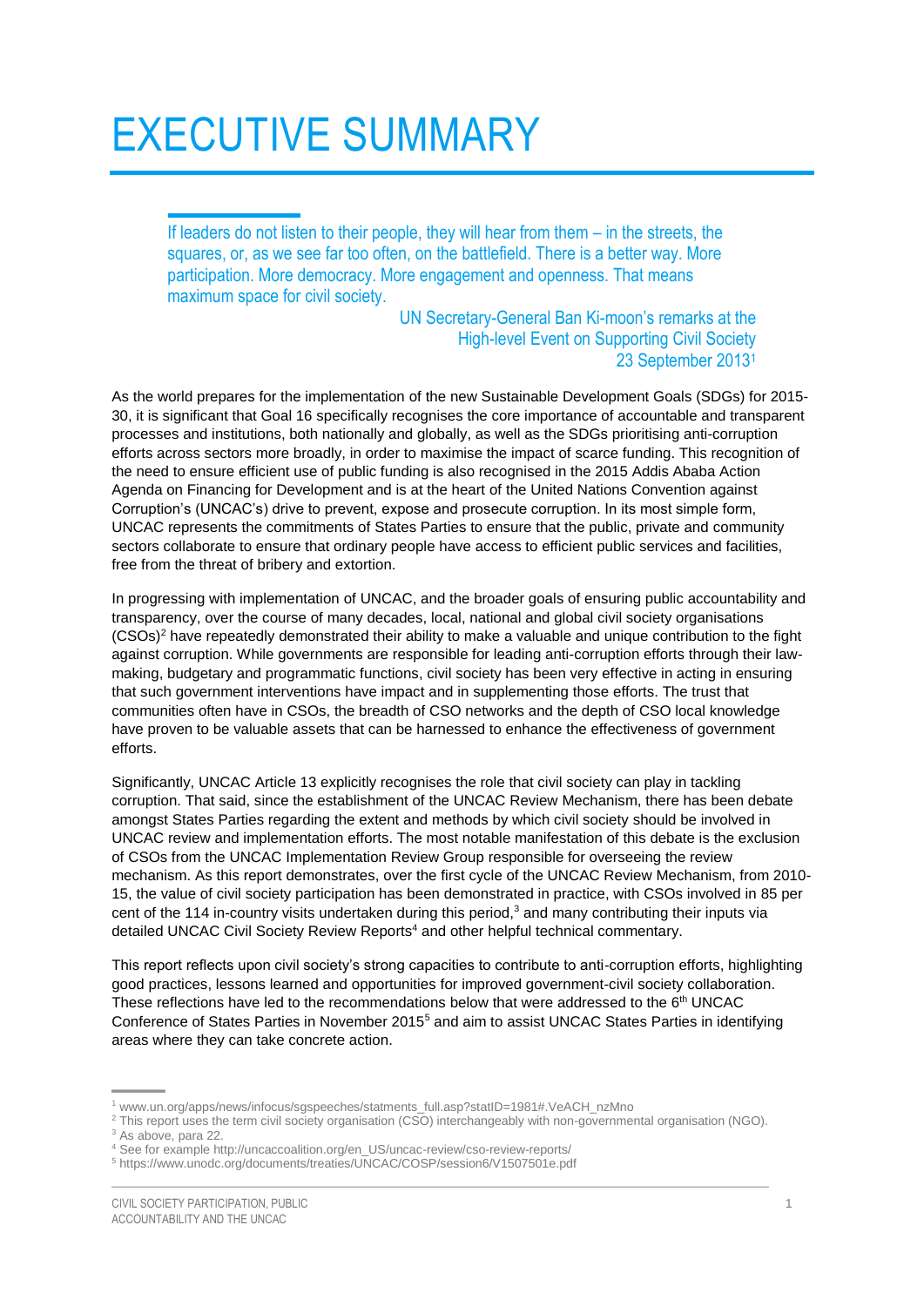# EXECUTIVE SUMMARY

> If leaders do not listen to their people, they will hear from them – in the streets, the squares, or, as we see far too often, on the battlefield. There is a better way. More participation. More democracy. More engagement and openness. That means maximum space for civil society.
>
> UN Secretary-General Ban Ki-moon's remarks at the High-level Event on Supporting Civil Society 23 September 2013[1]

As the world prepares for the implementation of the new Sustainable Development Goals (SDGs) for 2015-30, it is significant that Goal 16 specifically recognises the core importance of accountable and transparent processes and institutions, both nationally and globally, as well as the SDGs prioritising anti-corruption efforts across sectors more broadly, in order to maximise the impact of scarce funding. This recognition of the need to ensure efficient use of public funding is also recognised in the 2015 Addis Ababa Action Agenda on Financing for Development and is at the heart of the United Nations Convention against Corruption's (UNCAC's) drive to prevent, expose and prosecute corruption. In its most simple form, UNCAC represents the commitments of States Parties to ensure that the public, private and community sectors collaborate to ensure that ordinary people have access to efficient public services and facilities, free from the threat of bribery and extortion.

In progressing with implementation of UNCAC, and the broader goals of ensuring public accountability and transparency, over the course of many decades, local, national and global civil society organisations (CSOs)[2] have repeatedly demonstrated their ability to make a valuable and unique contribution to the fight against corruption. While governments are responsible for leading anti-corruption efforts through their law-making, budgetary and programmatic functions, civil society has been very effective in acting in ensuring that such government interventions have impact and in supplementing those efforts. The trust that communities often have in CSOs, the breadth of CSO networks and the depth of CSO local knowledge have proven to be valuable assets that can be harnessed to enhance the effectiveness of government efforts.

Significantly, UNCAC Article 13 explicitly recognises the role that civil society can play in tackling corruption. That said, since the establishment of the UNCAC Review Mechanism, there has been debate amongst States Parties regarding the extent and methods by which civil society should be involved in UNCAC review and implementation efforts. The most notable manifestation of this debate is the exclusion of CSOs from the UNCAC Implementation Review Group responsible for overseeing the review mechanism. As this report demonstrates, over the first cycle of the UNCAC Review Mechanism, from 2010-15, the value of civil society participation has been demonstrated in practice, with CSOs involved in 85 per cent of the 114 in-country visits undertaken during this period,[3] and many contributing their inputs via detailed UNCAC Civil Society Review Reports[4] and other helpful technical commentary.

This report reflects upon civil society's strong capacities to contribute to anti-corruption efforts, highlighting good practices, lessons learned and opportunities for improved government-civil society collaboration. These reflections have led to the recommendations below that were addressed to the 6th UNCAC Conference of States Parties in November 2015[5] and aim to assist UNCAC States Parties in identifying areas where they can take concrete action.

---

[1] www.un.org/apps/news/infocus/sgspeeches/statments_full.asp?statID=1981#.VeACH_nzMno

[2] This report uses the term civil society organisation (CSO) interchangeably with non-governmental organisation (NGO).

[3] As above, para 22.

[4] See for example http://uncaccoalition.org/en_US/uncac-review/cso-review-reports/

[5] https://www.unodc.org/documents/treaties/UNCAC/COSP/session6/V1507501e.pdf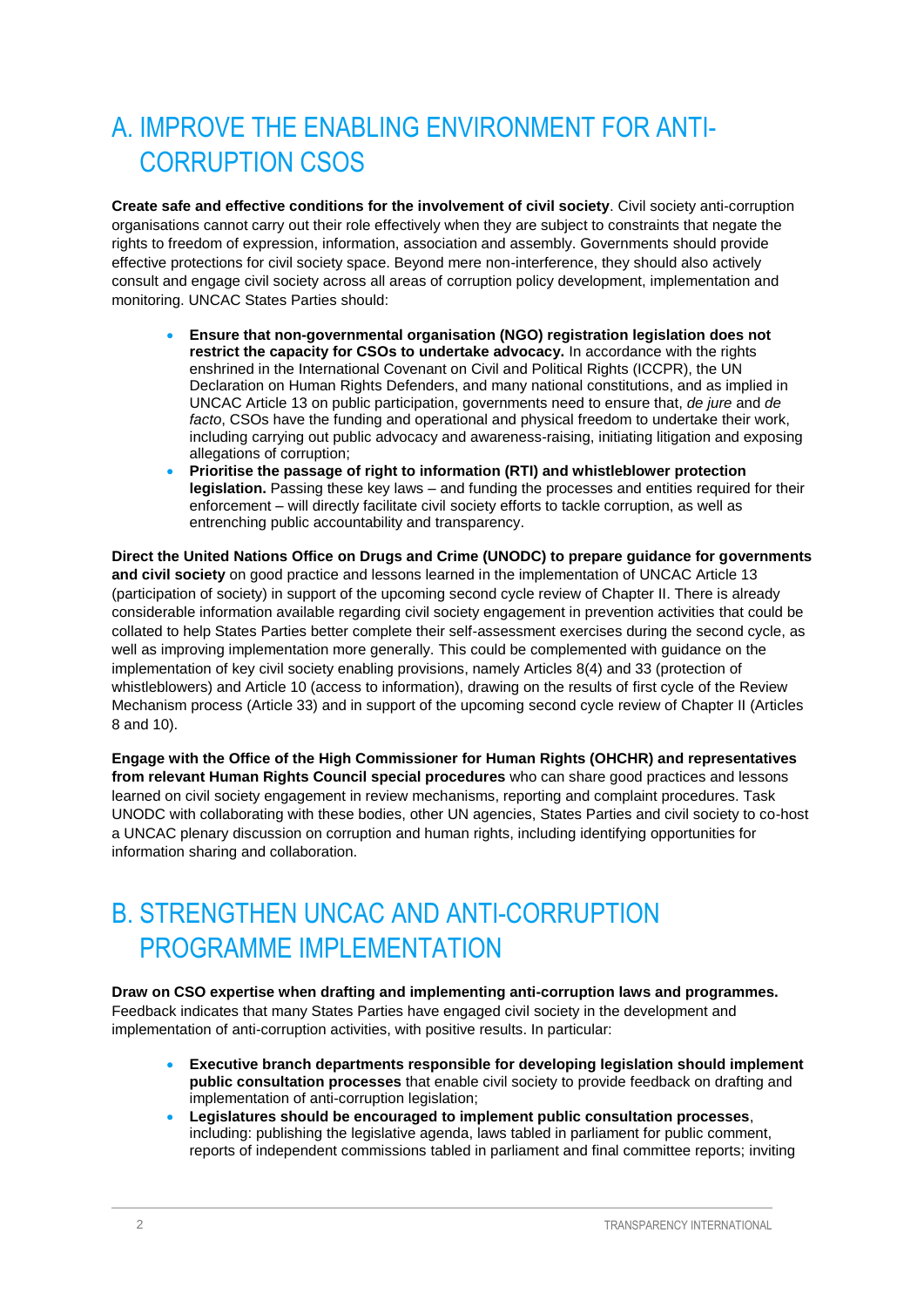# A. IMPROVE THE ENABLING ENVIRONMENT FOR ANTI-CORRUPTION CSOS

**Create safe and effective conditions for the involvement of civil society**. Civil society anti-corruption organisations cannot carry out their role effectively when they are subject to constraints that negate the rights to freedom of expression, information, association and assembly. Governments should provide effective protections for civil society space. Beyond mere non-interference, they should also actively consult and engage civil society across all areas of corruption policy development, implementation and monitoring. UNCAC States Parties should:

- **Ensure that non-governmental organisation (NGO) registration legislation does not restrict the capacity for CSOs to undertake advocacy.** In accordance with the rights enshrined in the International Covenant on Civil and Political Rights (ICCPR), the UN Declaration on Human Rights Defenders, and many national constitutions, and as implied in UNCAC Article 13 on public participation, governments need to ensure that, *de jure* and *de facto*, CSOs have the funding and operational and physical freedom to undertake their work, including carrying out public advocacy and awareness-raising, initiating litigation and exposing allegations of corruption;
- **Prioritise the passage of right to information (RTI) and whistleblower protection legislation.** Passing these key laws – and funding the processes and entities required for their enforcement – will directly facilitate civil society efforts to tackle corruption, as well as entrenching public accountability and transparency.

**Direct the United Nations Office on Drugs and Crime (UNODC) to prepare guidance for governments and civil society** on good practice and lessons learned in the implementation of UNCAC Article 13 (participation of society) in support of the upcoming second cycle review of Chapter II. There is already considerable information available regarding civil society engagement in prevention activities that could be collated to help States Parties better complete their self-assessment exercises during the second cycle, as well as improving implementation more generally. This could be complemented with guidance on the implementation of key civil society enabling provisions, namely Articles 8(4) and 33 (protection of whistleblowers) and Article 10 (access to information), drawing on the results of first cycle of the Review Mechanism process (Article 33) and in support of the upcoming second cycle review of Chapter II (Articles 8 and 10).

**Engage with the Office of the High Commissioner for Human Rights (OHCHR) and representatives from relevant Human Rights Council special procedures** who can share good practices and lessons learned on civil society engagement in review mechanisms, reporting and complaint procedures. Task UNODC with collaborating with these bodies, other UN agencies, States Parties and civil society to co-host a UNCAC plenary discussion on corruption and human rights, including identifying opportunities for information sharing and collaboration.

# B. STRENGTHEN UNCAC AND ANTI-CORRUPTION PROGRAMME IMPLEMENTATION

**Draw on CSO expertise when drafting and implementing anti-corruption laws and programmes.** Feedback indicates that many States Parties have engaged civil society in the development and implementation of anti-corruption activities, with positive results. In particular:

- **Executive branch departments responsible for developing legislation should implement public consultation processes** that enable civil society to provide feedback on drafting and implementation of anti-corruption legislation;
- **Legislatures should be encouraged to implement public consultation processes**, including: publishing the legislative agenda, laws tabled in parliament for public comment, reports of independent commissions tabled in parliament and final committee reports; inviting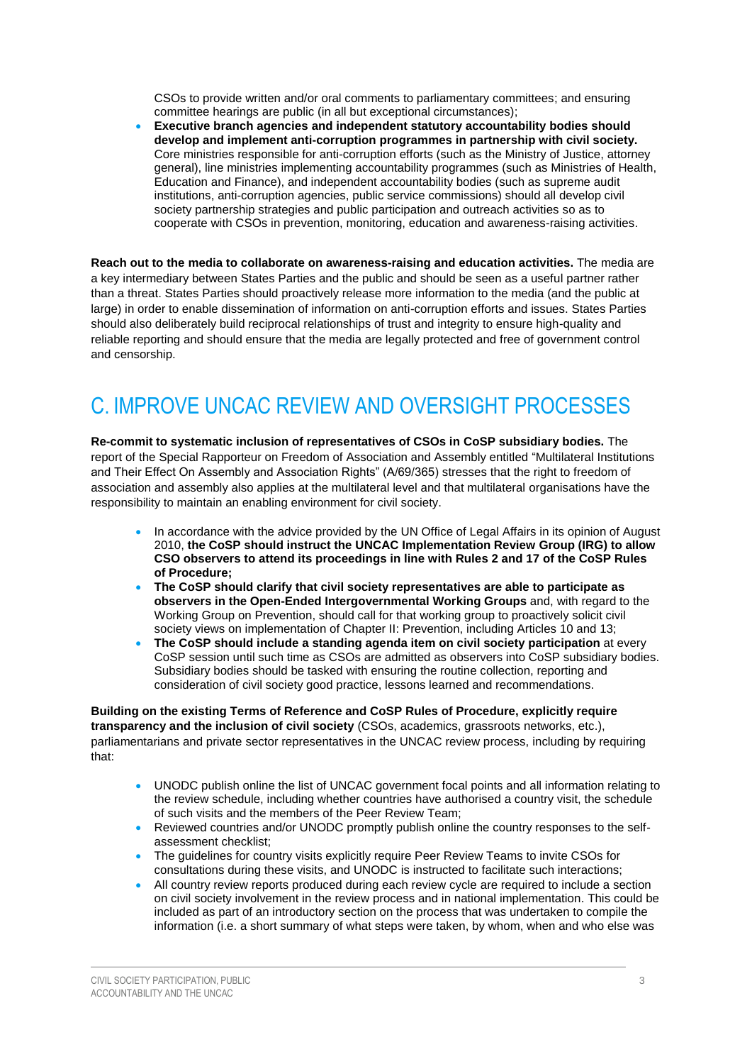CSOs to provide written and/or oral comments to parliamentary committees; and ensuring committee hearings are public (in all but exceptional circumstances);

- **Executive branch agencies and independent statutory accountability bodies should develop and implement anti-corruption programmes in partnership with civil society.** Core ministries responsible for anti-corruption efforts (such as the Ministry of Justice, attorney general), line ministries implementing accountability programmes (such as Ministries of Health, Education and Finance), and independent accountability bodies (such as supreme audit institutions, anti-corruption agencies, public service commissions) should all develop civil society partnership strategies and public participation and outreach activities so as to cooperate with CSOs in prevention, monitoring, education and awareness-raising activities.

**Reach out to the media to collaborate on awareness-raising and education activities.** The media are a key intermediary between States Parties and the public and should be seen as a useful partner rather than a threat. States Parties should proactively release more information to the media (and the public at large) in order to enable dissemination of information on anti-corruption efforts and issues. States Parties should also deliberately build reciprocal relationships of trust and integrity to ensure high-quality and reliable reporting and should ensure that the media are legally protected and free of government control and censorship.

# C. IMPROVE UNCAC REVIEW AND OVERSIGHT PROCESSES

**Re-commit to systematic inclusion of representatives of CSOs in CoSP subsidiary bodies.** The report of the Special Rapporteur on Freedom of Association and Assembly entitled "Multilateral Institutions and Their Effect On Assembly and Association Rights" (A/69/365) stresses that the right to freedom of association and assembly also applies at the multilateral level and that multilateral organisations have the responsibility to maintain an enabling environment for civil society.

- In accordance with the advice provided by the UN Office of Legal Affairs in its opinion of August 2010, **the CoSP should instruct the UNCAC Implementation Review Group (IRG) to allow CSO observers to attend its proceedings in line with Rules 2 and 17 of the CoSP Rules of Procedure;**
- **The CoSP should clarify that civil society representatives are able to participate as observers in the Open-Ended Intergovernmental Working Groups** and, with regard to the Working Group on Prevention, should call for that working group to proactively solicit civil society views on implementation of Chapter II: Prevention, including Articles 10 and 13;
- **The CoSP should include a standing agenda item on civil society participation** at every CoSP session until such time as CSOs are admitted as observers into CoSP subsidiary bodies. Subsidiary bodies should be tasked with ensuring the routine collection, reporting and consideration of civil society good practice, lessons learned and recommendations.

**Building on the existing Terms of Reference and CoSP Rules of Procedure, explicitly require transparency and the inclusion of civil society** (CSOs, academics, grassroots networks, etc.), parliamentarians and private sector representatives in the UNCAC review process, including by requiring that:

- UNODC publish online the list of UNCAC government focal points and all information relating to the review schedule, including whether countries have authorised a country visit, the schedule of such visits and the members of the Peer Review Team;
- Reviewed countries and/or UNODC promptly publish online the country responses to the self-assessment checklist;
- The guidelines for country visits explicitly require Peer Review Teams to invite CSOs for consultations during these visits, and UNODC is instructed to facilitate such interactions;
- All country review reports produced during each review cycle are required to include a section on civil society involvement in the review process and in national implementation. This could be included as part of an introductory section on the process that was undertaken to compile the information (i.e. a short summary of what steps were taken, by whom, when and who else was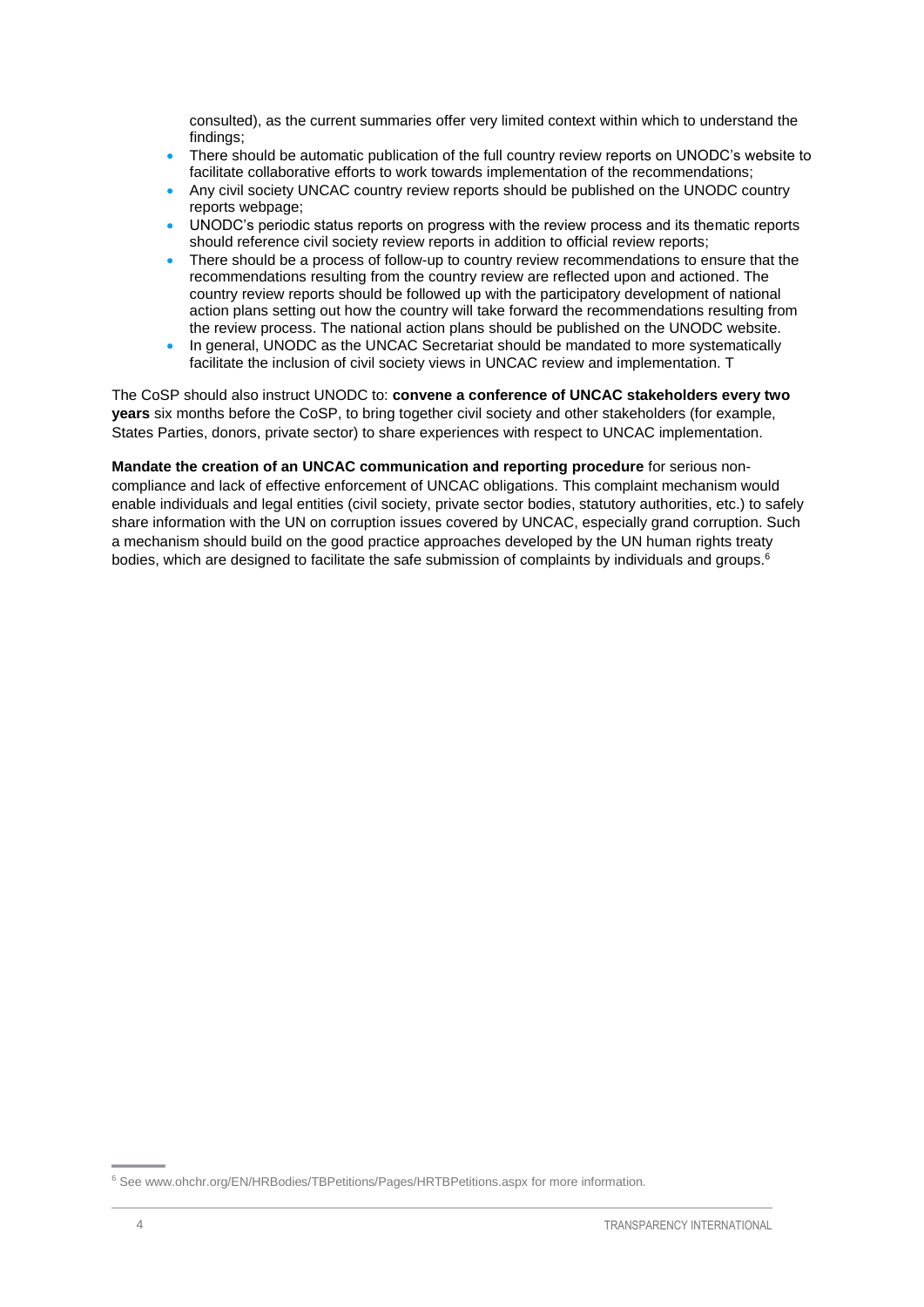consulted), as the current summaries offer very limited context within which to understand the findings;

- There should be automatic publication of the full country review reports on UNODC's website to facilitate collaborative efforts to work towards implementation of the recommendations;
- Any civil society UNCAC country review reports should be published on the UNODC country reports webpage;
- UNODC's periodic status reports on progress with the review process and its thematic reports should reference civil society review reports in addition to official review reports;
- There should be a process of follow-up to country review recommendations to ensure that the recommendations resulting from the country review are reflected upon and actioned. The country review reports should be followed up with the participatory development of national action plans setting out how the country will take forward the recommendations resulting from the review process. The national action plans should be published on the UNODC website.
- In general, UNODC as the UNCAC Secretariat should be mandated to more systematically facilitate the inclusion of civil society views in UNCAC review and implementation. T

The CoSP should also instruct UNODC to: **convene a conference of UNCAC stakeholders every two years** six months before the CoSP, to bring together civil society and other stakeholders (for example, States Parties, donors, private sector) to share experiences with respect to UNCAC implementation.

**Mandate the creation of an UNCAC communication and reporting procedure** for serious non-compliance and lack of effective enforcement of UNCAC obligations. This complaint mechanism would enable individuals and legal entities (civil society, private sector bodies, statutory authorities, etc.) to safely share information with the UN on corruption issues covered by UNCAC, especially grand corruption. Such a mechanism should build on the good practice approaches developed by the UN human rights treaty bodies, which are designed to facilitate the safe submission of complaints by individuals and groups.[6]

[6] See www.ohchr.org/EN/HRBodies/TBPetitions/Pages/HRTBPetitions.aspx for more information.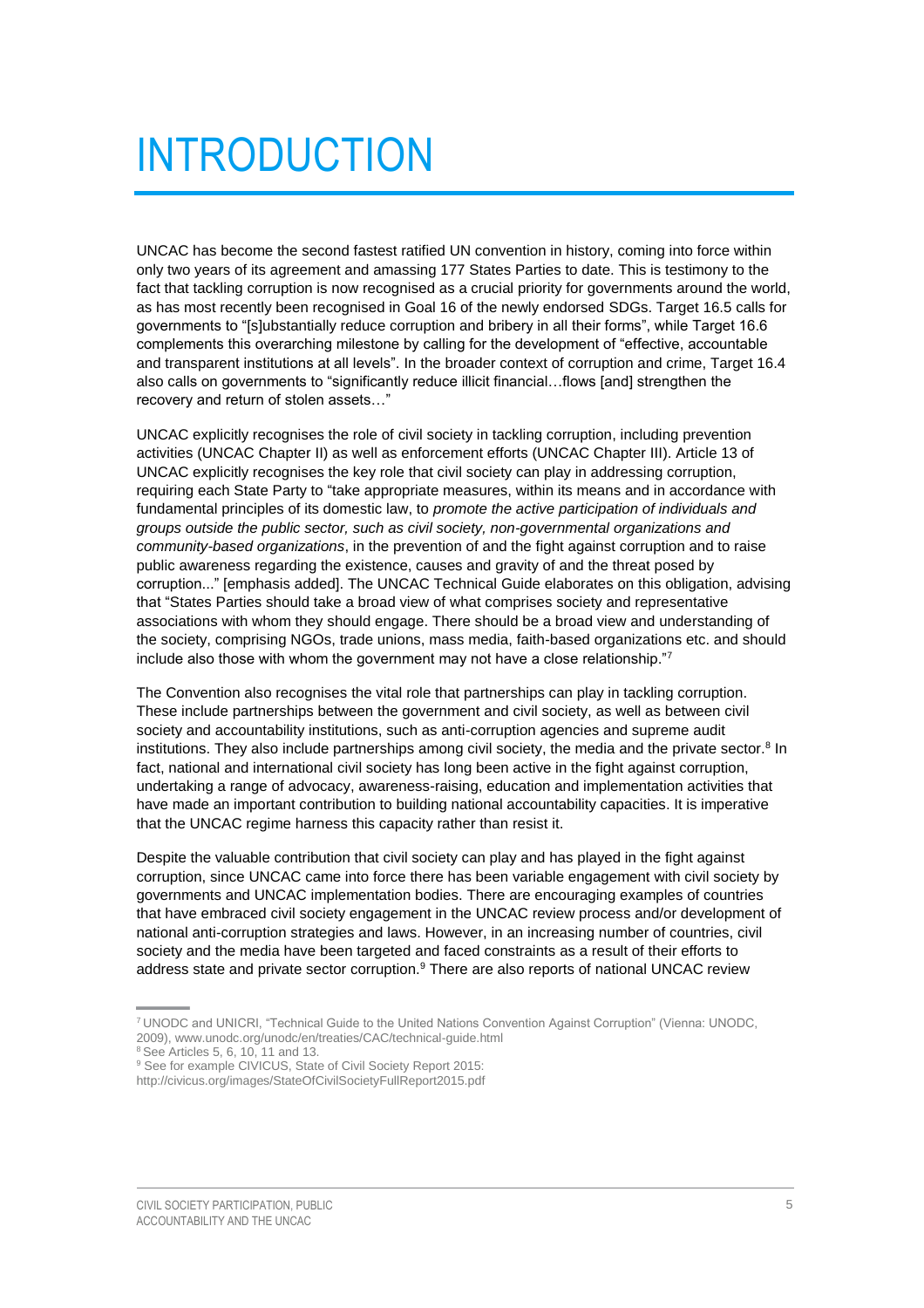# INTRODUCTION

UNCAC has become the second fastest ratified UN convention in history, coming into force within only two years of its agreement and amassing 177 States Parties to date. This is testimony to the fact that tackling corruption is now recognised as a crucial priority for governments around the world, as has most recently been recognised in Goal 16 of the newly endorsed SDGs. Target 16.5 calls for governments to "[s]ubstantially reduce corruption and bribery in all their forms", while Target 16.6 complements this overarching milestone by calling for the development of "effective, accountable and transparent institutions at all levels". In the broader context of corruption and crime, Target 16.4 also calls on governments to "significantly reduce illicit financial…flows [and] strengthen the recovery and return of stolen assets…"

UNCAC explicitly recognises the role of civil society in tackling corruption, including prevention activities (UNCAC Chapter II) as well as enforcement efforts (UNCAC Chapter III). Article 13 of UNCAC explicitly recognises the key role that civil society can play in addressing corruption, requiring each State Party to "take appropriate measures, within its means and in accordance with fundamental principles of its domestic law, to *promote the active participation of individuals and groups outside the public sector, such as civil society, non-governmental organizations and community-based organizations*, in the prevention of and the fight against corruption and to raise public awareness regarding the existence, causes and gravity of and the threat posed by corruption..." [emphasis added]. The UNCAC Technical Guide elaborates on this obligation, advising that "States Parties should take a broad view of what comprises society and representative associations with whom they should engage. There should be a broad view and understanding of the society, comprising NGOs, trade unions, mass media, faith-based organizations etc. and should include also those with whom the government may not have a close relationship."[7]

The Convention also recognises the vital role that partnerships can play in tackling corruption. These include partnerships between the government and civil society, as well as between civil society and accountability institutions, such as anti-corruption agencies and supreme audit institutions. They also include partnerships among civil society, the media and the private sector.[8] In fact, national and international civil society has long been active in the fight against corruption, undertaking a range of advocacy, awareness-raising, education and implementation activities that have made an important contribution to building national accountability capacities. It is imperative that the UNCAC regime harness this capacity rather than resist it.

Despite the valuable contribution that civil society can play and has played in the fight against corruption, since UNCAC came into force there has been variable engagement with civil society by governments and UNCAC implementation bodies. There are encouraging examples of countries that have embraced civil society engagement in the UNCAC review process and/or development of national anti-corruption strategies and laws. However, in an increasing number of countries, civil society and the media have been targeted and faced constraints as a result of their efforts to address state and private sector corruption.[9] There are also reports of national UNCAC review

---

[7] UNODC and UNICRI, "Technical Guide to the United Nations Convention Against Corruption" (Vienna: UNODC, 2009), www.unodc.org/unodc/en/treaties/CAC/technical-guide.html

[8] See Articles 5, 6, 10, 11 and 13.

[9] See for example CIVICUS, State of Civil Society Report 2015: http://civicus.org/images/StateOfCivilSocietyFullReport2015.pdf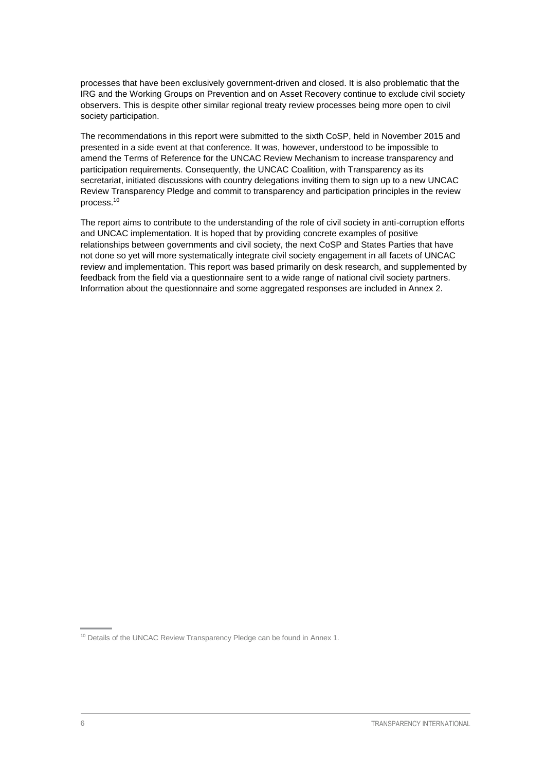processes that have been exclusively government-driven and closed. It is also problematic that the IRG and the Working Groups on Prevention and on Asset Recovery continue to exclude civil society observers. This is despite other similar regional treaty review processes being more open to civil society participation.

The recommendations in this report were submitted to the sixth CoSP, held in November 2015 and presented in a side event at that conference. It was, however, understood to be impossible to amend the Terms of Reference for the UNCAC Review Mechanism to increase transparency and participation requirements. Consequently, the UNCAC Coalition, with Transparency as its secretariat, initiated discussions with country delegations inviting them to sign up to a new UNCAC Review Transparency Pledge and commit to transparency and participation principles in the review process.[10]

The report aims to contribute to the understanding of the role of civil society in anti-corruption efforts and UNCAC implementation. It is hoped that by providing concrete examples of positive relationships between governments and civil society, the next CoSP and States Parties that have not done so yet will more systematically integrate civil society engagement in all facets of UNCAC review and implementation. This report was based primarily on desk research, and supplemented by feedback from the field via a questionnaire sent to a wide range of national civil society partners. Information about the questionnaire and some aggregated responses are included in Annex 2.

[10] Details of the UNCAC Review Transparency Pledge can be found in Annex 1.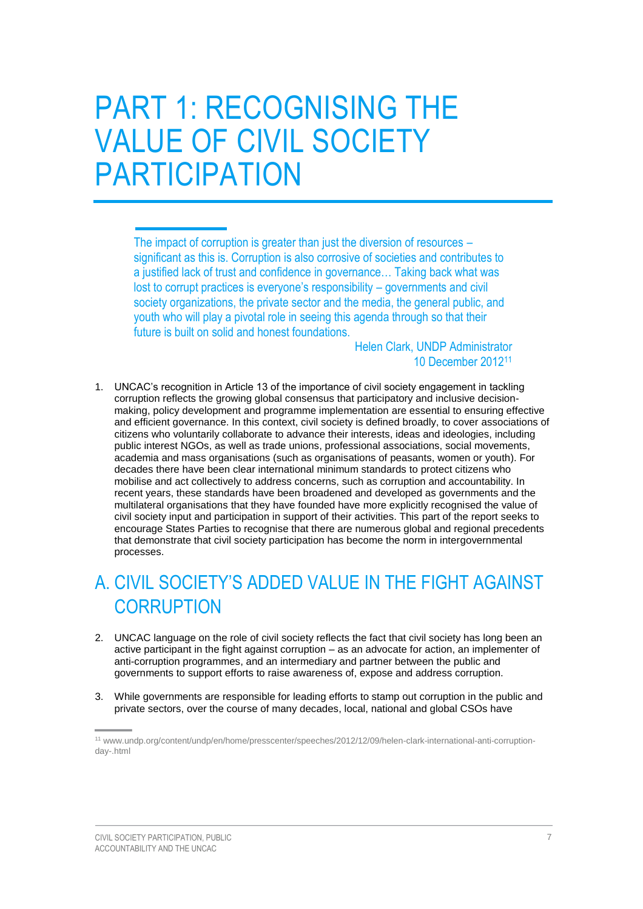# PART 1: RECOGNISING THE VALUE OF CIVIL SOCIETY PARTICIPATION

> The impact of corruption is greater than just the diversion of resources – significant as this is. Corruption is also corrosive of societies and contributes to a justified lack of trust and confidence in governance… Taking back what was lost to corrupt practices is everyone's responsibility – governments and civil society organizations, the private sector and the media, the general public, and youth who will play a pivotal role in seeing this agenda through so that their future is built on solid and honest foundations.
>
> Helen Clark, UNDP Administrator
> 10 December 2012[11]

1. UNCAC's recognition in Article 13 of the importance of civil society engagement in tackling corruption reflects the growing global consensus that participatory and inclusive decision-making, policy development and programme implementation are essential to ensuring effective and efficient governance. In this context, civil society is defined broadly, to cover associations of citizens who voluntarily collaborate to advance their interests, ideas and ideologies, including public interest NGOs, as well as trade unions, professional associations, social movements, academia and mass organisations (such as organisations of peasants, women or youth). For decades there have been clear international minimum standards to protect citizens who mobilise and act collectively to address concerns, such as corruption and accountability. In recent years, these standards have been broadened and developed as governments and the multilateral organisations that they have founded have more explicitly recognised the value of civil society input and participation in support of their activities. This part of the report seeks to encourage States Parties to recognise that there are numerous global and regional precedents that demonstrate that civil society participation has become the norm in intergovernmental processes.

## A. CIVIL SOCIETY'S ADDED VALUE IN THE FIGHT AGAINST CORRUPTION

2. UNCAC language on the role of civil society reflects the fact that civil society has long been an active participant in the fight against corruption – as an advocate for action, an implementer of anti-corruption programmes, and an intermediary and partner between the public and governments to support efforts to raise awareness of, expose and address corruption.

3. While governments are responsible for leading efforts to stamp out corruption in the public and private sectors, over the course of many decades, local, national and global CSOs have

[11] www.undp.org/content/undp/en/home/presscenter/speeches/2012/12/09/helen-clark-international-anti-corruption-day-.html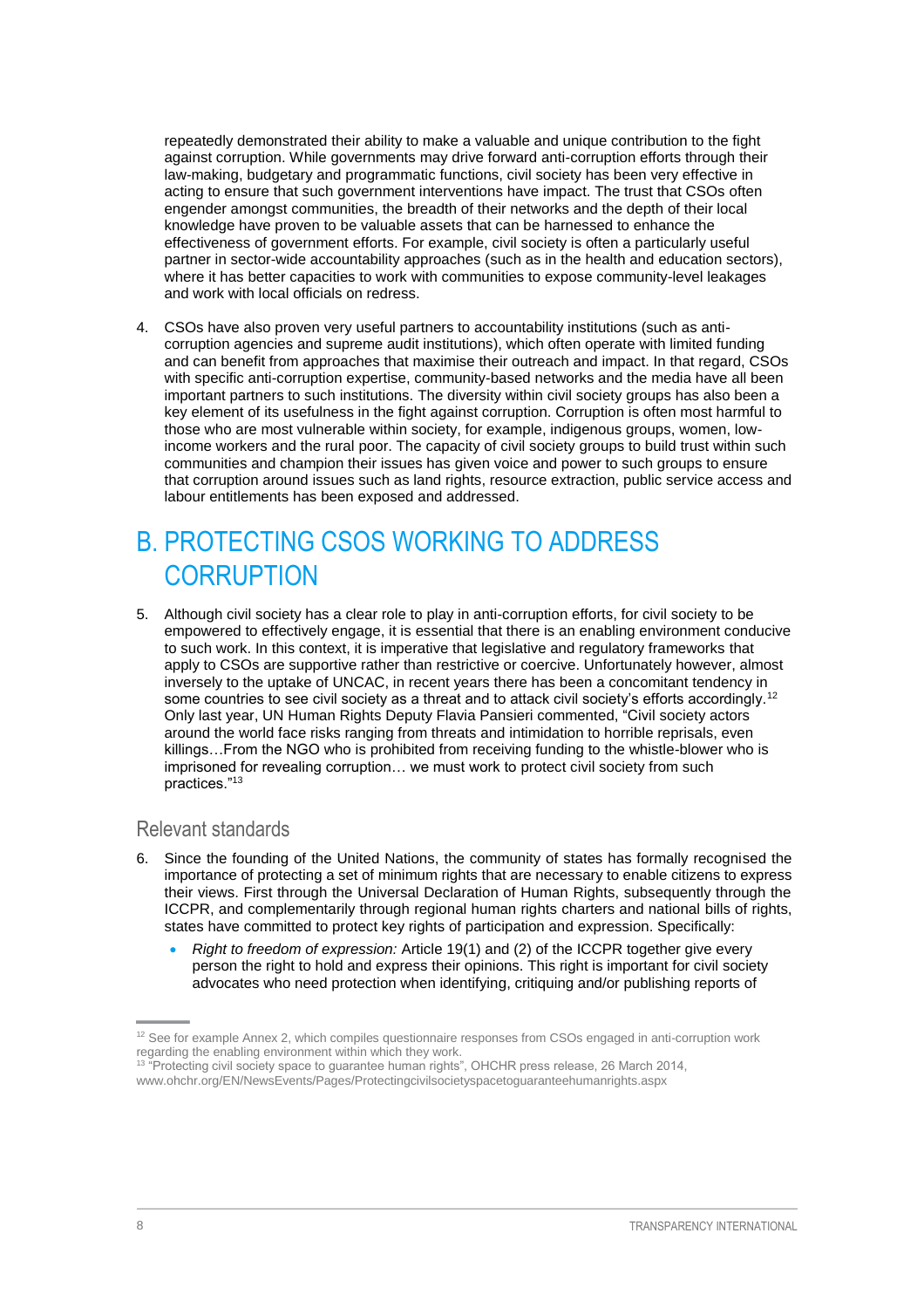repeatedly demonstrated their ability to make a valuable and unique contribution to the fight against corruption. While governments may drive forward anti-corruption efforts through their law-making, budgetary and programmatic functions, civil society has been very effective in acting to ensure that such government interventions have impact. The trust that CSOs often engender amongst communities, the breadth of their networks and the depth of their local knowledge have proven to be valuable assets that can be harnessed to enhance the effectiveness of government efforts. For example, civil society is often a particularly useful partner in sector-wide accountability approaches (such as in the health and education sectors), where it has better capacities to work with communities to expose community-level leakages and work with local officials on redress.

4. CSOs have also proven very useful partners to accountability institutions (such as anti-corruption agencies and supreme audit institutions), which often operate with limited funding and can benefit from approaches that maximise their outreach and impact. In that regard, CSOs with specific anti-corruption expertise, community-based networks and the media have all been important partners to such institutions. The diversity within civil society groups has also been a key element of its usefulness in the fight against corruption. Corruption is often most harmful to those who are most vulnerable within society, for example, indigenous groups, women, low-income workers and the rural poor. The capacity of civil society groups to build trust within such communities and champion their issues has given voice and power to such groups to ensure that corruption around issues such as land rights, resource extraction, public service access and labour entitlements has been exposed and addressed.

# B. PROTECTING CSOS WORKING TO ADDRESS CORRUPTION

5. Although civil society has a clear role to play in anti-corruption efforts, for civil society to be empowered to effectively engage, it is essential that there is an enabling environment conducive to such work. In this context, it is imperative that legislative and regulatory frameworks that apply to CSOs are supportive rather than restrictive or coercive. Unfortunately however, almost inversely to the uptake of UNCAC, in recent years there has been a concomitant tendency in some countries to see civil society as a threat and to attack civil society's efforts accordingly.[12] Only last year, UN Human Rights Deputy Flavia Pansieri commented, "Civil society actors around the world face risks ranging from threats and intimidation to horrible reprisals, even killings…From the NGO who is prohibited from receiving funding to the whistle-blower who is imprisoned for revealing corruption… we must work to protect civil society from such practices."[13]

## Relevant standards

6. Since the founding of the United Nations, the community of states has formally recognised the importance of protecting a set of minimum rights that are necessary to enable citizens to express their views. First through the Universal Declaration of Human Rights, subsequently through the ICCPR, and complementarily through regional human rights charters and national bills of rights, states have committed to protect key rights of participation and expression. Specifically:

   - *Right to freedom of expression:* Article 19(1) and (2) of the ICCPR together give every person the right to hold and express their opinions. This right is important for civil society advocates who need protection when identifying, critiquing and/or publishing reports of

[12] See for example Annex 2, which compiles questionnaire responses from CSOs engaged in anti-corruption work regarding the enabling environment within which they work.

[13] "Protecting civil society space to guarantee human rights", OHCHR press release, 26 March 2014, www.ohchr.org/EN/NewsEvents/Pages/Protectingcivilsocietyspacetoguaranteehumanrights.aspx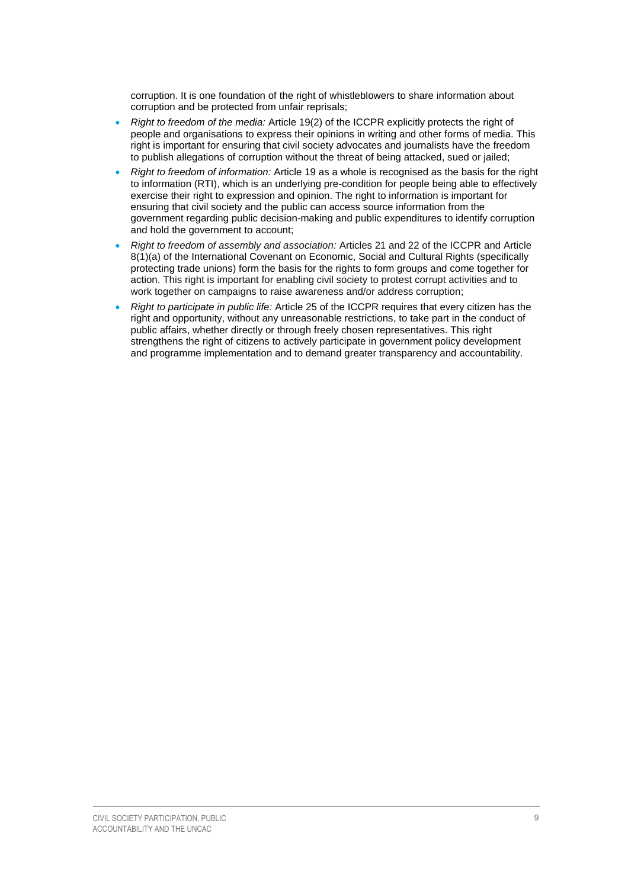corruption. It is one foundation of the right of whistleblowers to share information about corruption and be protected from unfair reprisals;

- *Right to freedom of the media:* Article 19(2) of the ICCPR explicitly protects the right of people and organisations to express their opinions in writing and other forms of media. This right is important for ensuring that civil society advocates and journalists have the freedom to publish allegations of corruption without the threat of being attacked, sued or jailed;
- *Right to freedom of information:* Article 19 as a whole is recognised as the basis for the right to information (RTI), which is an underlying pre-condition for people being able to effectively exercise their right to expression and opinion. The right to information is important for ensuring that civil society and the public can access source information from the government regarding public decision-making and public expenditures to identify corruption and hold the government to account;
- *Right to freedom of assembly and association:* Articles 21 and 22 of the ICCPR and Article 8(1)(a) of the International Covenant on Economic, Social and Cultural Rights (specifically protecting trade unions) form the basis for the rights to form groups and come together for action. This right is important for enabling civil society to protest corrupt activities and to work together on campaigns to raise awareness and/or address corruption;
- *Right to participate in public life:* Article 25 of the ICCPR requires that every citizen has the right and opportunity, without any unreasonable restrictions, to take part in the conduct of public affairs, whether directly or through freely chosen representatives. This right strengthens the right of citizens to actively participate in government policy development and programme implementation and to demand greater transparency and accountability.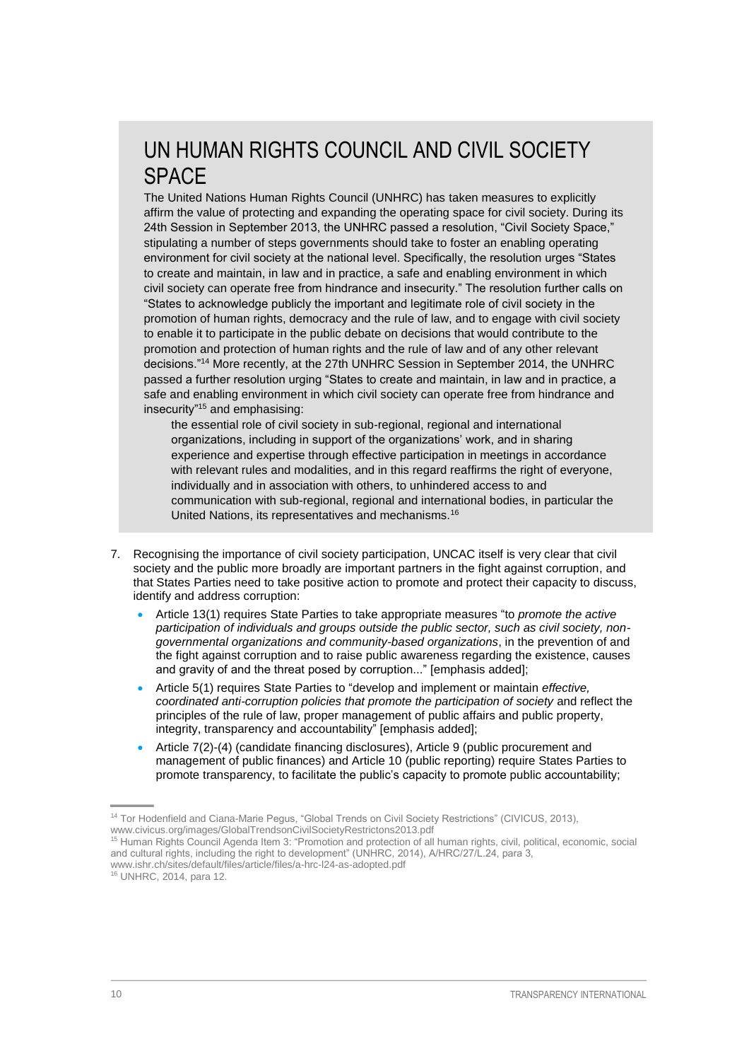## UN HUMAN RIGHTS COUNCIL AND CIVIL SOCIETY SPACE

The United Nations Human Rights Council (UNHRC) has taken measures to explicitly affirm the value of protecting and expanding the operating space for civil society. During its 24th Session in September 2013, the UNHRC passed a resolution, "Civil Society Space," stipulating a number of steps governments should take to foster an enabling operating environment for civil society at the national level. Specifically, the resolution urges "States to create and maintain, in law and in practice, a safe and enabling environment in which civil society can operate free from hindrance and insecurity." The resolution further calls on "States to acknowledge publicly the important and legitimate role of civil society in the promotion of human rights, democracy and the rule of law, and to engage with civil society to enable it to participate in the public debate on decisions that would contribute to the promotion and protection of human rights and the rule of law and of any other relevant decisions."[14] More recently, at the 27th UNHRC Session in September 2014, the UNHRC passed a further resolution urging "States to create and maintain, in law and in practice, a safe and enabling environment in which civil society can operate free from hindrance and insecurity"[15] and emphasising:

> the essential role of civil society in sub-regional, regional and international organizations, including in support of the organizations' work, and in sharing experience and expertise through effective participation in meetings in accordance with relevant rules and modalities, and in this regard reaffirms the right of everyone, individually and in association with others, to unhindered access to and communication with sub-regional, regional and international bodies, in particular the United Nations, its representatives and mechanisms.[16]

7. Recognising the importance of civil society participation, UNCAC itself is very clear that civil society and the public more broadly are important partners in the fight against corruption, and that States Parties need to take positive action to promote and protect their capacity to discuss, identify and address corruption:
   - Article 13(1) requires State Parties to take appropriate measures "to *promote the active participation of individuals and groups outside the public sector, such as civil society, non-governmental organizations and community-based organizations*, in the prevention of and the fight against corruption and to raise public awareness regarding the existence, causes and gravity of and the threat posed by corruption..." [emphasis added];
   - Article 5(1) requires State Parties to "develop and implement or maintain *effective, coordinated anti-corruption policies that promote the participation of society* and reflect the principles of the rule of law, proper management of public affairs and public property, integrity, transparency and accountability" [emphasis added];
   - Article 7(2)-(4) (candidate financing disclosures), Article 9 (public procurement and management of public finances) and Article 10 (public reporting) require States Parties to promote transparency, to facilitate the public's capacity to promote public accountability;

---

[14] Tor Hodenfield and Ciana-Marie Pegus, "Global Trends on Civil Society Restrictions" (CIVICUS, 2013), www.civicus.org/images/GlobalTrendsonCivilSocietyRestrictons2013.pdf

[15] Human Rights Council Agenda Item 3: "Promotion and protection of all human rights, civil, political, economic, social and cultural rights, including the right to development" (UNHRC, 2014), A/HRC/27/L.24, para 3, www.ishr.ch/sites/default/files/article/files/a-hrc-l24-as-adopted.pdf

[16] UNHRC, 2014, para 12.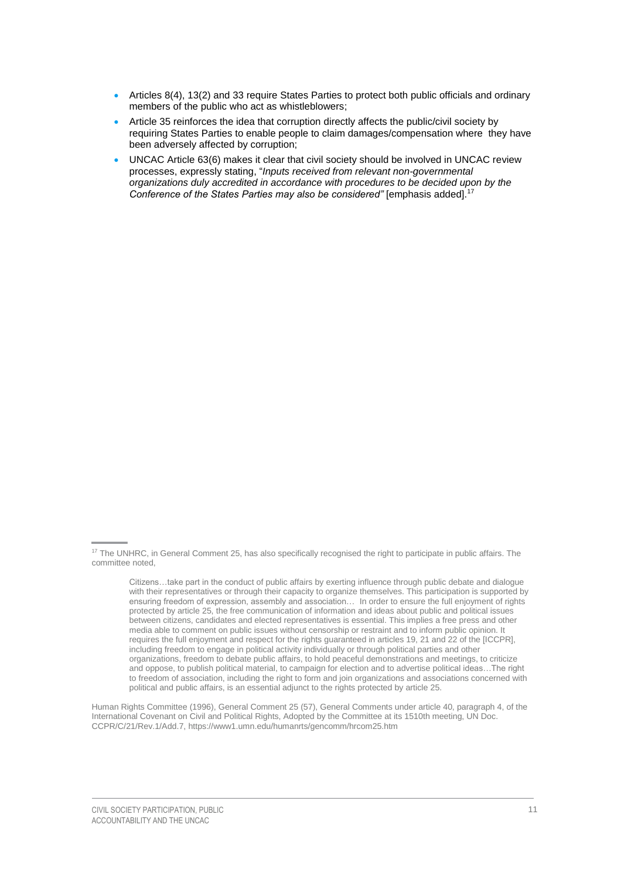- Articles 8(4), 13(2) and 33 require States Parties to protect both public officials and ordinary members of the public who act as whistleblowers;
- Article 35 reinforces the idea that corruption directly affects the public/civil society by requiring States Parties to enable people to claim damages/compensation where they have been adversely affected by corruption;
- UNCAC Article 63(6) makes it clear that civil society should be involved in UNCAC review processes, expressly stating, "*Inputs received from relevant non-governmental organizations duly accredited in accordance with procedures to be decided upon by the Conference of the States Parties may also be considered"* [emphasis added].[17]

---

[17] The UNHRC, in General Comment 25, has also specifically recognised the right to participate in public affairs. The committee noted,

> Citizens…take part in the conduct of public affairs by exerting influence through public debate and dialogue with their representatives or through their capacity to organize themselves. This participation is supported by ensuring freedom of expression, assembly and association… In order to ensure the full enjoyment of rights protected by article 25, the free communication of information and ideas about public and political issues between citizens, candidates and elected representatives is essential. This implies a free press and other media able to comment on public issues without censorship or restraint and to inform public opinion. It requires the full enjoyment and respect for the rights guaranteed in articles 19, 21 and 22 of the [ICCPR], including freedom to engage in political activity individually or through political parties and other organizations, freedom to debate public affairs, to hold peaceful demonstrations and meetings, to criticize and oppose, to publish political material, to campaign for election and to advertise political ideas…The right to freedom of association, including the right to form and join organizations and associations concerned with political and public affairs, is an essential adjunct to the rights protected by article 25.

Human Rights Committee (1996), General Comment 25 (57), General Comments under article 40, paragraph 4, of the International Covenant on Civil and Political Rights, Adopted by the Committee at its 1510th meeting, UN Doc. CCPR/C/21/Rev.1/Add.7, https://www1.umn.edu/humanrts/gencomm/hrcom25.htm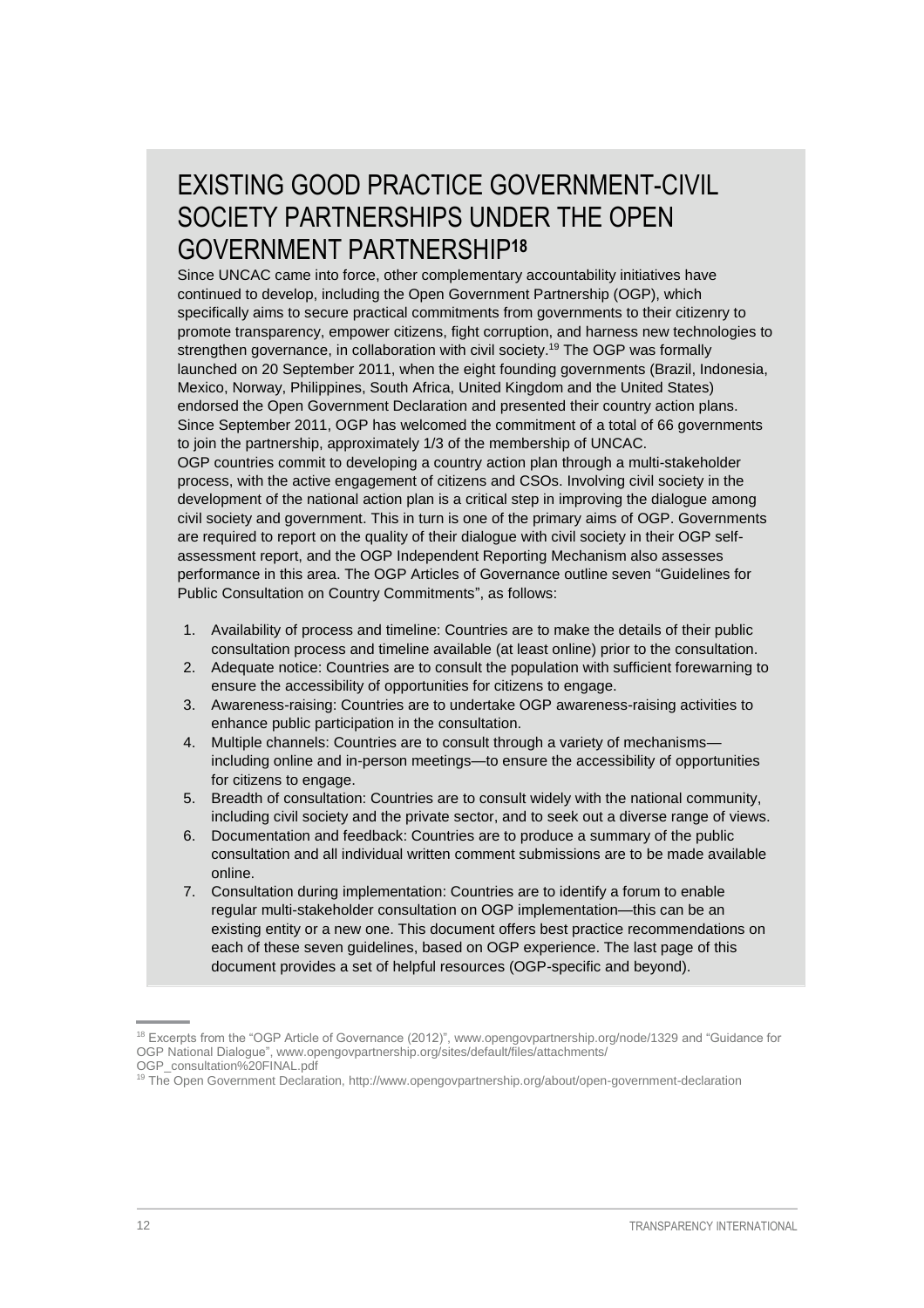## EXISTING GOOD PRACTICE GOVERNMENT-CIVIL SOCIETY PARTNERSHIPS UNDER THE OPEN GOVERNMENT PARTNERSHIP[18]

Since UNCAC came into force, other complementary accountability initiatives have continued to develop, including the Open Government Partnership (OGP), which specifically aims to secure practical commitments from governments to their citizenry to promote transparency, empower citizens, fight corruption, and harness new technologies to strengthen governance, in collaboration with civil society.[19] The OGP was formally launched on 20 September 2011, when the eight founding governments (Brazil, Indonesia, Mexico, Norway, Philippines, South Africa, United Kingdom and the United States) endorsed the Open Government Declaration and presented their country action plans. Since September 2011, OGP has welcomed the commitment of a total of 66 governments to join the partnership, approximately 1/3 of the membership of UNCAC.

OGP countries commit to developing a country action plan through a multi-stakeholder process, with the active engagement of citizens and CSOs. Involving civil society in the development of the national action plan is a critical step in improving the dialogue among civil society and government. This in turn is one of the primary aims of OGP. Governments are required to report on the quality of their dialogue with civil society in their OGP self-assessment report, and the OGP Independent Reporting Mechanism also assesses performance in this area. The OGP Articles of Governance outline seven "Guidelines for Public Consultation on Country Commitments", as follows:

1. Availability of process and timeline: Countries are to make the details of their public consultation process and timeline available (at least online) prior to the consultation.
2. Adequate notice: Countries are to consult the population with sufficient forewarning to ensure the accessibility of opportunities for citizens to engage.
3. Awareness-raising: Countries are to undertake OGP awareness-raising activities to enhance public participation in the consultation.
4. Multiple channels: Countries are to consult through a variety of mechanisms—including online and in-person meetings—to ensure the accessibility of opportunities for citizens to engage.
5. Breadth of consultation: Countries are to consult widely with the national community, including civil society and the private sector, and to seek out a diverse range of views.
6. Documentation and feedback: Countries are to produce a summary of the public consultation and all individual written comment submissions are to be made available online.
7. Consultation during implementation: Countries are to identify a forum to enable regular multi-stakeholder consultation on OGP implementation—this can be an existing entity or a new one. This document offers best practice recommendations on each of these seven guidelines, based on OGP experience. The last page of this document provides a set of helpful resources (OGP-specific and beyond).

---

[18] Excerpts from the "OGP Article of Governance (2012)", www.opengovpartnership.org/node/1329 and "Guidance for OGP National Dialogue", www.opengovpartnership.org/sites/default/files/attachments/OGP_consultation%20FINAL.pdf

[19] The Open Government Declaration, http://www.opengovpartnership.org/about/open-government-declaration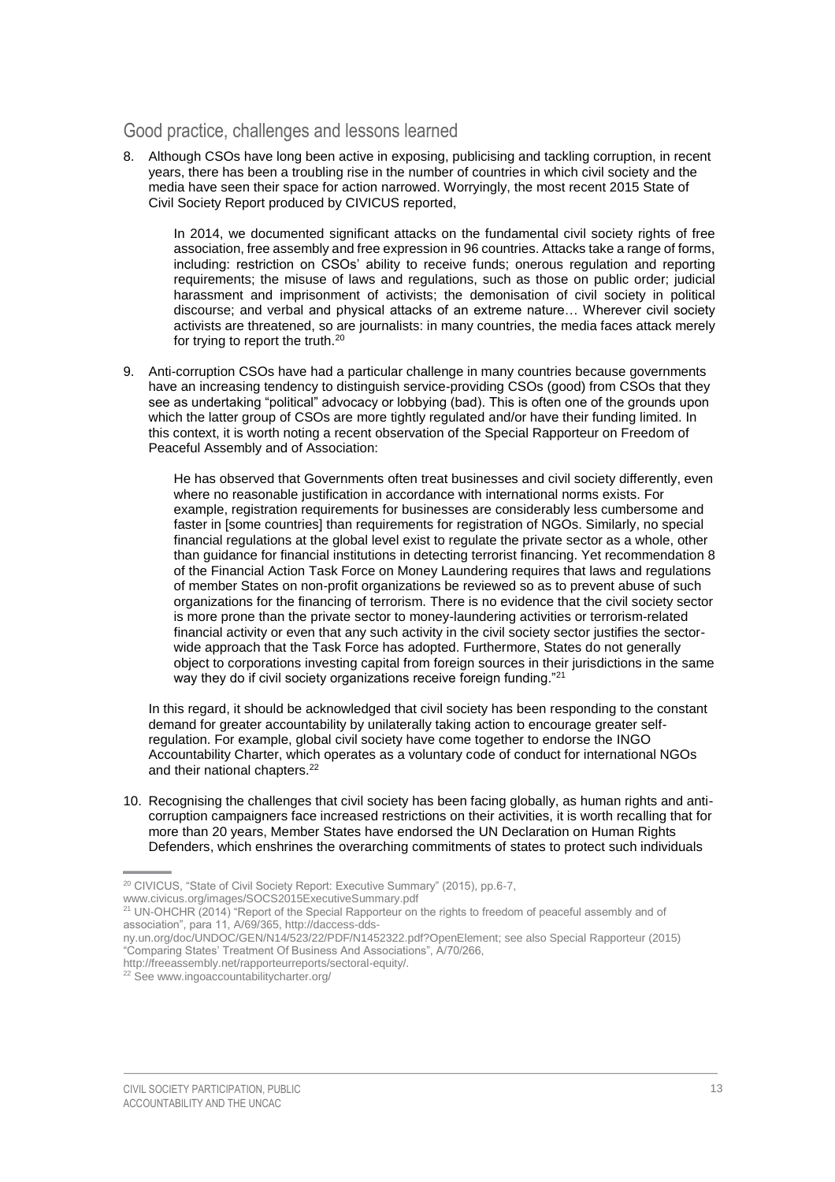## Good practice, challenges and lessons learned

8. Although CSOs have long been active in exposing, publicising and tackling corruption, in recent years, there has been a troubling rise in the number of countries in which civil society and the media have seen their space for action narrowed. Worryingly, the most recent 2015 State of Civil Society Report produced by CIVICUS reported,

   > In 2014, we documented significant attacks on the fundamental civil society rights of free association, free assembly and free expression in 96 countries. Attacks take a range of forms, including: restriction on CSOs' ability to receive funds; onerous regulation and reporting requirements; the misuse of laws and regulations, such as those on public order; judicial harassment and imprisonment of activists; the demonisation of civil society in political discourse; and verbal and physical attacks of an extreme nature… Wherever civil society activists are threatened, so are journalists: in many countries, the media faces attack merely for trying to report the truth.[20]

9. Anti-corruption CSOs have had a particular challenge in many countries because governments have an increasing tendency to distinguish service-providing CSOs (good) from CSOs that they see as undertaking "political" advocacy or lobbying (bad). This is often one of the grounds upon which the latter group of CSOs are more tightly regulated and/or have their funding limited. In this context, it is worth noting a recent observation of the Special Rapporteur on Freedom of Peaceful Assembly and of Association:

   > He has observed that Governments often treat businesses and civil society differently, even where no reasonable justification in accordance with international norms exists. For example, registration requirements for businesses are considerably less cumbersome and faster in [some countries] than requirements for registration of NGOs. Similarly, no special financial regulations at the global level exist to regulate the private sector as a whole, other than guidance for financial institutions in detecting terrorist financing. Yet recommendation 8 of the Financial Action Task Force on Money Laundering requires that laws and regulations of member States on non-profit organizations be reviewed so as to prevent abuse of such organizations for the financing of terrorism. There is no evidence that the civil society sector is more prone than the private sector to money-laundering activities or terrorism-related financial activity or even that any such activity in the civil society sector justifies the sector-wide approach that the Task Force has adopted. Furthermore, States do not generally object to corporations investing capital from foreign sources in their jurisdictions in the same way they do if civil society organizations receive foreign funding."[21]

   In this regard, it should be acknowledged that civil society has been responding to the constant demand for greater accountability by unilaterally taking action to encourage greater self-regulation. For example, global civil society have come together to endorse the INGO Accountability Charter, which operates as a voluntary code of conduct for international NGOs and their national chapters.[22]

10. Recognising the challenges that civil society has been facing globally, as human rights and anti-corruption campaigners face increased restrictions on their activities, it is worth recalling that for more than 20 years, Member States have endorsed the UN Declaration on Human Rights Defenders, which enshrines the overarching commitments of states to protect such individuals

---

[20] CIVICUS, "State of Civil Society Report: Executive Summary" (2015), pp.6-7, www.civicus.org/images/SOCS2015ExecutiveSummary.pdf

[21] UN-OHCHR (2014) "Report of the Special Rapporteur on the rights to freedom of peaceful assembly and of association", para 11, A/69/365, http://daccess-dds-ny.un.org/doc/UNDOC/GEN/N14/523/22/PDF/N1452322.pdf?OpenElement; see also Special Rapporteur (2015) "Comparing States' Treatment Of Business And Associations", A/70/266, http://freeassembly.net/rapporteurreports/sectoral-equity/.

[22] See www.ingoaccountabilitycharter.org/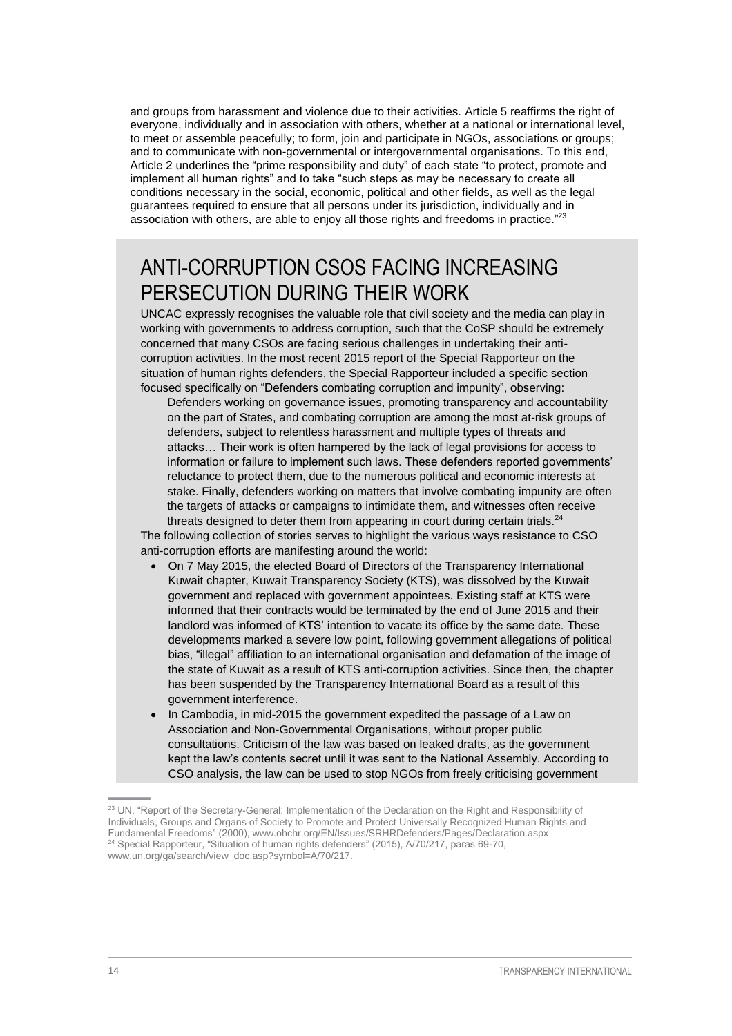and groups from harassment and violence due to their activities. Article 5 reaffirms the right of everyone, individually and in association with others, whether at a national or international level, to meet or assemble peacefully; to form, join and participate in NGOs, associations or groups; and to communicate with non-governmental or intergovernmental organisations. To this end, Article 2 underlines the "prime responsibility and duty" of each state "to protect, promote and implement all human rights" and to take "such steps as may be necessary to create all conditions necessary in the social, economic, political and other fields, as well as the legal guarantees required to ensure that all persons under its jurisdiction, individually and in association with others, are able to enjoy all those rights and freedoms in practice."[23]

## ANTI-CORRUPTION CSOS FACING INCREASING PERSECUTION DURING THEIR WORK

UNCAC expressly recognises the valuable role that civil society and the media can play in working with governments to address corruption, such that the CoSP should be extremely concerned that many CSOs are facing serious challenges in undertaking their anti-corruption activities. In the most recent 2015 report of the Special Rapporteur on the situation of human rights defenders, the Special Rapporteur included a specific section focused specifically on "Defenders combating corruption and impunity", observing:

> Defenders working on governance issues, promoting transparency and accountability on the part of States, and combating corruption are among the most at-risk groups of defenders, subject to relentless harassment and multiple types of threats and attacks… Their work is often hampered by the lack of legal provisions for access to information or failure to implement such laws. These defenders reported governments' reluctance to protect them, due to the numerous political and economic interests at stake. Finally, defenders working on matters that involve combating impunity are often the targets of attacks or campaigns to intimidate them, and witnesses often receive threats designed to deter them from appearing in court during certain trials.[24]

The following collection of stories serves to highlight the various ways resistance to CSO anti-corruption efforts are manifesting around the world:

- On 7 May 2015, the elected Board of Directors of the Transparency International Kuwait chapter, Kuwait Transparency Society (KTS), was dissolved by the Kuwait government and replaced with government appointees. Existing staff at KTS were informed that their contracts would be terminated by the end of June 2015 and their landlord was informed of KTS' intention to vacate its office by the same date. These developments marked a severe low point, following government allegations of political bias, "illegal" affiliation to an international organisation and defamation of the image of the state of Kuwait as a result of KTS anti-corruption activities. Since then, the chapter has been suspended by the Transparency International Board as a result of this government interference.
- In Cambodia, in mid-2015 the government expedited the passage of a Law on Association and Non-Governmental Organisations, without proper public consultations. Criticism of the law was based on leaked drafts, as the government kept the law's contents secret until it was sent to the National Assembly. According to CSO analysis, the law can be used to stop NGOs from freely criticising government

[23] UN, "Report of the Secretary-General: Implementation of the Declaration on the Right and Responsibility of Individuals, Groups and Organs of Society to Promote and Protect Universally Recognized Human Rights and Fundamental Freedoms" (2000), www.ohchr.org/EN/Issues/SRHRDefenders/Pages/Declaration.aspx

[24] Special Rapporteur, "Situation of human rights defenders" (2015), A/70/217, paras 69-70, www.un.org/ga/search/view_doc.asp?symbol=A/70/217.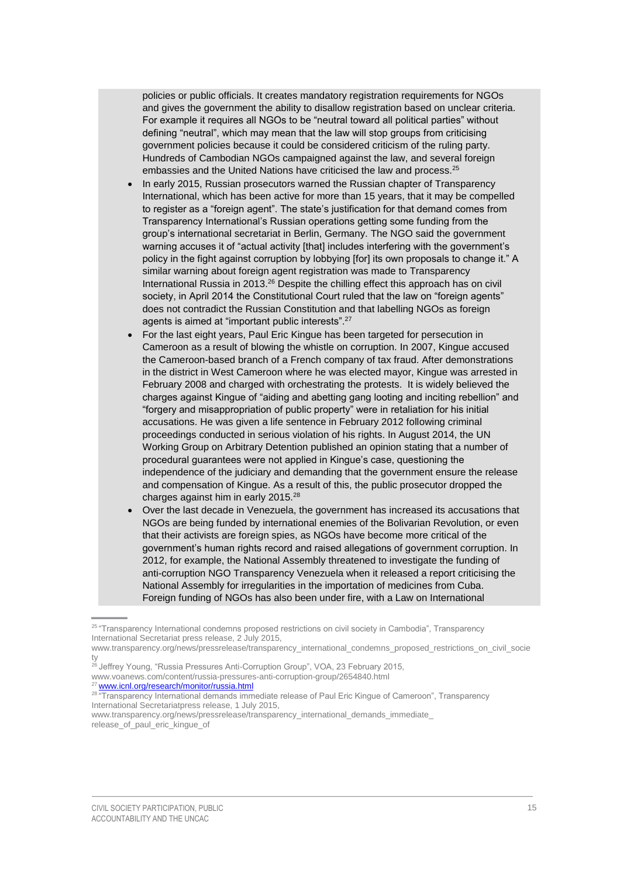policies or public officials. It creates mandatory registration requirements for NGOs and gives the government the ability to disallow registration based on unclear criteria. For example it requires all NGOs to be "neutral toward all political parties" without defining "neutral", which may mean that the law will stop groups from criticising government policies because it could be considered criticism of the ruling party. Hundreds of Cambodian NGOs campaigned against the law, and several foreign embassies and the United Nations have criticised the law and process.[25]

- In early 2015, Russian prosecutors warned the Russian chapter of Transparency International, which has been active for more than 15 years, that it may be compelled to register as a "foreign agent". The state's justification for that demand comes from Transparency International's Russian operations getting some funding from the group's international secretariat in Berlin, Germany. The NGO said the government warning accuses it of "actual activity [that] includes interfering with the government's policy in the fight against corruption by lobbying [for] its own proposals to change it." A similar warning about foreign agent registration was made to Transparency International Russia in 2013.[26] Despite the chilling effect this approach has on civil society, in April 2014 the Constitutional Court ruled that the law on "foreign agents" does not contradict the Russian Constitution and that labelling NGOs as foreign agents is aimed at "important public interests".[27]
- For the last eight years, Paul Eric Kingue has been targeted for persecution in Cameroon as a result of blowing the whistle on corruption. In 2007, Kingue accused the Cameroon-based branch of a French company of tax fraud. After demonstrations in the district in West Cameroon where he was elected mayor, Kingue was arrested in February 2008 and charged with orchestrating the protests. It is widely believed the charges against Kingue of "aiding and abetting gang looting and inciting rebellion" and "forgery and misappropriation of public property" were in retaliation for his initial accusations. He was given a life sentence in February 2012 following criminal proceedings conducted in serious violation of his rights. In August 2014, the UN Working Group on Arbitrary Detention published an opinion stating that a number of procedural guarantees were not applied in Kingue's case, questioning the independence of the judiciary and demanding that the government ensure the release and compensation of Kingue. As a result of this, the public prosecutor dropped the charges against him in early 2015.[28]
- Over the last decade in Venezuela, the government has increased its accusations that NGOs are being funded by international enemies of the Bolivarian Revolution, or even that their activists are foreign spies, as NGOs have become more critical of the government's human rights record and raised allegations of government corruption. In 2012, for example, the National Assembly threatened to investigate the funding of anti-corruption NGO Transparency Venezuela when it released a report criticising the National Assembly for irregularities in the importation of medicines from Cuba. Foreign funding of NGOs has also been under fire, with a Law on International

---

[25] "Transparency International condemns proposed restrictions on civil society in Cambodia", Transparency International Secretariat press release, 2 July 2015, www.transparency.org/news/pressrelease/transparency_international_condemns_proposed_restrictions_on_civil_society

[26] Jeffrey Young, "Russia Pressures Anti-Corruption Group", VOA, 23 February 2015, www.voanews.com/content/russia-pressures-anti-corruption-group/2654840.html

[27] www.icnl.org/research/monitor/russia.html

[28] "Transparency International demands immediate release of Paul Eric Kingue of Cameroon", Transparency International Secretariatpress release, 1 July 2015, www.transparency.org/news/pressrelease/transparency_international_demands_immediate_release_of_paul_eric_kingue_of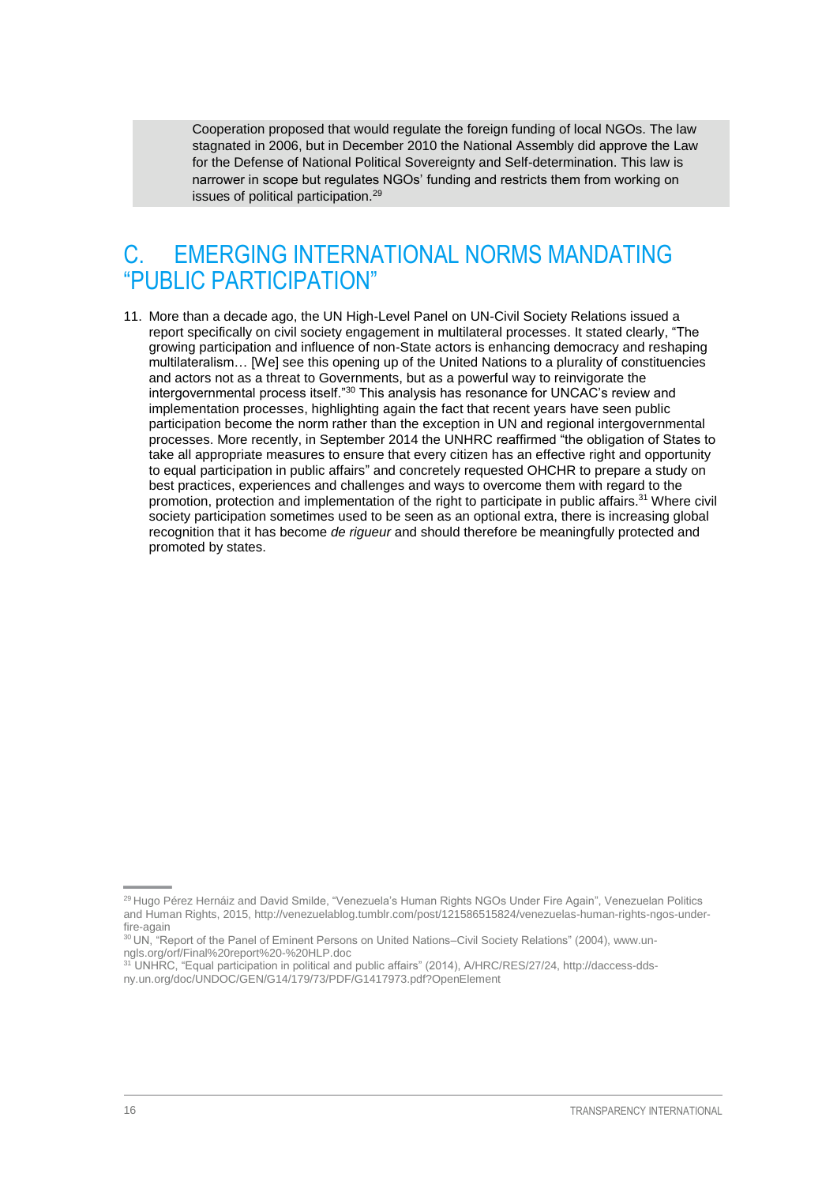Cooperation proposed that would regulate the foreign funding of local NGOs. The law stagnated in 2006, but in December 2010 the National Assembly did approve the Law for the Defense of National Political Sovereignty and Self-determination. This law is narrower in scope but regulates NGOs' funding and restricts them from working on issues of political participation.[29]

## C. EMERGING INTERNATIONAL NORMS MANDATING "PUBLIC PARTICIPATION"

11. More than a decade ago, the UN High-Level Panel on UN-Civil Society Relations issued a report specifically on civil society engagement in multilateral processes. It stated clearly, "The growing participation and influence of non-State actors is enhancing democracy and reshaping multilateralism… [We] see this opening up of the United Nations to a plurality of constituencies and actors not as a threat to Governments, but as a powerful way to reinvigorate the intergovernmental process itself."[30] This analysis has resonance for UNCAC's review and implementation processes, highlighting again the fact that recent years have seen public participation become the norm rather than the exception in UN and regional intergovernmental processes. More recently, in September 2014 the UNHRC reaffirmed "the obligation of States to take all appropriate measures to ensure that every citizen has an effective right and opportunity to equal participation in public affairs" and concretely requested OHCHR to prepare a study on best practices, experiences and challenges and ways to overcome them with regard to the promotion, protection and implementation of the right to participate in public affairs.[31] Where civil society participation sometimes used to be seen as an optional extra, there is increasing global recognition that it has become *de rigueur* and should therefore be meaningfully protected and promoted by states.

[29] Hugo Pérez Hernáiz and David Smilde, "Venezuela's Human Rights NGOs Under Fire Again", Venezuelan Politics and Human Rights, 2015, http://venezuelablog.tumblr.com/post/121586515824/venezuelas-human-rights-ngos-under-fire-again

[30] UN, "Report of the Panel of Eminent Persons on United Nations–Civil Society Relations" (2004), www.un-ngls.org/orf/Final%20report%20-%20HLP.doc

[31] UNHRC, "Equal participation in political and public affairs" (2014), A/HRC/RES/27/24, http://daccess-dds-ny.un.org/doc/UNDOC/GEN/G14/179/73/PDF/G1417973.pdf?OpenElement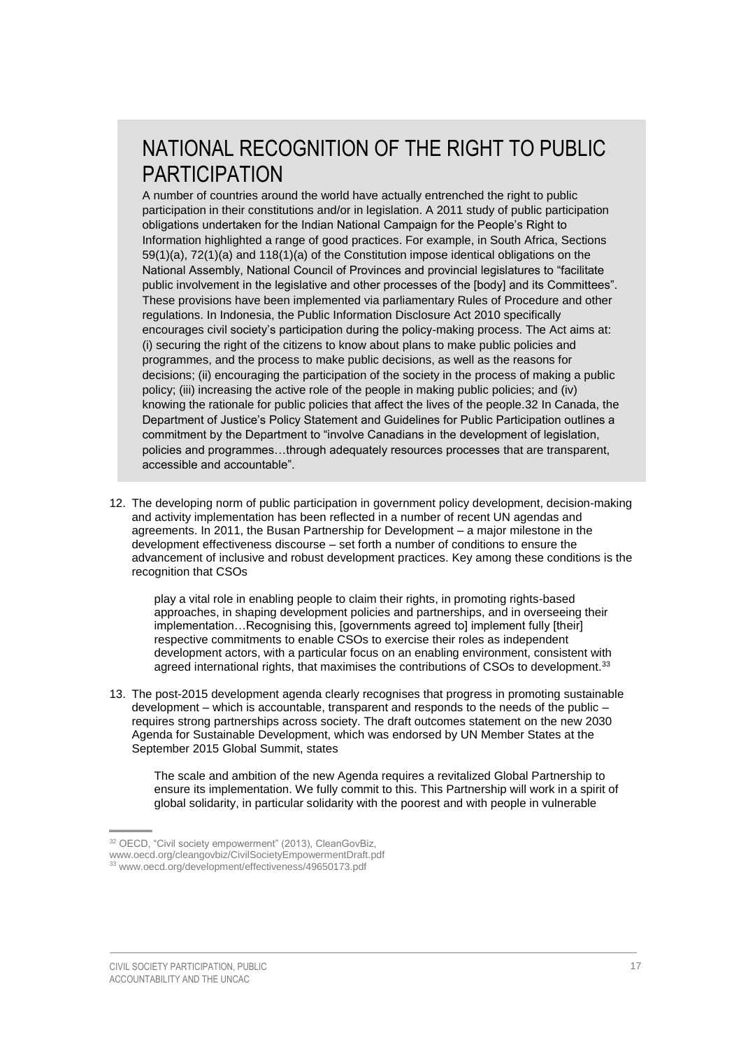## NATIONAL RECOGNITION OF THE RIGHT TO PUBLIC PARTICIPATION

A number of countries around the world have actually entrenched the right to public participation in their constitutions and/or in legislation. A 2011 study of public participation obligations undertaken for the Indian National Campaign for the People's Right to Information highlighted a range of good practices. For example, in South Africa, Sections 59(1)(a), 72(1)(a) and 118(1)(a) of the Constitution impose identical obligations on the National Assembly, National Council of Provinces and provincial legislatures to "facilitate public involvement in the legislative and other processes of the [body] and its Committees". These provisions have been implemented via parliamentary Rules of Procedure and other regulations. In Indonesia, the Public Information Disclosure Act 2010 specifically encourages civil society's participation during the policy-making process. The Act aims at: (i) securing the right of the citizens to know about plans to make public policies and programmes, and the process to make public decisions, as well as the reasons for decisions; (ii) encouraging the participation of the society in the process of making a public policy; (iii) increasing the active role of the people in making public policies; and (iv) knowing the rationale for public policies that affect the lives of the people.32 In Canada, the Department of Justice's Policy Statement and Guidelines for Public Participation outlines a commitment by the Department to "involve Canadians in the development of legislation, policies and programmes…through adequately resources processes that are transparent, accessible and accountable".

12. The developing norm of public participation in government policy development, decision-making and activity implementation has been reflected in a number of recent UN agendas and agreements. In 2011, the Busan Partnership for Development – a major milestone in the development effectiveness discourse – set forth a number of conditions to ensure the advancement of inclusive and robust development practices. Key among these conditions is the recognition that CSOs

> play a vital role in enabling people to claim their rights, in promoting rights-based approaches, in shaping development policies and partnerships, and in overseeing their implementation…Recognising this, [governments agreed to] implement fully [their] respective commitments to enable CSOs to exercise their roles as independent development actors, with a particular focus on an enabling environment, consistent with agreed international rights, that maximises the contributions of CSOs to development.[33]

13. The post-2015 development agenda clearly recognises that progress in promoting sustainable development – which is accountable, transparent and responds to the needs of the public – requires strong partnerships across society. The draft outcomes statement on the new 2030 Agenda for Sustainable Development, which was endorsed by UN Member States at the September 2015 Global Summit, states

> The scale and ambition of the new Agenda requires a revitalized Global Partnership to ensure its implementation. We fully commit to this. This Partnership will work in a spirit of global solidarity, in particular solidarity with the poorest and with people in vulnerable

---

[32] OECD, "Civil society empowerment" (2013), CleanGovBiz, www.oecd.org/cleangovbiz/CivilSocietyEmpowermentDraft.pdf

[33] www.oecd.org/development/effectiveness/49650173.pdf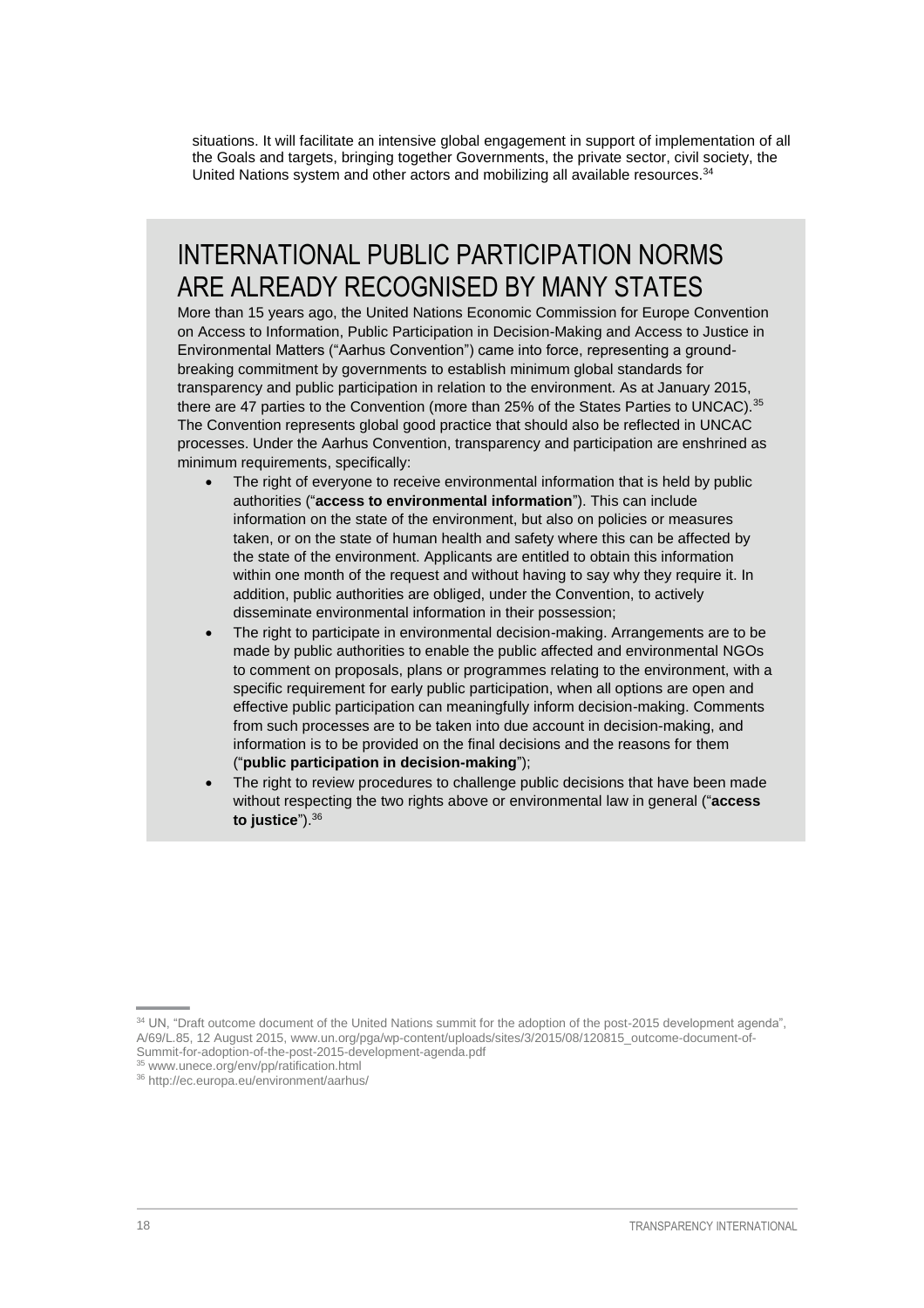situations. It will facilitate an intensive global engagement in support of implementation of all the Goals and targets, bringing together Governments, the private sector, civil society, the United Nations system and other actors and mobilizing all available resources.[34]

## INTERNATIONAL PUBLIC PARTICIPATION NORMS ARE ALREADY RECOGNISED BY MANY STATES

More than 15 years ago, the United Nations Economic Commission for Europe Convention on Access to Information, Public Participation in Decision-Making and Access to Justice in Environmental Matters ("Aarhus Convention") came into force, representing a ground-breaking commitment by governments to establish minimum global standards for transparency and public participation in relation to the environment. As at January 2015, there are 47 parties to the Convention (more than 25% of the States Parties to UNCAC).[35] The Convention represents global good practice that should also be reflected in UNCAC processes. Under the Aarhus Convention, transparency and participation are enshrined as minimum requirements, specifically:

- The right of everyone to receive environmental information that is held by public authorities ("**access to environmental information**"). This can include information on the state of the environment, but also on policies or measures taken, or on the state of human health and safety where this can be affected by the state of the environment. Applicants are entitled to obtain this information within one month of the request and without having to say why they require it. In addition, public authorities are obliged, under the Convention, to actively disseminate environmental information in their possession;
- The right to participate in environmental decision-making. Arrangements are to be made by public authorities to enable the public affected and environmental NGOs to comment on proposals, plans or programmes relating to the environment, with a specific requirement for early public participation, when all options are open and effective public participation can meaningfully inform decision-making. Comments from such processes are to be taken into due account in decision-making, and information is to be provided on the final decisions and the reasons for them ("**public participation in decision-making**");
- The right to review procedures to challenge public decisions that have been made without respecting the two rights above or environmental law in general ("**access to justice**").[36]

---

[34] UN, "Draft outcome document of the United Nations summit for the adoption of the post-2015 development agenda", A/69/L.85, 12 August 2015, www.un.org/pga/wp-content/uploads/sites/3/2015/08/120815_outcome-document-of-Summit-for-adoption-of-the-post-2015-development-agenda.pdf

[35] www.unece.org/env/pp/ratification.html

[36] http://ec.europa.eu/environment/aarhus/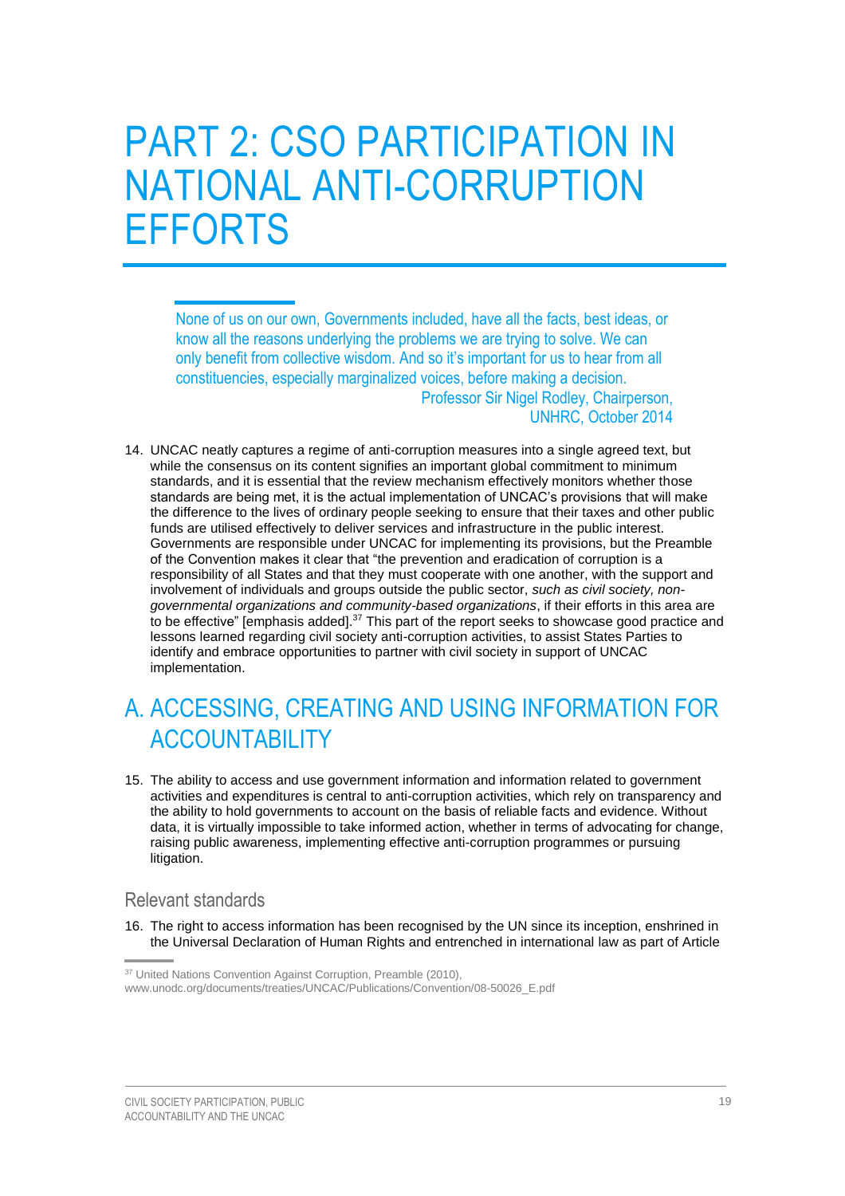# PART 2: CSO PARTICIPATION IN NATIONAL ANTI-CORRUPTION EFFORTS

> None of us on our own, Governments included, have all the facts, best ideas, or know all the reasons underlying the problems we are trying to solve. We can only benefit from collective wisdom. And so it's important for us to hear from all constituencies, especially marginalized voices, before making a decision.
>
> Professor Sir Nigel Rodley, Chairperson, UNHRC, October 2014

14. UNCAC neatly captures a regime of anti-corruption measures into a single agreed text, but while the consensus on its content signifies an important global commitment to minimum standards, and it is essential that the review mechanism effectively monitors whether those standards are being met, it is the actual implementation of UNCAC's provisions that will make the difference to the lives of ordinary people seeking to ensure that their taxes and other public funds are utilised effectively to deliver services and infrastructure in the public interest. Governments are responsible under UNCAC for implementing its provisions, but the Preamble of the Convention makes it clear that "the prevention and eradication of corruption is a responsibility of all States and that they must cooperate with one another, with the support and involvement of individuals and groups outside the public sector, *such as civil society, non-governmental organizations and community-based organizations*, if their efforts in this area are to be effective" [emphasis added].[37] This part of the report seeks to showcase good practice and lessons learned regarding civil society anti-corruption activities, to assist States Parties to identify and embrace opportunities to partner with civil society in support of UNCAC implementation.

## A. ACCESSING, CREATING AND USING INFORMATION FOR ACCOUNTABILITY

15. The ability to access and use government information and information related to government activities and expenditures is central to anti-corruption activities, which rely on transparency and the ability to hold governments to account on the basis of reliable facts and evidence. Without data, it is virtually impossible to take informed action, whether in terms of advocating for change, raising public awareness, implementing effective anti-corruption programmes or pursuing litigation.

### Relevant standards

16. The right to access information has been recognised by the UN since its inception, enshrined in the Universal Declaration of Human Rights and entrenched in international law as part of Article

[37] United Nations Convention Against Corruption, Preamble (2010), www.unodc.org/documents/treaties/UNCAC/Publications/Convention/08-50026_E.pdf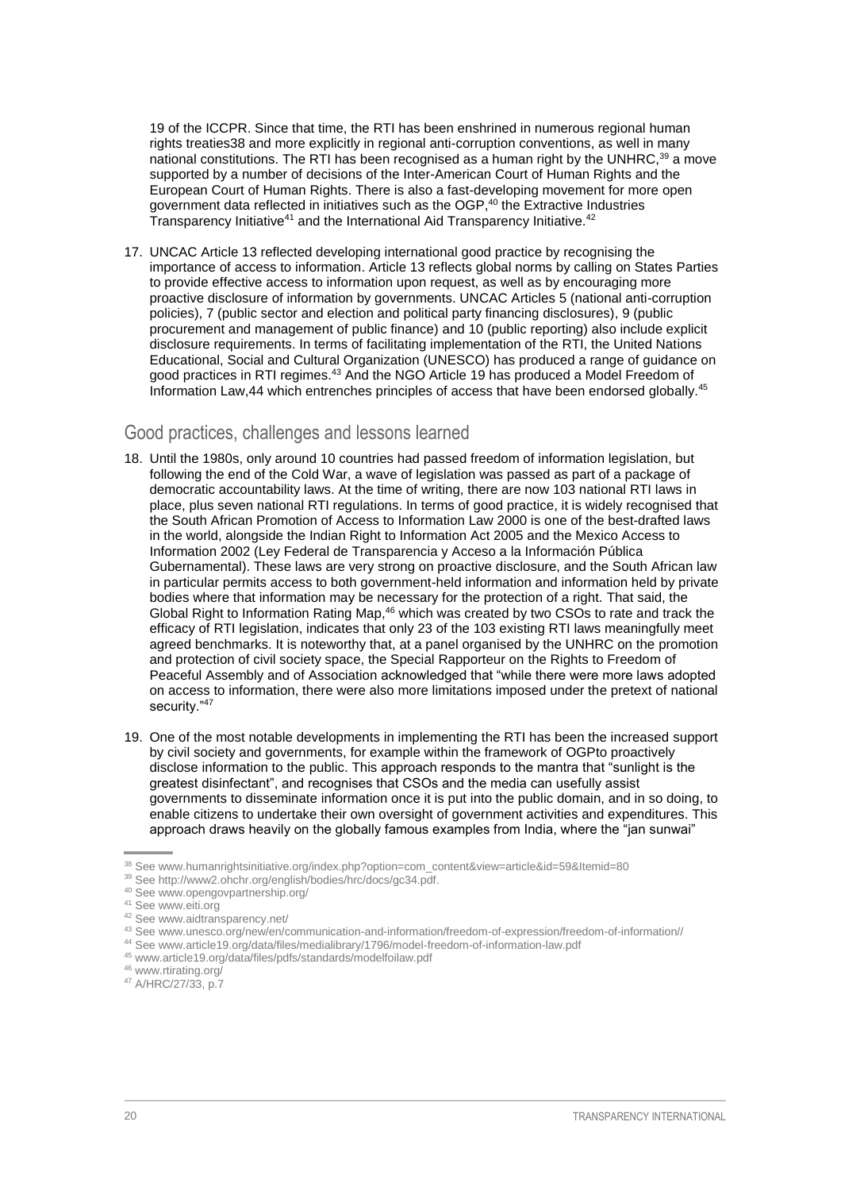19 of the ICCPR. Since that time, the RTI has been enshrined in numerous regional human rights treaties38 and more explicitly in regional anti-corruption conventions, as well in many national constitutions. The RTI has been recognised as a human right by the UNHRC,[39] a move supported by a number of decisions of the Inter-American Court of Human Rights and the European Court of Human Rights. There is also a fast-developing movement for more open government data reflected in initiatives such as the OGP,[40] the Extractive Industries Transparency Initiative[41] and the International Aid Transparency Initiative.[42]

17. UNCAC Article 13 reflected developing international good practice by recognising the importance of access to information. Article 13 reflects global norms by calling on States Parties to provide effective access to information upon request, as well as by encouraging more proactive disclosure of information by governments. UNCAC Articles 5 (national anti-corruption policies), 7 (public sector and election and political party financing disclosures), 9 (public procurement and management of public finance) and 10 (public reporting) also include explicit disclosure requirements. In terms of facilitating implementation of the RTI, the United Nations Educational, Social and Cultural Organization (UNESCO) has produced a range of guidance on good practices in RTI regimes.[43] And the NGO Article 19 has produced a Model Freedom of Information Law,44 which entrenches principles of access that have been endorsed globally.[45]

## Good practices, challenges and lessons learned

18. Until the 1980s, only around 10 countries had passed freedom of information legislation, but following the end of the Cold War, a wave of legislation was passed as part of a package of democratic accountability laws. At the time of writing, there are now 103 national RTI laws in place, plus seven national RTI regulations. In terms of good practice, it is widely recognised that the South African Promotion of Access to Information Law 2000 is one of the best-drafted laws in the world, alongside the Indian Right to Information Act 2005 and the Mexico Access to Information 2002 (Ley Federal de Transparencia y Acceso a la Información Pública Gubernamental). These laws are very strong on proactive disclosure, and the South African law in particular permits access to both government-held information and information held by private bodies where that information may be necessary for the protection of a right. That said, the Global Right to Information Rating Map,[46] which was created by two CSOs to rate and track the efficacy of RTI legislation, indicates that only 23 of the 103 existing RTI laws meaningfully meet agreed benchmarks. It is noteworthy that, at a panel organised by the UNHRC on the promotion and protection of civil society space, the Special Rapporteur on the Rights to Freedom of Peaceful Assembly and of Association acknowledged that "while there were more laws adopted on access to information, there were also more limitations imposed under the pretext of national security."[47]

19. One of the most notable developments in implementing the RTI has been the increased support by civil society and governments, for example within the framework of OGPto proactively disclose information to the public. This approach responds to the mantra that "sunlight is the greatest disinfectant", and recognises that CSOs and the media can usefully assist governments to disseminate information once it is put into the public domain, and in so doing, to enable citizens to undertake their own oversight of government activities and expenditures. This approach draws heavily on the globally famous examples from India, where the "jan sunwai"

---

[38] See www.humanrightsinitiative.org/index.php?option=com_content&view=article&id=59&Itemid=80

[39] See http://www2.ohchr.org/english/bodies/hrc/docs/gc34.pdf.

[40] See www.opengovpartnership.org/

[41] See www.eiti.org

[42] See www.aidtransparency.net/

[43] See www.unesco.org/new/en/communication-and-information/freedom-of-expression/freedom-of-information//

[44] See www.article19.org/data/files/medialibrary/1796/model-freedom-of-information-law.pdf

[45] www.article19.org/data/files/pdfs/standards/modelfoilaw.pdf

[46] www.rtirating.org/

[47] A/HRC/27/33, p.7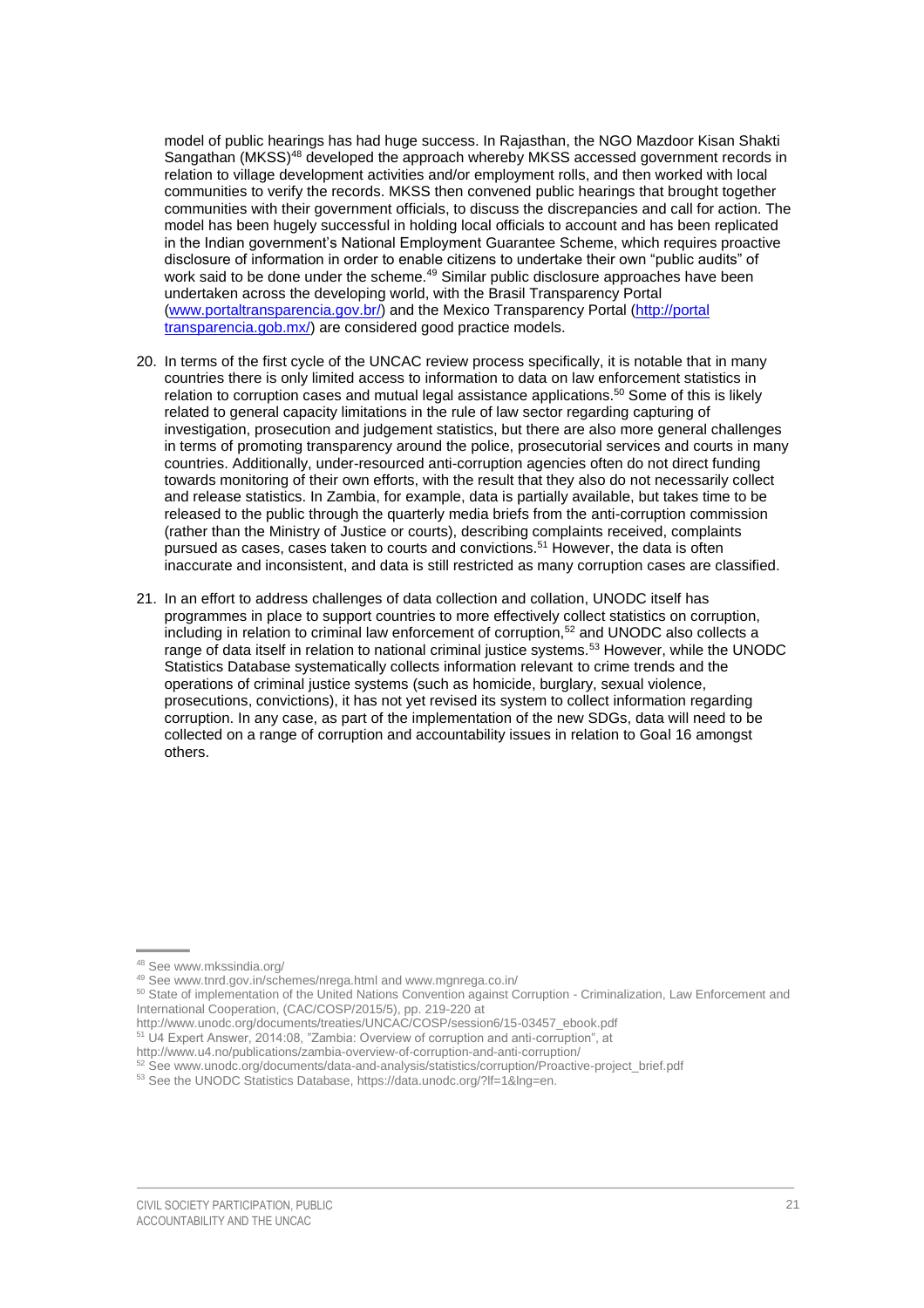model of public hearings has had huge success. In Rajasthan, the NGO Mazdoor Kisan Shakti Sangathan (MKSS)[48] developed the approach whereby MKSS accessed government records in relation to village development activities and/or employment rolls, and then worked with local communities to verify the records. MKSS then convened public hearings that brought together communities with their government officials, to discuss the discrepancies and call for action. The model has been hugely successful in holding local officials to account and has been replicated in the Indian government's National Employment Guarantee Scheme, which requires proactive disclosure of information in order to enable citizens to undertake their own "public audits" of work said to be done under the scheme.[49] Similar public disclosure approaches have been undertaken across the developing world, with the Brasil Transparency Portal (www.portaltransparencia.gov.br/) and the Mexico Transparency Portal (http://portal transparencia.gob.mx/) are considered good practice models.

20. In terms of the first cycle of the UNCAC review process specifically, it is notable that in many countries there is only limited access to information to data on law enforcement statistics in relation to corruption cases and mutual legal assistance applications.[50] Some of this is likely related to general capacity limitations in the rule of law sector regarding capturing of investigation, prosecution and judgement statistics, but there are also more general challenges in terms of promoting transparency around the police, prosecutorial services and courts in many countries. Additionally, under-resourced anti-corruption agencies often do not direct funding towards monitoring of their own efforts, with the result that they also do not necessarily collect and release statistics. In Zambia, for example, data is partially available, but takes time to be released to the public through the quarterly media briefs from the anti-corruption commission (rather than the Ministry of Justice or courts), describing complaints received, complaints pursued as cases, cases taken to courts and convictions.[51] However, the data is often inaccurate and inconsistent, and data is still restricted as many corruption cases are classified.

21. In an effort to address challenges of data collection and collation, UNODC itself has programmes in place to support countries to more effectively collect statistics on corruption, including in relation to criminal law enforcement of corruption,[52] and UNODC also collects a range of data itself in relation to national criminal justice systems.[53] However, while the UNODC Statistics Database systematically collects information relevant to crime trends and the operations of criminal justice systems (such as homicide, burglary, sexual violence, prosecutions, convictions), it has not yet revised its system to collect information regarding corruption. In any case, as part of the implementation of the new SDGs, data will need to be collected on a range of corruption and accountability issues in relation to Goal 16 amongst others.

---

[48] See www.mkssindia.org/

[49] See www.tnrd.gov.in/schemes/nrega.html and www.mgnrega.co.in/

[50] State of implementation of the United Nations Convention against Corruption - Criminalization, Law Enforcement and International Cooperation, (CAC/COSP/2015/5), pp. 219-220 at http://www.unodc.org/documents/treaties/UNCAC/COSP/session6/15-03457_ebook.pdf

[51] U4 Expert Answer, 2014:08, "Zambia: Overview of corruption and anti-corruption", at http://www.u4.no/publications/zambia-overview-of-corruption-and-anti-corruption/

[52] See www.unodc.org/documents/data-and-analysis/statistics/corruption/Proactive-project_brief.pdf

[53] See the UNODC Statistics Database, https://data.unodc.org/?lf=1&lng=en.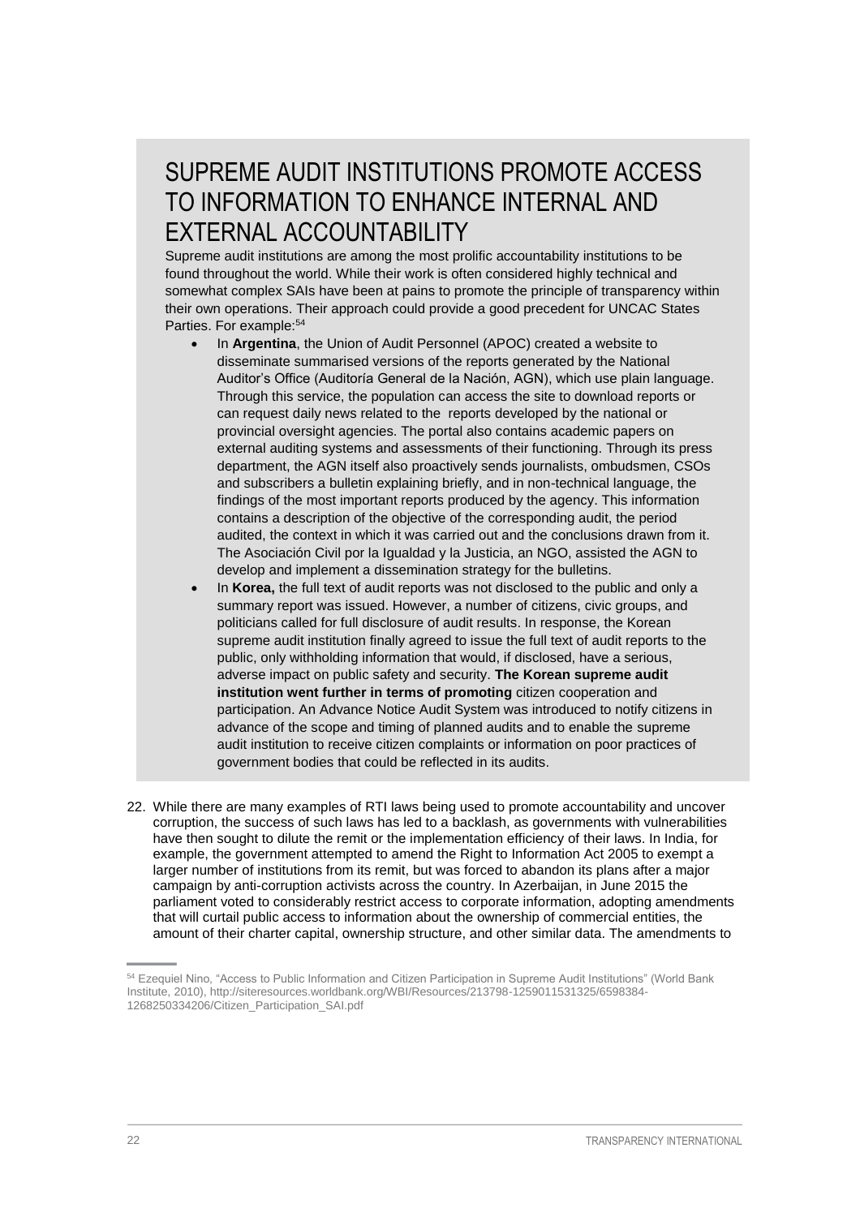## SUPREME AUDIT INSTITUTIONS PROMOTE ACCESS TO INFORMATION TO ENHANCE INTERNAL AND EXTERNAL ACCOUNTABILITY

Supreme audit institutions are among the most prolific accountability institutions to be found throughout the world. While their work is often considered highly technical and somewhat complex SAIs have been at pains to promote the principle of transparency within their own operations. Their approach could provide a good precedent for UNCAC States Parties. For example:[54]

- In **Argentina**, the Union of Audit Personnel (APOC) created a website to disseminate summarised versions of the reports generated by the National Auditor's Office (Auditoría General de la Nación, AGN), which use plain language. Through this service, the population can access the site to download reports or can request daily news related to the reports developed by the national or provincial oversight agencies. The portal also contains academic papers on external auditing systems and assessments of their functioning. Through its press department, the AGN itself also proactively sends journalists, ombudsmen, CSOs and subscribers a bulletin explaining briefly, and in non-technical language, the findings of the most important reports produced by the agency. This information contains a description of the objective of the corresponding audit, the period audited, the context in which it was carried out and the conclusions drawn from it. The Asociación Civil por la Igualdad y la Justicia, an NGO, assisted the AGN to develop and implement a dissemination strategy for the bulletins.
- In **Korea,** the full text of audit reports was not disclosed to the public and only a summary report was issued. However, a number of citizens, civic groups, and politicians called for full disclosure of audit results. In response, the Korean supreme audit institution finally agreed to issue the full text of audit reports to the public, only withholding information that would, if disclosed, have a serious, adverse impact on public safety and security. **The Korean supreme audit institution went further in terms of promoting** citizen cooperation and participation. An Advance Notice Audit System was introduced to notify citizens in advance of the scope and timing of planned audits and to enable the supreme audit institution to receive citizen complaints or information on poor practices of government bodies that could be reflected in its audits.

22. While there are many examples of RTI laws being used to promote accountability and uncover corruption, the success of such laws has led to a backlash, as governments with vulnerabilities have then sought to dilute the remit or the implementation efficiency of their laws. In India, for example, the government attempted to amend the Right to Information Act 2005 to exempt a larger number of institutions from its remit, but was forced to abandon its plans after a major campaign by anti-corruption activists across the country. In Azerbaijan, in June 2015 the parliament voted to considerably restrict access to corporate information, adopting amendments that will curtail public access to information about the ownership of commercial entities, the amount of their charter capital, ownership structure, and other similar data. The amendments to

[54] Ezequiel Nino, "Access to Public Information and Citizen Participation in Supreme Audit Institutions" (World Bank Institute, 2010), http://siteresources.worldbank.org/WBI/Resources/213798-1259011531325/6598384-1268250334206/Citizen_Participation_SAI.pdf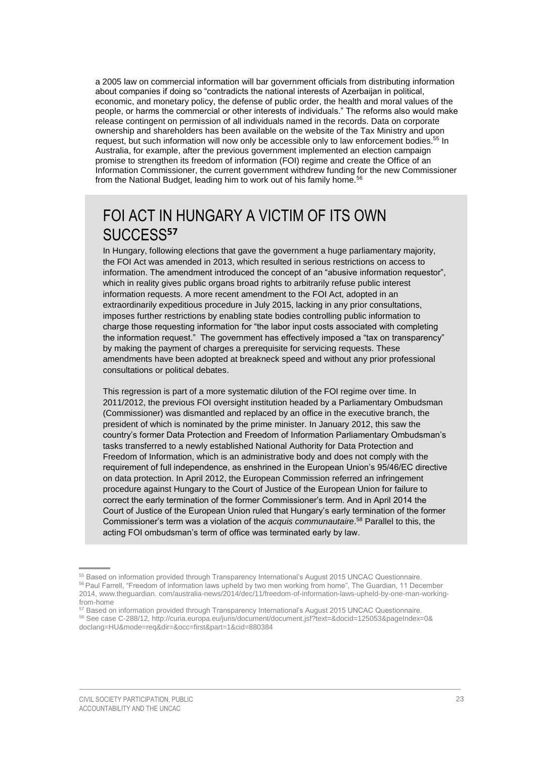a 2005 law on commercial information will bar government officials from distributing information about companies if doing so "contradicts the national interests of Azerbaijan in political, economic, and monetary policy, the defense of public order, the health and moral values of the people, or harms the commercial or other interests of individuals." The reforms also would make release contingent on permission of all individuals named in the records. Data on corporate ownership and shareholders has been available on the website of the Tax Ministry and upon request, but such information will now only be accessible only to law enforcement bodies.[55] In Australia, for example, after the previous government implemented an election campaign promise to strengthen its freedom of information (FOI) regime and create the Office of an Information Commissioner, the current government withdrew funding for the new Commissioner from the National Budget, leading him to work out of his family home.[56]

## FOI ACT IN HUNGARY A VICTIM OF ITS OWN SUCCESS[57]

In Hungary, following elections that gave the government a huge parliamentary majority, the FOI Act was amended in 2013, which resulted in serious restrictions on access to information. The amendment introduced the concept of an "abusive information requestor", which in reality gives public organs broad rights to arbitrarily refuse public interest information requests. A more recent amendment to the FOI Act, adopted in an extraordinarily expeditious procedure in July 2015, lacking in any prior consultations, imposes further restrictions by enabling state bodies controlling public information to charge those requesting information for "the labor input costs associated with completing the information request." The government has effectively imposed a "tax on transparency" by making the payment of charges a prerequisite for servicing requests. These amendments have been adopted at breakneck speed and without any prior professional consultations or political debates.

This regression is part of a more systematic dilution of the FOI regime over time. In 2011/2012, the previous FOI oversight institution headed by a Parliamentary Ombudsman (Commissioner) was dismantled and replaced by an office in the executive branch, the president of which is nominated by the prime minister. In January 2012, this saw the country's former Data Protection and Freedom of Information Parliamentary Ombudsman's tasks transferred to a newly established National Authority for Data Protection and Freedom of Information, which is an administrative body and does not comply with the requirement of full independence, as enshrined in the European Union's 95/46/EC directive on data protection. In April 2012, the European Commission referred an infringement procedure against Hungary to the Court of Justice of the European Union for failure to correct the early termination of the former Commissioner's term. And in April 2014 the Court of Justice of the European Union ruled that Hungary's early termination of the former Commissioner's term was a violation of the *acquis communautaire*.[58] Parallel to this, the acting FOI ombudsman's term of office was terminated early by law.

---

[55] Based on information provided through Transparency International's August 2015 UNCAC Questionnaire.

[56] Paul Farrell, "Freedom of information laws upheld by two men working from home", The Guardian, 11 December 2014, www.theguardian. com/australia-news/2014/dec/11/freedom-of-information-laws-upheld-by-one-man-working-from-home

[57] Based on information provided through Transparency International's August 2015 UNCAC Questionnaire.

[58] See case C-288/12, http://curia.europa.eu/juris/document/document.jsf?text=&docid=125053&pageIndex=0&doclang=HU&mode=req&dir=&occ=first&part=1&cid=880384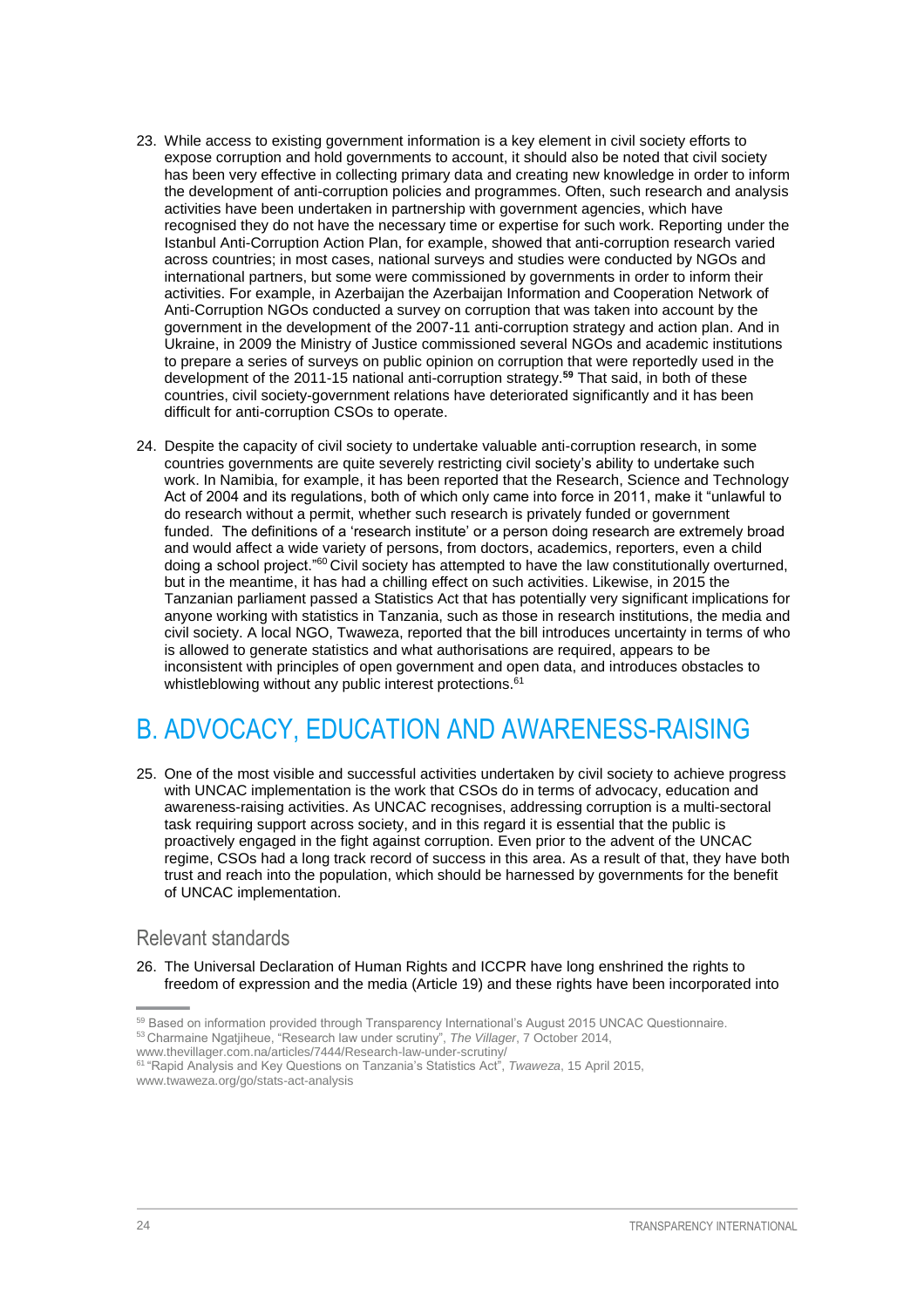23. While access to existing government information is a key element in civil society efforts to expose corruption and hold governments to account, it should also be noted that civil society has been very effective in collecting primary data and creating new knowledge in order to inform the development of anti-corruption policies and programmes. Often, such research and analysis activities have been undertaken in partnership with government agencies, which have recognised they do not have the necessary time or expertise for such work. Reporting under the Istanbul Anti-Corruption Action Plan, for example, showed that anti-corruption research varied across countries; in most cases, national surveys and studies were conducted by NGOs and international partners, but some were commissioned by governments in order to inform their activities. For example, in Azerbaijan the Azerbaijan Information and Cooperation Network of Anti-Corruption NGOs conducted a survey on corruption that was taken into account by the government in the development of the 2007-11 anti-corruption strategy and action plan. And in Ukraine, in 2009 the Ministry of Justice commissioned several NGOs and academic institutions to prepare a series of surveys on public opinion on corruption that were reportedly used in the development of the 2011-15 national anti-corruption strategy.[59] That said, in both of these countries, civil society-government relations have deteriorated significantly and it has been difficult for anti-corruption CSOs to operate.

24. Despite the capacity of civil society to undertake valuable anti-corruption research, in some countries governments are quite severely restricting civil society's ability to undertake such work. In Namibia, for example, it has been reported that the Research, Science and Technology Act of 2004 and its regulations, both of which only came into force in 2011, make it "unlawful to do research without a permit, whether such research is privately funded or government funded. The definitions of a 'research institute' or a person doing research are extremely broad and would affect a wide variety of persons, from doctors, academics, reporters, even a child doing a school project."[60] Civil society has attempted to have the law constitutionally overturned, but in the meantime, it has had a chilling effect on such activities. Likewise, in 2015 the Tanzanian parliament passed a Statistics Act that has potentially very significant implications for anyone working with statistics in Tanzania, such as those in research institutions, the media and civil society. A local NGO, Twaweza, reported that the bill introduces uncertainty in terms of who is allowed to generate statistics and what authorisations are required, appears to be inconsistent with principles of open government and open data, and introduces obstacles to whistleblowing without any public interest protections.[61]

# B. ADVOCACY, EDUCATION AND AWARENESS-RAISING

25. One of the most visible and successful activities undertaken by civil society to achieve progress with UNCAC implementation is the work that CSOs do in terms of advocacy, education and awareness-raising activities. As UNCAC recognises, addressing corruption is a multi-sectoral task requiring support across society, and in this regard it is essential that the public is proactively engaged in the fight against corruption. Even prior to the advent of the UNCAC regime, CSOs had a long track record of success in this area. As a result of that, they have both trust and reach into the population, which should be harnessed by governments for the benefit of UNCAC implementation.

## Relevant standards

26. The Universal Declaration of Human Rights and ICCPR have long enshrined the rights to freedom of expression and the media (Article 19) and these rights have been incorporated into

---

[59] Based on information provided through Transparency International's August 2015 UNCAC Questionnaire.

[53] Charmaine Ngatjiheue, "Research law under scrutiny", *The Villager*, 7 October 2014, www.thevillager.com.na/articles/7444/Research-law-under-scrutiny/

[61] "Rapid Analysis and Key Questions on Tanzania's Statistics Act", *Twaweza*, 15 April 2015, www.twaweza.org/go/stats-act-analysis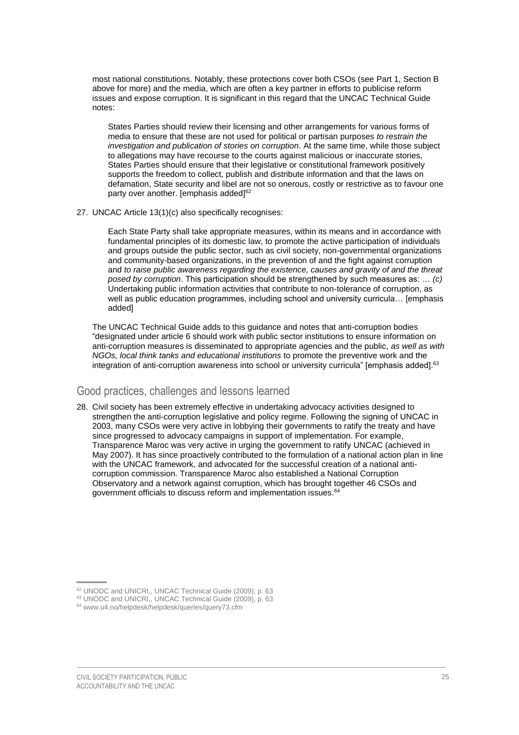most national constitutions. Notably, these protections cover both CSOs (see Part 1, Section B above for more) and the media, which are often a key partner in efforts to publicise reform issues and expose corruption. It is significant in this regard that the UNCAC Technical Guide notes:

> States Parties should review their licensing and other arrangements for various forms of media to ensure that these are not used for political or partisan purposes *to restrain the investigation and publication of stories on corruption*. At the same time, while those subject to allegations may have recourse to the courts against malicious or inaccurate stories, States Parties should ensure that their legislative or constitutional framework positively supports the freedom to collect, publish and distribute information and that the laws on defamation, State security and libel are not so onerous, costly or restrictive as to favour one party over another. [emphasis added][62]

27. UNCAC Article 13(1)(c) also specifically recognises:

> Each State Party shall take appropriate measures, within its means and in accordance with fundamental principles of its domestic law, to promote the active participation of individuals and groups outside the public sector, such as civil society, non-governmental organizations and community-based organizations, in the prevention of and the fight against corruption and *to raise public awareness regarding the existence, causes and gravity of and the threat posed by corruption*. This participation should be strengthened by such measures as: … *(c)* Undertaking public information activities that contribute to non-tolerance of corruption, as well as public education programmes, including school and university curricula… [emphasis added]

The UNCAC Technical Guide adds to this guidance and notes that anti-corruption bodies "designated under article 6 should work with public sector institutions to ensure information on anti-corruption measures is disseminated to appropriate agencies and the public, *as well as with NGOs, local think tanks and educational institutions* to promote the preventive work and the integration of anti-corruption awareness into school or university curricula" [emphasis added].[63]

## Good practices, challenges and lessons learned

28. Civil society has been extremely effective in undertaking advocacy activities designed to strengthen the anti-corruption legislative and policy regime. Following the signing of UNCAC in 2003, many CSOs were very active in lobbying their governments to ratify the treaty and have since progressed to advocacy campaigns in support of implementation. For example, Transparence Maroc was very active in urging the government to ratify UNCAC (achieved in May 2007). It has since proactively contributed to the formulation of a national action plan in line with the UNCAC framework, and advocated for the successful creation of a national anti-corruption commission. Transparence Maroc also established a National Corruption Observatory and a network against corruption, which has brought together 46 CSOs and government officials to discuss reform and implementation issues.[64]

---

[62] UNODC and UNICRI,, UNCAC Technical Guide (2009), p. 63

[63] UNODC and UNICRI,, UNCAC Technical Guide (2009), p. 63

[64] www.u4.no/helpdesk/helpdesk/queries/query73.cfm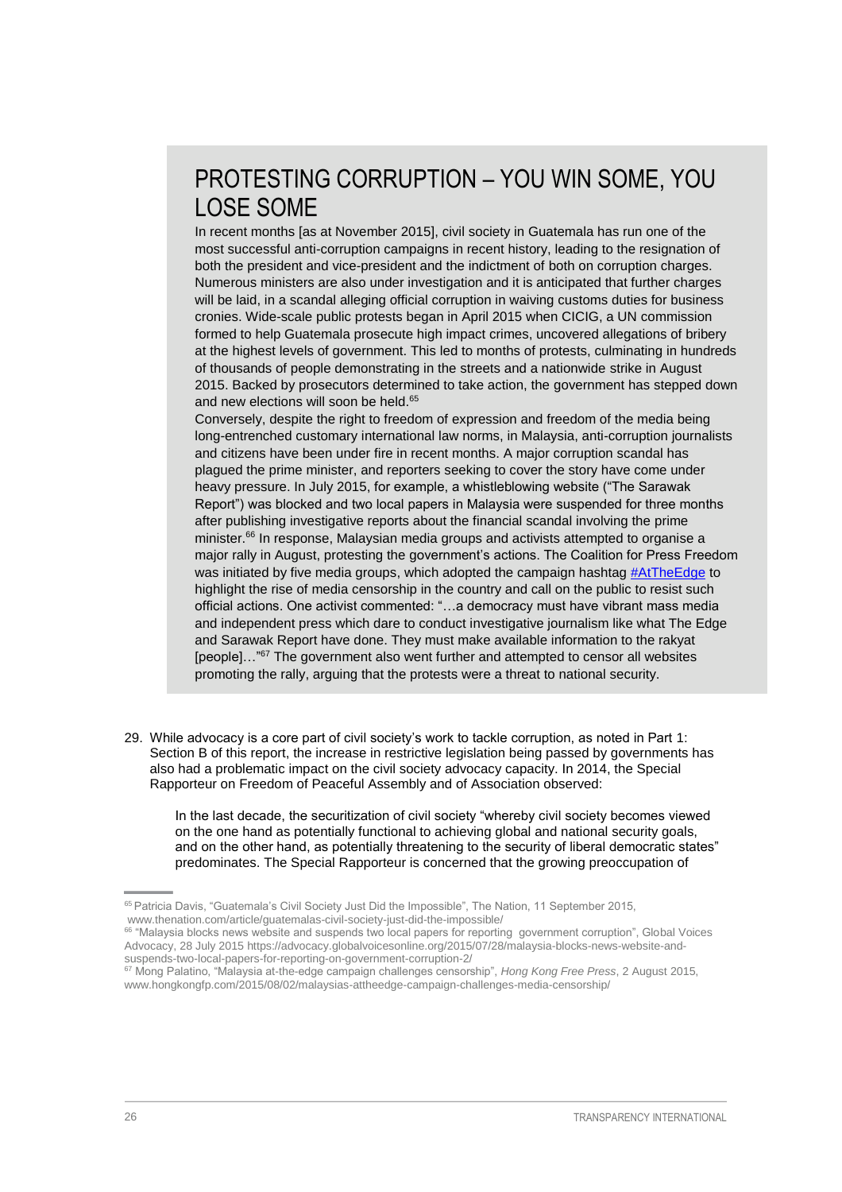## PROTESTING CORRUPTION – YOU WIN SOME, YOU LOSE SOME

In recent months [as at November 2015], civil society in Guatemala has run one of the most successful anti-corruption campaigns in recent history, leading to the resignation of both the president and vice-president and the indictment of both on corruption charges. Numerous ministers are also under investigation and it is anticipated that further charges will be laid, in a scandal alleging official corruption in waiving customs duties for business cronies. Wide-scale public protests began in April 2015 when CICIG, a UN commission formed to help Guatemala prosecute high impact crimes, uncovered allegations of bribery at the highest levels of government. This led to months of protests, culminating in hundreds of thousands of people demonstrating in the streets and a nationwide strike in August 2015. Backed by prosecutors determined to take action, the government has stepped down and new elections will soon be held.[65]

Conversely, despite the right to freedom of expression and freedom of the media being long-entrenched customary international law norms, in Malaysia, anti-corruption journalists and citizens have been under fire in recent months. A major corruption scandal has plagued the prime minister, and reporters seeking to cover the story have come under heavy pressure. In July 2015, for example, a whistleblowing website ("The Sarawak Report") was blocked and two local papers in Malaysia were suspended for three months after publishing investigative reports about the financial scandal involving the prime minister.[66] In response, Malaysian media groups and activists attempted to organise a major rally in August, protesting the government's actions. The Coalition for Press Freedom was initiated by five media groups, which adopted the campaign hashtag #AtTheEdge to highlight the rise of media censorship in the country and call on the public to resist such official actions. One activist commented: "…a democracy must have vibrant mass media and independent press which dare to conduct investigative journalism like what The Edge and Sarawak Report have done. They must make available information to the rakyat [people]…"[67] The government also went further and attempted to censor all websites promoting the rally, arguing that the protests were a threat to national security.

29. While advocacy is a core part of civil society's work to tackle corruption, as noted in Part 1: Section B of this report, the increase in restrictive legislation being passed by governments has also had a problematic impact on the civil society advocacy capacity. In 2014, the Special Rapporteur on Freedom of Peaceful Assembly and of Association observed:

> In the last decade, the securitization of civil society "whereby civil society becomes viewed on the one hand as potentially functional to achieving global and national security goals, and on the other hand, as potentially threatening to the security of liberal democratic states" predominates. The Special Rapporteur is concerned that the growing preoccupation of

---

[65] Patricia Davis, "Guatemala's Civil Society Just Did the Impossible", The Nation, 11 September 2015, www.thenation.com/article/guatemalas-civil-society-just-did-the-impossible/

[66] "Malaysia blocks news website and suspends two local papers for reporting government corruption", Global Voices Advocacy, 28 July 2015 https://advocacy.globalvoicesonline.org/2015/07/28/malaysia-blocks-news-website-and-suspends-two-local-papers-for-reporting-on-government-corruption-2/

[67] Mong Palatino, "Malaysia at-the-edge campaign challenges censorship", *Hong Kong Free Press*, 2 August 2015, www.hongkongfp.com/2015/08/02/malaysias-attheedge-campaign-challenges-media-censorship/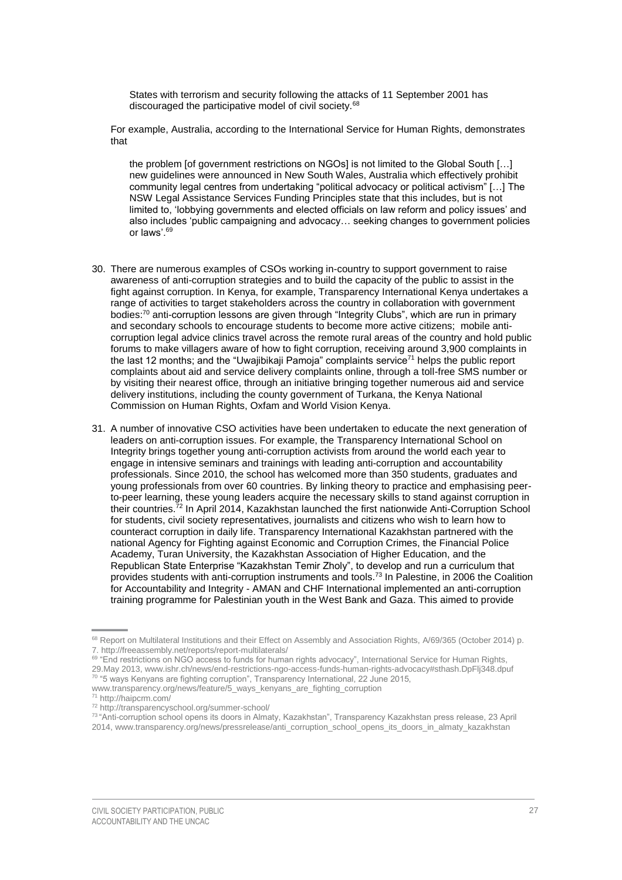> States with terrorism and security following the attacks of 11 September 2001 has discouraged the participative model of civil society.[68]

For example, Australia, according to the International Service for Human Rights, demonstrates that

> the problem [of government restrictions on NGOs] is not limited to the Global South […] new guidelines were announced in New South Wales, Australia which effectively prohibit community legal centres from undertaking "political advocacy or political activism" […] The NSW Legal Assistance Services Funding Principles state that this includes, but is not limited to, 'lobbying governments and elected officials on law reform and policy issues' and also includes 'public campaigning and advocacy… seeking changes to government policies or laws'.[69]

30. There are numerous examples of CSOs working in-country to support government to raise awareness of anti-corruption strategies and to build the capacity of the public to assist in the fight against corruption. In Kenya, for example, Transparency International Kenya undertakes a range of activities to target stakeholders across the country in collaboration with government bodies:[70] anti-corruption lessons are given through "Integrity Clubs", which are run in primary and secondary schools to encourage students to become more active citizens; mobile anti-corruption legal advice clinics travel across the remote rural areas of the country and hold public forums to make villagers aware of how to fight corruption, receiving around 3,900 complaints in the last 12 months; and the "Uwajibikaji Pamoja" complaints service[71] helps the public report complaints about aid and service delivery complaints online, through a toll-free SMS number or by visiting their nearest office, through an initiative bringing together numerous aid and service delivery institutions, including the county government of Turkana, the Kenya National Commission on Human Rights, Oxfam and World Vision Kenya.

31. A number of innovative CSO activities have been undertaken to educate the next generation of leaders on anti-corruption issues. For example, the Transparency International School on Integrity brings together young anti-corruption activists from around the world each year to engage in intensive seminars and trainings with leading anti-corruption and accountability professionals. Since 2010, the school has welcomed more than 350 students, graduates and young professionals from over 60 countries. By linking theory to practice and emphasising peer-to-peer learning, these young leaders acquire the necessary skills to stand against corruption in their countries.[72] In April 2014, Kazakhstan launched the first nationwide Anti-Corruption School for students, civil society representatives, journalists and citizens who wish to learn how to counteract corruption in daily life. Transparency International Kazakhstan partnered with the national Agency for Fighting against Economic and Corruption Crimes, the Financial Police Academy, Turan University, the Kazakhstan Association of Higher Education, and the Republican State Enterprise "Kazakhstan Temir Zholy", to develop and run a curriculum that provides students with anti-corruption instruments and tools.[73] In Palestine, in 2006 the Coalition for Accountability and Integrity - AMAN and CHF International implemented an anti-corruption training programme for Palestinian youth in the West Bank and Gaza. This aimed to provide

---

[68] Report on Multilateral Institutions and their Effect on Assembly and Association Rights, A/69/365 (October 2014) p. 7. http://freeassembly.net/reports/report-multilaterals/

[69] "End restrictions on NGO access to funds for human rights advocacy", International Service for Human Rights, 29.May 2013, www.ishr.ch/news/end-restrictions-ngo-access-funds-human-rights-advocacy#sthash.DpFlj348.dpuf

[70] "5 ways Kenyans are fighting corruption", Transparency International, 22 June 2015, www.transparency.org/news/feature/5_ways_kenyans_are_fighting_corruption

[71] http://haipcrm.com/

[72] http://transparencyschool.org/summer-school/

[73] "Anti-corruption school opens its doors in Almaty, Kazakhstan", Transparency Kazakhstan press release, 23 April 2014, www.transparency.org/news/pressrelease/anti_corruption_school_opens_its_doors_in_almaty_kazakhstan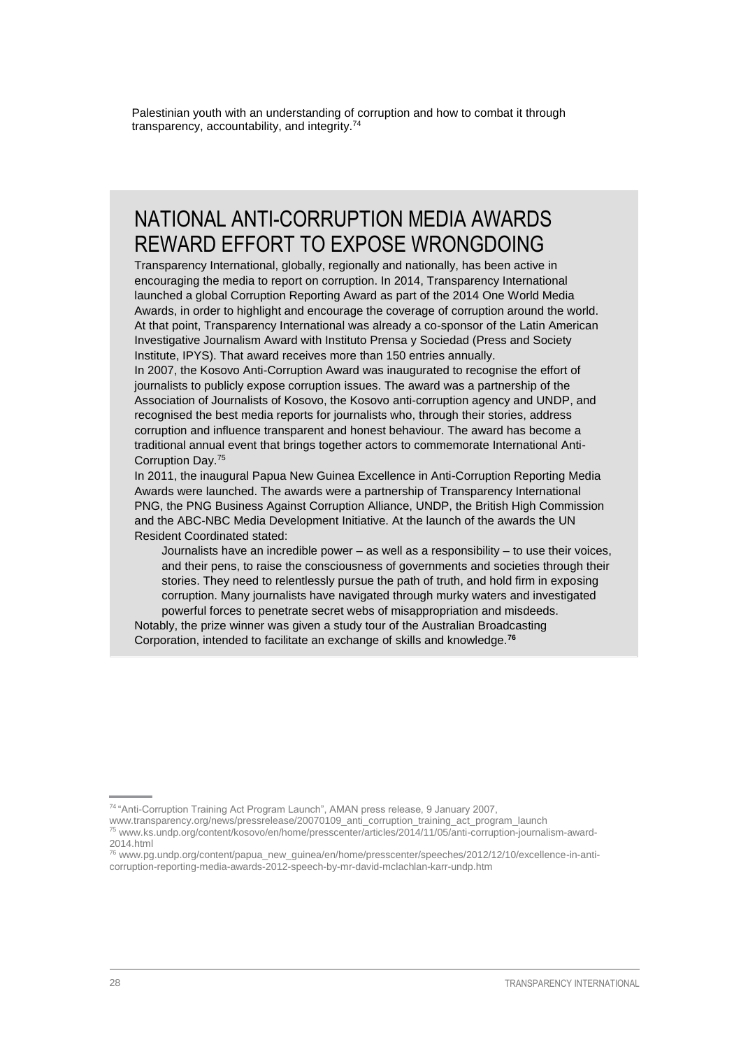Palestinian youth with an understanding of corruption and how to combat it through transparency, accountability, and integrity.[74]

## NATIONAL ANTI-CORRUPTION MEDIA AWARDS REWARD EFFORT TO EXPOSE WRONGDOING

Transparency International, globally, regionally and nationally, has been active in encouraging the media to report on corruption. In 2014, Transparency International launched a global Corruption Reporting Award as part of the 2014 One World Media Awards, in order to highlight and encourage the coverage of corruption around the world. At that point, Transparency International was already a co-sponsor of the Latin American Investigative Journalism Award with Instituto Prensa y Sociedad (Press and Society Institute, IPYS). That award receives more than 150 entries annually.

In 2007, the Kosovo Anti-Corruption Award was inaugurated to recognise the effort of journalists to publicly expose corruption issues. The award was a partnership of the Association of Journalists of Kosovo, the Kosovo anti-corruption agency and UNDP, and recognised the best media reports for journalists who, through their stories, address corruption and influence transparent and honest behaviour. The award has become a traditional annual event that brings together actors to commemorate International Anti-Corruption Day.[75]

In 2011, the inaugural Papua New Guinea Excellence in Anti-Corruption Reporting Media Awards were launched. The awards were a partnership of Transparency International PNG, the PNG Business Against Corruption Alliance, UNDP, the British High Commission and the ABC-NBC Media Development Initiative. At the launch of the awards the UN Resident Coordinated stated:

> Journalists have an incredible power – as well as a responsibility – to use their voices, and their pens, to raise the consciousness of governments and societies through their stories. They need to relentlessly pursue the path of truth, and hold firm in exposing corruption. Many journalists have navigated through murky waters and investigated powerful forces to penetrate secret webs of misappropriation and misdeeds.

Notably, the prize winner was given a study tour of the Australian Broadcasting Corporation, intended to facilitate an exchange of skills and knowledge.[76]

---

[74] "Anti-Corruption Training Act Program Launch", AMAN press release, 9 January 2007, www.transparency.org/news/pressrelease/20070109_anti_corruption_training_act_program_launch

[75] www.ks.undp.org/content/kosovo/en/home/presscenter/articles/2014/11/05/anti-corruption-journalism-award-2014.html

[76] www.pg.undp.org/content/papua_new_guinea/en/home/presscenter/speeches/2012/12/10/excellence-in-anti-corruption-reporting-media-awards-2012-speech-by-mr-david-mclachlan-karr-undp.htm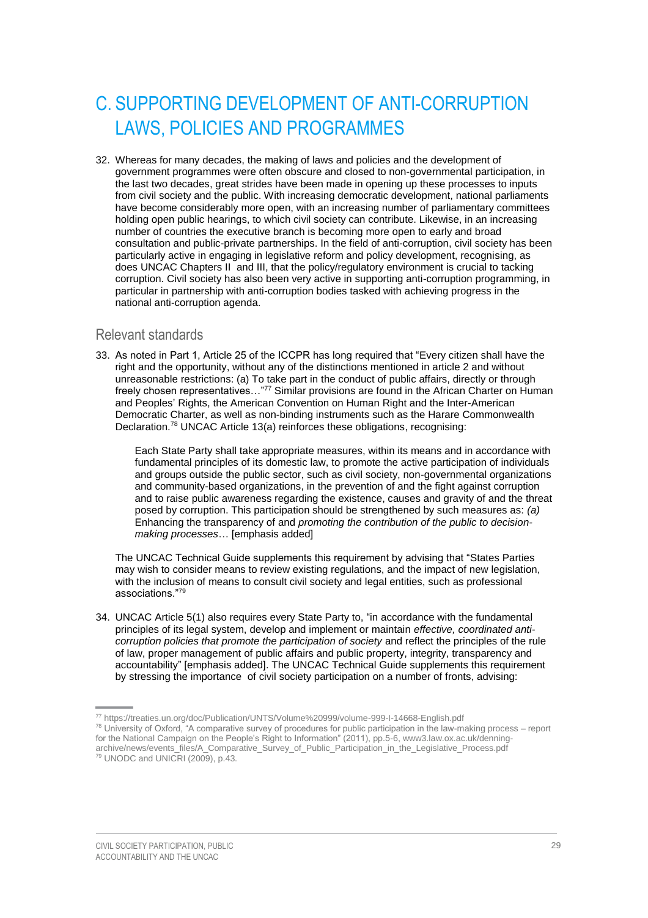# C. SUPPORTING DEVELOPMENT OF ANTI-CORRUPTION LAWS, POLICIES AND PROGRAMMES

32. Whereas for many decades, the making of laws and policies and the development of government programmes were often obscure and closed to non-governmental participation, in the last two decades, great strides have been made in opening up these processes to inputs from civil society and the public. With increasing democratic development, national parliaments have become considerably more open, with an increasing number of parliamentary committees holding open public hearings, to which civil society can contribute. Likewise, in an increasing number of countries the executive branch is becoming more open to early and broad consultation and public-private partnerships. In the field of anti-corruption, civil society has been particularly active in engaging in legislative reform and policy development, recognising, as does UNCAC Chapters II and III, that the policy/regulatory environment is crucial to tacking corruption. Civil society has also been very active in supporting anti-corruption programming, in particular in partnership with anti-corruption bodies tasked with achieving progress in the national anti-corruption agenda.

## Relevant standards

33. As noted in Part 1, Article 25 of the ICCPR has long required that "Every citizen shall have the right and the opportunity, without any of the distinctions mentioned in article 2 and without unreasonable restrictions: (a) To take part in the conduct of public affairs, directly or through freely chosen representatives…"[77] Similar provisions are found in the African Charter on Human and Peoples' Rights, the American Convention on Human Right and the Inter-American Democratic Charter, as well as non-binding instruments such as the Harare Commonwealth Declaration.[78] UNCAC Article 13(a) reinforces these obligations, recognising:

    Each State Party shall take appropriate measures, within its means and in accordance with fundamental principles of its domestic law, to promote the active participation of individuals and groups outside the public sector, such as civil society, non-governmental organizations and community-based organizations, in the prevention of and the fight against corruption and to raise public awareness regarding the existence, causes and gravity of and the threat posed by corruption. This participation should be strengthened by such measures as: *(a)* Enhancing the transparency of and *promoting the contribution of the public to decision-making processes*… [emphasis added]

    The UNCAC Technical Guide supplements this requirement by advising that "States Parties may wish to consider means to review existing regulations, and the impact of new legislation, with the inclusion of means to consult civil society and legal entities, such as professional associations."[79]

34. UNCAC Article 5(1) also requires every State Party to, "in accordance with the fundamental principles of its legal system, develop and implement or maintain *effective, coordinated anti-corruption policies that promote the participation of society* and reflect the principles of the rule of law, proper management of public affairs and public property, integrity, transparency and accountability" [emphasis added]. The UNCAC Technical Guide supplements this requirement by stressing the importance of civil society participation on a number of fronts, advising:

---

[77] https://treaties.un.org/doc/Publication/UNTS/Volume%20999/volume-999-I-14668-English.pdf

[78] University of Oxford, "A comparative survey of procedures for public participation in the law-making process – report for the National Campaign on the People's Right to Information" (2011), pp.5-6, www3.law.ox.ac.uk/denning-archive/news/events_files/A_Comparative_Survey_of_Public_Participation_in_the_Legislative_Process.pdf

[79] UNODC and UNICRI (2009), p.43.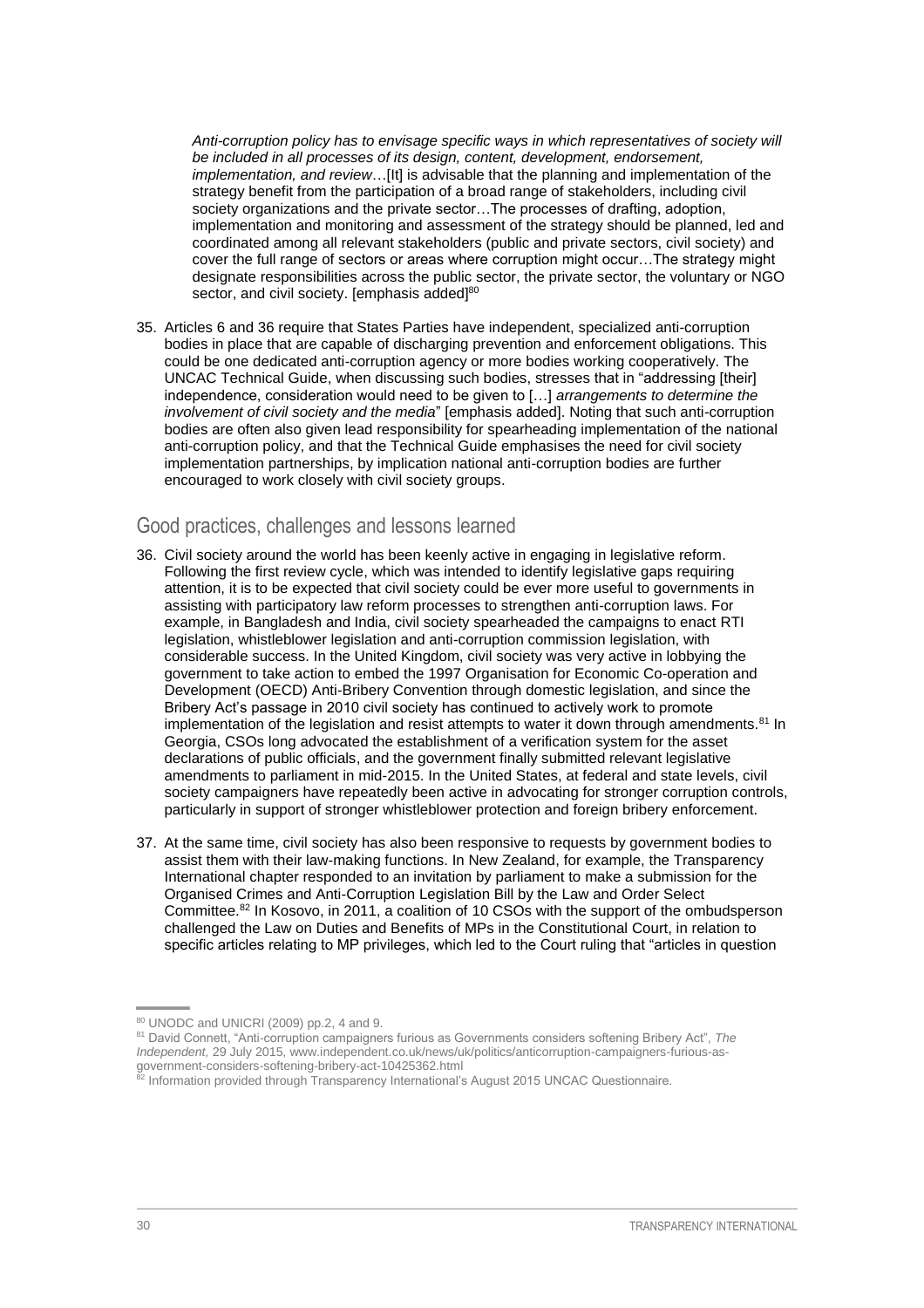> *Anti-corruption policy has to envisage specific ways in which representatives of society will be included in all processes of its design, content, development, endorsement, implementation, and review*…[It] is advisable that the planning and implementation of the strategy benefit from the participation of a broad range of stakeholders, including civil society organizations and the private sector…The processes of drafting, adoption, implementation and monitoring and assessment of the strategy should be planned, led and coordinated among all relevant stakeholders (public and private sectors, civil society) and cover the full range of sectors or areas where corruption might occur…The strategy might designate responsibilities across the public sector, the private sector, the voluntary or NGO sector, and civil society. [emphasis added][80]

35. Articles 6 and 36 require that States Parties have independent, specialized anti-corruption bodies in place that are capable of discharging prevention and enforcement obligations. This could be one dedicated anti-corruption agency or more bodies working cooperatively. The UNCAC Technical Guide, when discussing such bodies, stresses that in "addressing [their] independence, consideration would need to be given to […] *arrangements to determine the involvement of civil society and the media*" [emphasis added]. Noting that such anti-corruption bodies are often also given lead responsibility for spearheading implementation of the national anti-corruption policy, and that the Technical Guide emphasises the need for civil society implementation partnerships, by implication national anti-corruption bodies are further encouraged to work closely with civil society groups.

## Good practices, challenges and lessons learned

36. Civil society around the world has been keenly active in engaging in legislative reform. Following the first review cycle, which was intended to identify legislative gaps requiring attention, it is to be expected that civil society could be ever more useful to governments in assisting with participatory law reform processes to strengthen anti-corruption laws. For example, in Bangladesh and India, civil society spearheaded the campaigns to enact RTI legislation, whistleblower legislation and anti-corruption commission legislation, with considerable success. In the United Kingdom, civil society was very active in lobbying the government to take action to embed the 1997 Organisation for Economic Co-operation and Development (OECD) Anti-Bribery Convention through domestic legislation, and since the Bribery Act's passage in 2010 civil society has continued to actively work to promote implementation of the legislation and resist attempts to water it down through amendments.[81] In Georgia, CSOs long advocated the establishment of a verification system for the asset declarations of public officials, and the government finally submitted relevant legislative amendments to parliament in mid-2015. In the United States, at federal and state levels, civil society campaigners have repeatedly been active in advocating for stronger corruption controls, particularly in support of stronger whistleblower protection and foreign bribery enforcement.

37. At the same time, civil society has also been responsive to requests by government bodies to assist them with their law-making functions. In New Zealand, for example, the Transparency International chapter responded to an invitation by parliament to make a submission for the Organised Crimes and Anti-Corruption Legislation Bill by the Law and Order Select Committee.[82] In Kosovo, in 2011, a coalition of 10 CSOs with the support of the ombudsperson challenged the Law on Duties and Benefits of MPs in the Constitutional Court, in relation to specific articles relating to MP privileges, which led to the Court ruling that "articles in question

---

[80] UNODC and UNICRI (2009) pp.2, 4 and 9.

[81] David Connett, "Anti-corruption campaigners furious as Governments considers softening Bribery Act", *The Independent,* 29 July 2015, www.independent.co.uk/news/uk/politics/anticorruption-campaigners-furious-as-government-considers-softening-bribery-act-10425362.html

[82] Information provided through Transparency International's August 2015 UNCAC Questionnaire.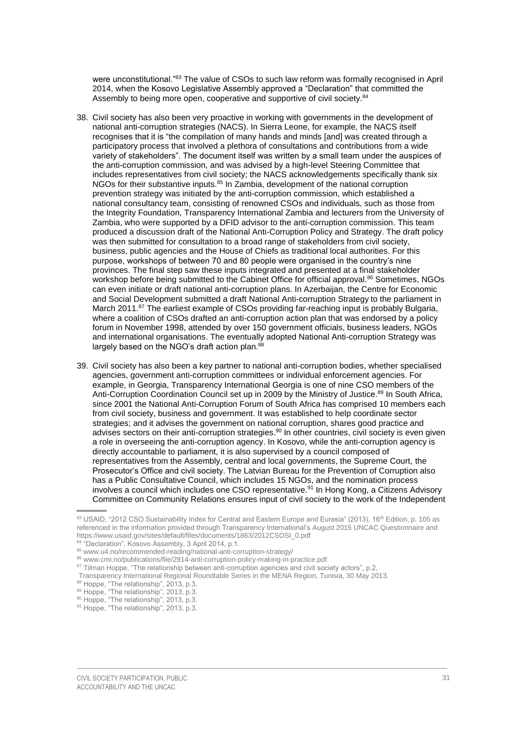were unconstitutional."[83] The value of CSOs to such law reform was formally recognised in April 2014, when the Kosovo Legislative Assembly approved a "Declaration" that committed the Assembly to being more open, cooperative and supportive of civil society.[84]

38. Civil society has also been very proactive in working with governments in the development of national anti-corruption strategies (NACS). In Sierra Leone, for example, the NACS itself recognises that it is "the compilation of many hands and minds [and] was created through a participatory process that involved a plethora of consultations and contributions from a wide variety of stakeholders". The document itself was written by a small team under the auspices of the anti-corruption commission, and was advised by a high-level Steering Committee that includes representatives from civil society; the NACS acknowledgements specifically thank six NGOs for their substantive inputs.[85] In Zambia, development of the national corruption prevention strategy was initiated by the anti-corruption commission, which established a national consultancy team, consisting of renowned CSOs and individuals, such as those from the Integrity Foundation, Transparency International Zambia and lecturers from the University of Zambia, who were supported by a DFID advisor to the anti-corruption commission. This team produced a discussion draft of the National Anti-Corruption Policy and Strategy. The draft policy was then submitted for consultation to a broad range of stakeholders from civil society, business, public agencies and the House of Chiefs as traditional local authorities. For this purpose, workshops of between 70 and 80 people were organised in the country's nine provinces. The final step saw these inputs integrated and presented at a final stakeholder workshop before being submitted to the Cabinet Office for official approval.[86] Sometimes, NGOs can even initiate or draft national anti-corruption plans. In Azerbaijan, the Centre for Economic and Social Development submitted a draft National Anti-corruption Strategy to the parliament in March 2011.[87] The earliest example of CSOs providing far-reaching input is probably Bulgaria, where a coalition of CSOs drafted an anti-corruption action plan that was endorsed by a policy forum in November 1998, attended by over 150 government officials, business leaders, NGOs and international organisations. The eventually adopted National Anti-corruption Strategy was largely based on the NGO's draft action plan.[88]

39. Civil society has also been a key partner to national anti-corruption bodies, whether specialised agencies, government anti-corruption committees or individual enforcement agencies. For example, in Georgia, Transparency International Georgia is one of nine CSO members of the Anti-Corruption Coordination Council set up in 2009 by the Ministry of Justice.[89] In South Africa, since 2001 the National Anti-Corruption Forum of South Africa has comprised 10 members each from civil society, business and government. It was established to help coordinate sector strategies; and it advises the government on national corruption, shares good practice and advises sectors on their anti-corruption strategies.[90] In other countries, civil society is even given a role in overseeing the anti-corruption agency. In Kosovo, while the anti-corruption agency is directly accountable to parliament, it is also supervised by a council composed of representatives from the Assembly, central and local governments, the Supreme Court, the Prosecutor's Office and civil society. The Latvian Bureau for the Prevention of Corruption also has a Public Consultative Council, which includes 15 NGOs, and the nomination process involves a council which includes one CSO representative.[91] In Hong Kong, a Citizens Advisory Committee on Community Relations ensures input of civil society to the work of the Independent

---

[83] USAID, "2012 CSO Sustainability Index for Central and Eastern Europe and Eurasia" (2013), 16th Edition, p. 105 as referenced in the information provided through Transparency International's August 2015 UNCAC Questionnaire and https://www.usaid.gov/sites/default/files/documents/1863/2012CSOSI_0.pdf

[84] "Declaration", Kosovo Assembly, 3 April 2014, p.1.

[85] www.u4.no/recommended-reading/national-anti-corruption-strategy/

[86] www.cmi.no/publications/file/2914-anti-corruption-policy-making-in-practice.pdf

[87] Tilman Hoppe, "The relationship between anti-corruption agencies and civil society actors", p.2, Transparency International Regional Roundtable Series in the MENA Region, Tunisia, 30 May 2013.

[88] Hoppe, "The relationship", 2013, p.3.

[89] Hoppe, "The relationship", 2013, p.3.

[90] Hoppe, "The relationship", 2013, p.3.

[91] Hoppe, "The relationship", 2013, p.3.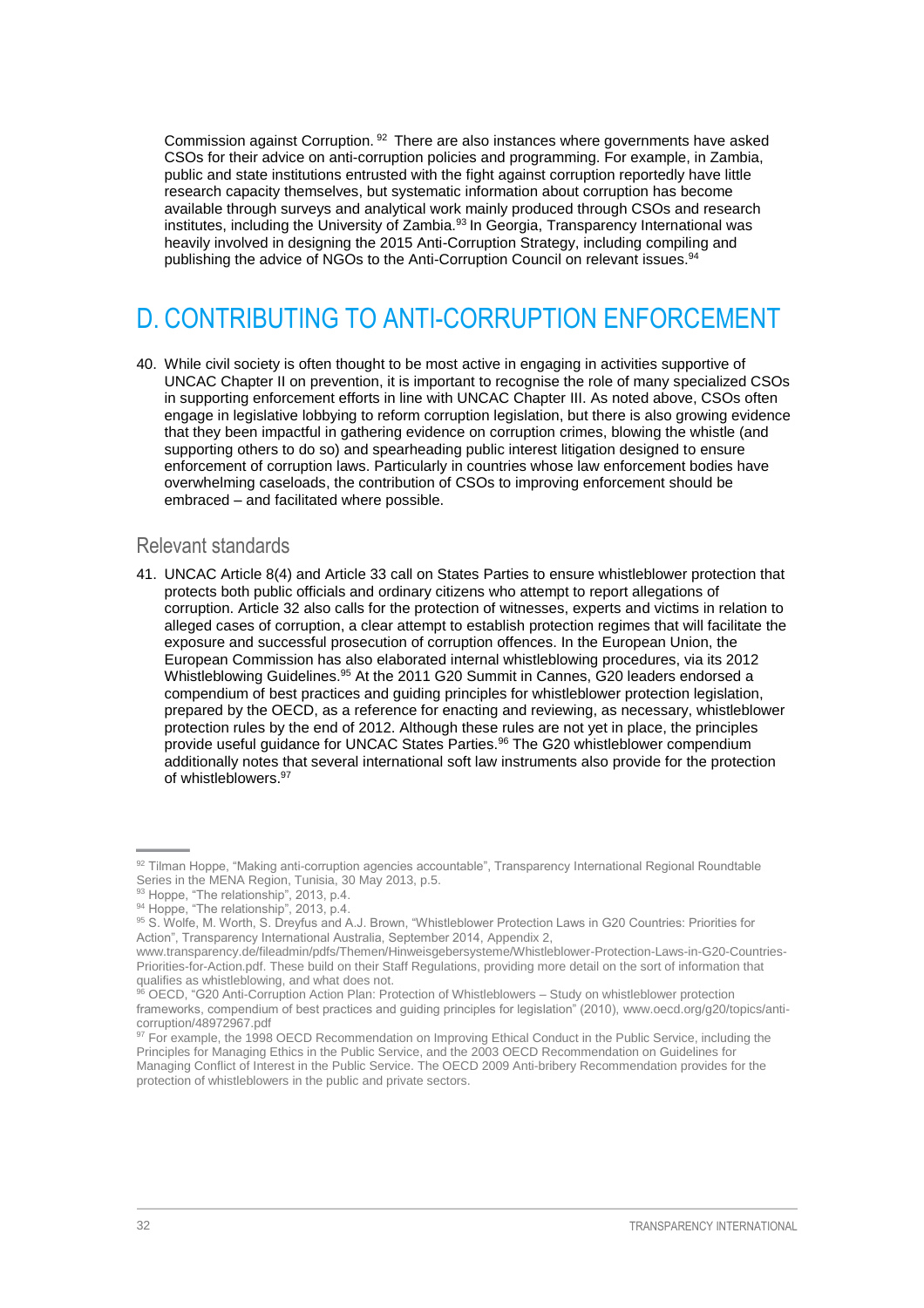Commission against Corruption.[92] There are also instances where governments have asked CSOs for their advice on anti-corruption policies and programming. For example, in Zambia, public and state institutions entrusted with the fight against corruption reportedly have little research capacity themselves, but systematic information about corruption has become available through surveys and analytical work mainly produced through CSOs and research institutes, including the University of Zambia.[93] In Georgia, Transparency International was heavily involved in designing the 2015 Anti-Corruption Strategy, including compiling and publishing the advice of NGOs to the Anti-Corruption Council on relevant issues.[94]

# D. CONTRIBUTING TO ANTI-CORRUPTION ENFORCEMENT

40. While civil society is often thought to be most active in engaging in activities supportive of UNCAC Chapter II on prevention, it is important to recognise the role of many specialized CSOs in supporting enforcement efforts in line with UNCAC Chapter III. As noted above, CSOs often engage in legislative lobbying to reform corruption legislation, but there is also growing evidence that they been impactful in gathering evidence on corruption crimes, blowing the whistle (and supporting others to do so) and spearheading public interest litigation designed to ensure enforcement of corruption laws. Particularly in countries whose law enforcement bodies have overwhelming caseloads, the contribution of CSOs to improving enforcement should be embraced – and facilitated where possible.

## Relevant standards

41. UNCAC Article 8(4) and Article 33 call on States Parties to ensure whistleblower protection that protects both public officials and ordinary citizens who attempt to report allegations of corruption. Article 32 also calls for the protection of witnesses, experts and victims in relation to alleged cases of corruption, a clear attempt to establish protection regimes that will facilitate the exposure and successful prosecution of corruption offences. In the European Union, the European Commission has also elaborated internal whistleblowing procedures, via its 2012 Whistleblowing Guidelines.[95] At the 2011 G20 Summit in Cannes, G20 leaders endorsed a compendium of best practices and guiding principles for whistleblower protection legislation, prepared by the OECD, as a reference for enacting and reviewing, as necessary, whistleblower protection rules by the end of 2012. Although these rules are not yet in place, the principles provide useful guidance for UNCAC States Parties.[96] The G20 whistleblower compendium additionally notes that several international soft law instruments also provide for the protection of whistleblowers.[97]

---

[92] Tilman Hoppe, "Making anti-corruption agencies accountable", Transparency International Regional Roundtable Series in the MENA Region, Tunisia, 30 May 2013, p.5.

[93] Hoppe, "The relationship", 2013, p.4.

[94] Hoppe, "The relationship", 2013, p.4.

[95] S. Wolfe, M. Worth, S. Dreyfus and A.J. Brown, "Whistleblower Protection Laws in G20 Countries: Priorities for Action", Transparency International Australia, September 2014, Appendix 2, www.transparency.de/fileadmin/pdfs/Themen/Hinweisgebersysteme/Whistleblower-Protection-Laws-in-G20-Countries-Priorities-for-Action.pdf. These build on their Staff Regulations, providing more detail on the sort of information that qualifies as whistleblowing, and what does not.

[96] OECD, "G20 Anti-Corruption Action Plan: Protection of Whistleblowers – Study on whistleblower protection frameworks, compendium of best practices and guiding principles for legislation" (2010), www.oecd.org/g20/topics/anti-corruption/48972967.pdf

[97] For example, the 1998 OECD Recommendation on Improving Ethical Conduct in the Public Service, including the Principles for Managing Ethics in the Public Service, and the 2003 OECD Recommendation on Guidelines for Managing Conflict of Interest in the Public Service. The OECD 2009 Anti-bribery Recommendation provides for the protection of whistleblowers in the public and private sectors.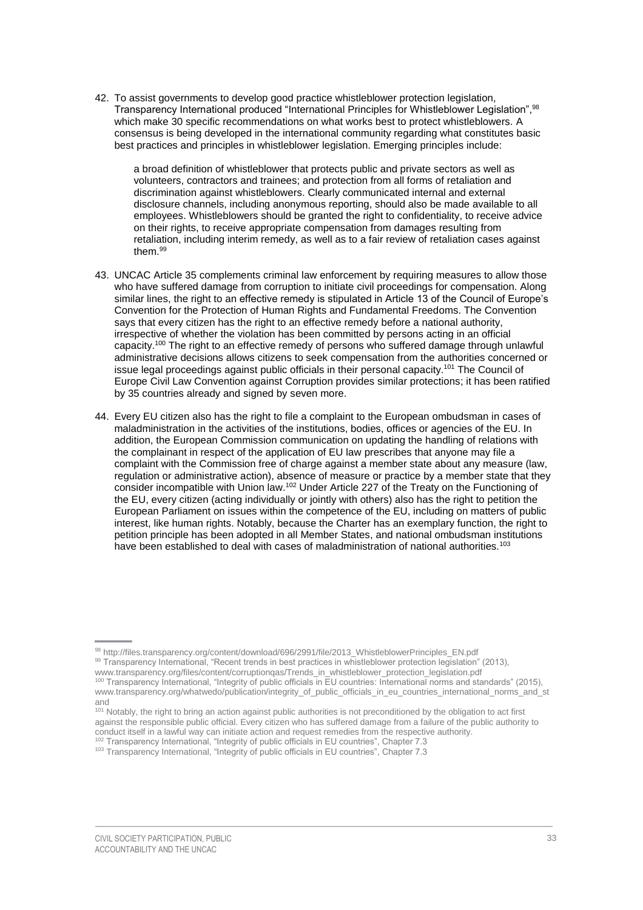42. To assist governments to develop good practice whistleblower protection legislation, Transparency International produced "International Principles for Whistleblower Legislation",[98] which make 30 specific recommendations on what works best to protect whistleblowers. A consensus is being developed in the international community regarding what constitutes basic best practices and principles in whistleblower legislation. Emerging principles include:

> a broad definition of whistleblower that protects public and private sectors as well as volunteers, contractors and trainees; and protection from all forms of retaliation and discrimination against whistleblowers. Clearly communicated internal and external disclosure channels, including anonymous reporting, should also be made available to all employees. Whistleblowers should be granted the right to confidentiality, to receive advice on their rights, to receive appropriate compensation from damages resulting from retaliation, including interim remedy, as well as to a fair review of retaliation cases against them.[99]

43. UNCAC Article 35 complements criminal law enforcement by requiring measures to allow those who have suffered damage from corruption to initiate civil proceedings for compensation. Along similar lines, the right to an effective remedy is stipulated in Article 13 of the Council of Europe's Convention for the Protection of Human Rights and Fundamental Freedoms. The Convention says that every citizen has the right to an effective remedy before a national authority, irrespective of whether the violation has been committed by persons acting in an official capacity.[100] The right to an effective remedy of persons who suffered damage through unlawful administrative decisions allows citizens to seek compensation from the authorities concerned or issue legal proceedings against public officials in their personal capacity.[101] The Council of Europe Civil Law Convention against Corruption provides similar protections; it has been ratified by 35 countries already and signed by seven more.

44. Every EU citizen also has the right to file a complaint to the European ombudsman in cases of maladministration in the activities of the institutions, bodies, offices or agencies of the EU. In addition, the European Commission communication on updating the handling of relations with the complainant in respect of the application of EU law prescribes that anyone may file a complaint with the Commission free of charge against a member state about any measure (law, regulation or administrative action), absence of measure or practice by a member state that they consider incompatible with Union law.[102] Under Article 227 of the Treaty on the Functioning of the EU, every citizen (acting individually or jointly with others) also has the right to petition the European Parliament on issues within the competence of the EU, including on matters of public interest, like human rights. Notably, because the Charter has an exemplary function, the right to petition principle has been adopted in all Member States, and national ombudsman institutions have been established to deal with cases of maladministration of national authorities.[103]

---

[98] http://files.transparency.org/content/download/696/2991/file/2013_WhistleblowerPrinciples_EN.pdf

[99] Transparency International, "Recent trends in best practices in whistleblower protection legislation" (2013), www.transparency.org/files/content/corruptionqas/Trends_in_whistleblower_protection_legislation.pdf

[100] Transparency International, "Integrity of public officials in EU countries: International norms and standards" (2015), www.transparency.org/whatwedo/publication/integrity_of_public_officials_in_eu_countries_international_norms_and_standard

[101] Notably, the right to bring an action against public authorities is not preconditioned by the obligation to act first against the responsible public official. Every citizen who has suffered damage from a failure of the public authority to conduct itself in a lawful way can initiate action and request remedies from the respective authority.

[102] Transparency International, "Integrity of public officials in EU countries", Chapter 7.3

[103] Transparency International, "Integrity of public officials in EU countries", Chapter 7.3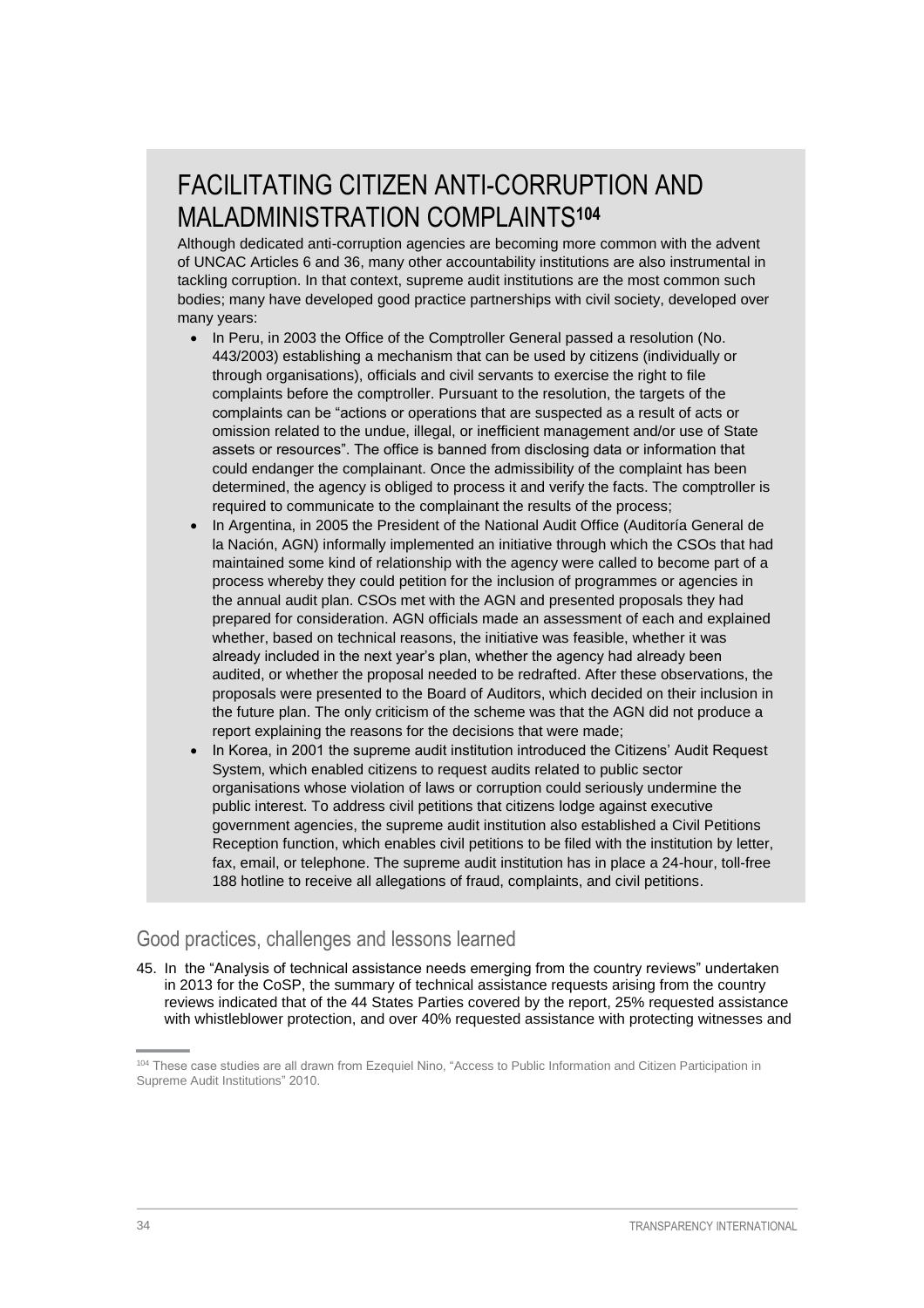## FACILITATING CITIZEN ANTI-CORRUPTION AND MALADMINISTRATION COMPLAINTS[104]

Although dedicated anti-corruption agencies are becoming more common with the advent of UNCAC Articles 6 and 36, many other accountability institutions are also instrumental in tackling corruption. In that context, supreme audit institutions are the most common such bodies; many have developed good practice partnerships with civil society, developed over many years:

- In Peru, in 2003 the Office of the Comptroller General passed a resolution (No. 443/2003) establishing a mechanism that can be used by citizens (individually or through organisations), officials and civil servants to exercise the right to file complaints before the comptroller. Pursuant to the resolution, the targets of the complaints can be "actions or operations that are suspected as a result of acts or omission related to the undue, illegal, or inefficient management and/or use of State assets or resources". The office is banned from disclosing data or information that could endanger the complainant. Once the admissibility of the complaint has been determined, the agency is obliged to process it and verify the facts. The comptroller is required to communicate to the complainant the results of the process;
- In Argentina, in 2005 the President of the National Audit Office (Auditoría General de la Nación, AGN) informally implemented an initiative through which the CSOs that had maintained some kind of relationship with the agency were called to become part of a process whereby they could petition for the inclusion of programmes or agencies in the annual audit plan. CSOs met with the AGN and presented proposals they had prepared for consideration. AGN officials made an assessment of each and explained whether, based on technical reasons, the initiative was feasible, whether it was already included in the next year's plan, whether the agency had already been audited, or whether the proposal needed to be redrafted. After these observations, the proposals were presented to the Board of Auditors, which decided on their inclusion in the future plan. The only criticism of the scheme was that the AGN did not produce a report explaining the reasons for the decisions that were made;
- In Korea, in 2001 the supreme audit institution introduced the Citizens' Audit Request System, which enabled citizens to request audits related to public sector organisations whose violation of laws or corruption could seriously undermine the public interest. To address civil petitions that citizens lodge against executive government agencies, the supreme audit institution also established a Civil Petitions Reception function, which enables civil petitions to be filed with the institution by letter, fax, email, or telephone. The supreme audit institution has in place a 24-hour, toll-free 188 hotline to receive all allegations of fraud, complaints, and civil petitions.

## Good practices, challenges and lessons learned

45. In the "Analysis of technical assistance needs emerging from the country reviews" undertaken in 2013 for the CoSP, the summary of technical assistance requests arising from the country reviews indicated that of the 44 States Parties covered by the report, 25% requested assistance with whistleblower protection, and over 40% requested assistance with protecting witnesses and

---

[104] These case studies are all drawn from Ezequiel Nino, "Access to Public Information and Citizen Participation in Supreme Audit Institutions" 2010.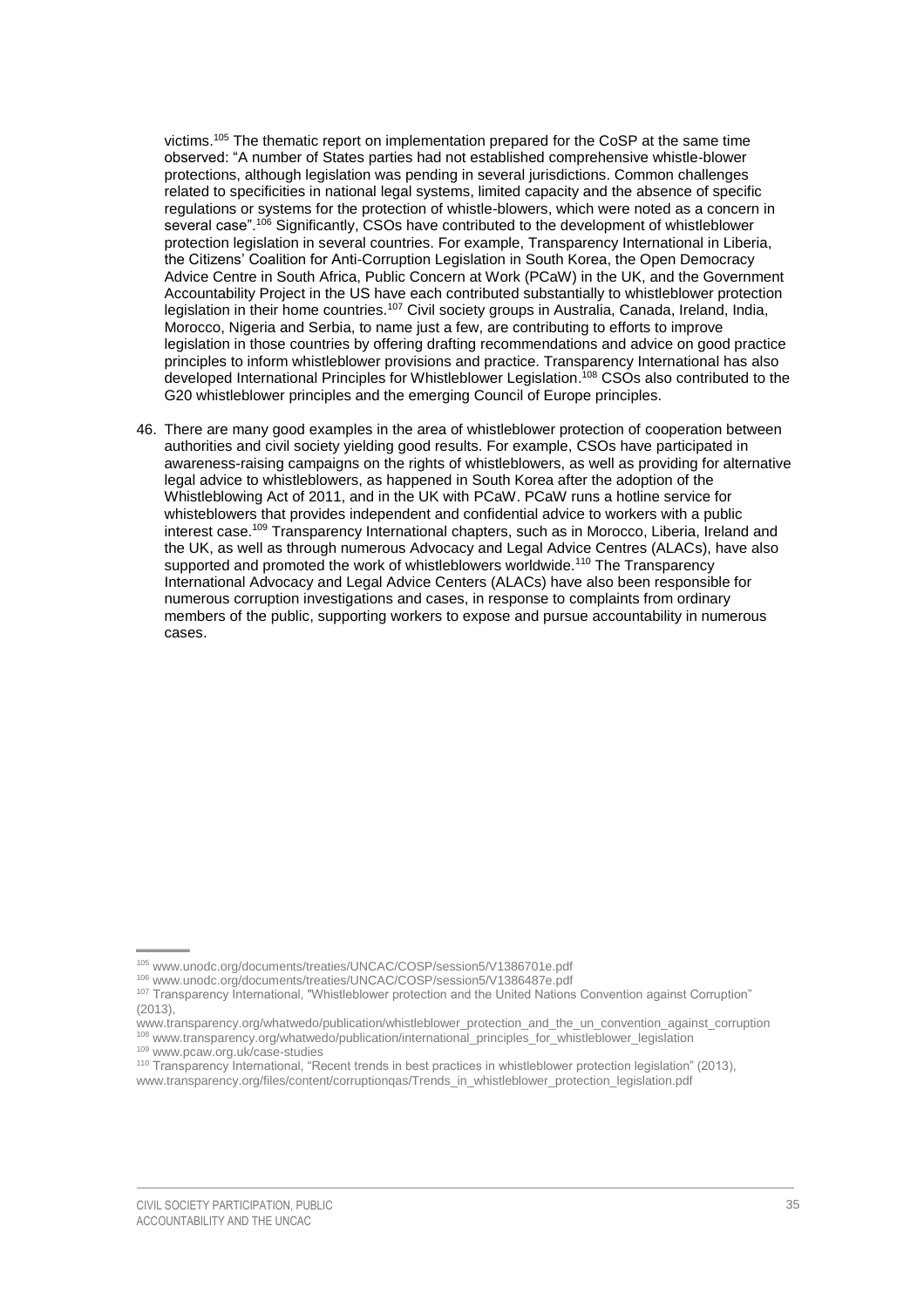victims.[105] The thematic report on implementation prepared for the CoSP at the same time observed: "A number of States parties had not established comprehensive whistle-blower protections, although legislation was pending in several jurisdictions. Common challenges related to specificities in national legal systems, limited capacity and the absence of specific regulations or systems for the protection of whistle-blowers, which were noted as a concern in several case".[106] Significantly, CSOs have contributed to the development of whistleblower protection legislation in several countries. For example, Transparency International in Liberia, the Citizens' Coalition for Anti-Corruption Legislation in South Korea, the Open Democracy Advice Centre in South Africa, Public Concern at Work (PCaW) in the UK, and the Government Accountability Project in the US have each contributed substantially to whistleblower protection legislation in their home countries.[107] Civil society groups in Australia, Canada, Ireland, India, Morocco, Nigeria and Serbia, to name just a few, are contributing to efforts to improve legislation in those countries by offering drafting recommendations and advice on good practice principles to inform whistleblower provisions and practice. Transparency International has also developed International Principles for Whistleblower Legislation.[108] CSOs also contributed to the G20 whistleblower principles and the emerging Council of Europe principles.

46. There are many good examples in the area of whistleblower protection of cooperation between authorities and civil society yielding good results. For example, CSOs have participated in awareness-raising campaigns on the rights of whistleblowers, as well as providing for alternative legal advice to whistleblowers, as happened in South Korea after the adoption of the Whistleblowing Act of 2011, and in the UK with PCaW. PCaW runs a hotline service for whisteblowers that provides independent and confidential advice to workers with a public interest case.[109] Transparency International chapters, such as in Morocco, Liberia, Ireland and the UK, as well as through numerous Advocacy and Legal Advice Centres (ALACs), have also supported and promoted the work of whistleblowers worldwide.[110] The Transparency International Advocacy and Legal Advice Centers (ALACs) have also been responsible for numerous corruption investigations and cases, in response to complaints from ordinary members of the public, supporting workers to expose and pursue accountability in numerous cases.

---

[105] www.unodc.org/documents/treaties/UNCAC/COSP/session5/V1386701e.pdf

[106] www.unodc.org/documents/treaties/UNCAC/COSP/session5/V1386487e.pdf

[107] Transparency International, "Whistleblower protection and the United Nations Convention against Corruption" (2013), www.transparency.org/whatwedo/publication/whistleblower_protection_and_the_un_convention_against_corruption

[108] www.transparency.org/whatwedo/publication/international_principles_for_whistleblower_legislation

[109] www.pcaw.org.uk/case-studies

[110] Transparency International, "Recent trends in best practices in whistleblower protection legislation" (2013), www.transparency.org/files/content/corruptionqas/Trends_in_whistleblower_protection_legislation.pdf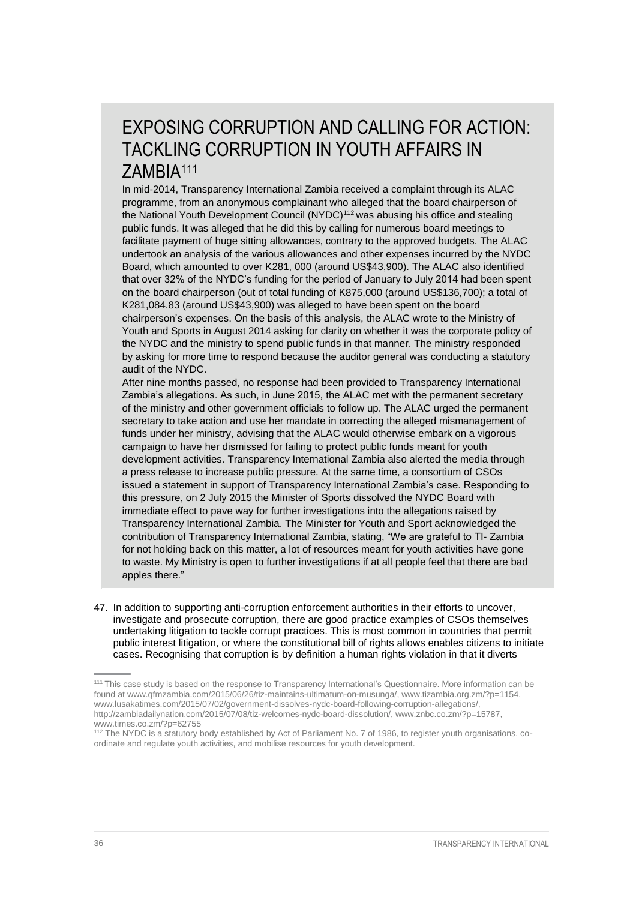## EXPOSING CORRUPTION AND CALLING FOR ACTION: TACKLING CORRUPTION IN YOUTH AFFAIRS IN ZAMBIA[111]

In mid-2014, Transparency International Zambia received a complaint through its ALAC programme, from an anonymous complainant who alleged that the board chairperson of the National Youth Development Council (NYDC)[112] was abusing his office and stealing public funds. It was alleged that he did this by calling for numerous board meetings to facilitate payment of huge sitting allowances, contrary to the approved budgets. The ALAC undertook an analysis of the various allowances and other expenses incurred by the NYDC Board, which amounted to over K281, 000 (around US$43,900). The ALAC also identified that over 32% of the NYDC's funding for the period of January to July 2014 had been spent on the board chairperson (out of total funding of K875,000 (around US$136,700); a total of K281,084.83 (around US$43,900) was alleged to have been spent on the board chairperson's expenses. On the basis of this analysis, the ALAC wrote to the Ministry of Youth and Sports in August 2014 asking for clarity on whether it was the corporate policy of the NYDC and the ministry to spend public funds in that manner. The ministry responded by asking for more time to respond because the auditor general was conducting a statutory audit of the NYDC.

After nine months passed, no response had been provided to Transparency International Zambia's allegations. As such, in June 2015, the ALAC met with the permanent secretary of the ministry and other government officials to follow up. The ALAC urged the permanent secretary to take action and use her mandate in correcting the alleged mismanagement of funds under her ministry, advising that the ALAC would otherwise embark on a vigorous campaign to have her dismissed for failing to protect public funds meant for youth development activities. Transparency International Zambia also alerted the media through a press release to increase public pressure. At the same time, a consortium of CSOs issued a statement in support of Transparency International Zambia's case. Responding to this pressure, on 2 July 2015 the Minister of Sports dissolved the NYDC Board with immediate effect to pave way for further investigations into the allegations raised by Transparency International Zambia. The Minister for Youth and Sport acknowledged the contribution of Transparency International Zambia, stating, "We are grateful to TI- Zambia for not holding back on this matter, a lot of resources meant for youth activities have gone to waste. My Ministry is open to further investigations if at all people feel that there are bad apples there."

47. In addition to supporting anti-corruption enforcement authorities in their efforts to uncover, investigate and prosecute corruption, there are good practice examples of CSOs themselves undertaking litigation to tackle corrupt practices. This is most common in countries that permit public interest litigation, or where the constitutional bill of rights allows enables citizens to initiate cases. Recognising that corruption is by definition a human rights violation in that it diverts

---

[111] This case study is based on the response to Transparency International's Questionnaire. More information can be found at www.qfmzambia.com/2015/06/26/tiz-maintains-ultimatum-on-musunga/, www.tizambia.org.zm/?p=1154, www.lusakatimes.com/2015/07/02/government-dissolves-nydc-board-following-corruption-allegations/, http://zambiadailynation.com/2015/07/08/tiz-welcomes-nydc-board-dissolution/, www.znbc.co.zm/?p=15787, www.times.co.zm/?p=62755

[112] The NYDC is a statutory body established by Act of Parliament No. 7 of 1986, to register youth organisations, co-ordinate and regulate youth activities, and mobilise resources for youth development.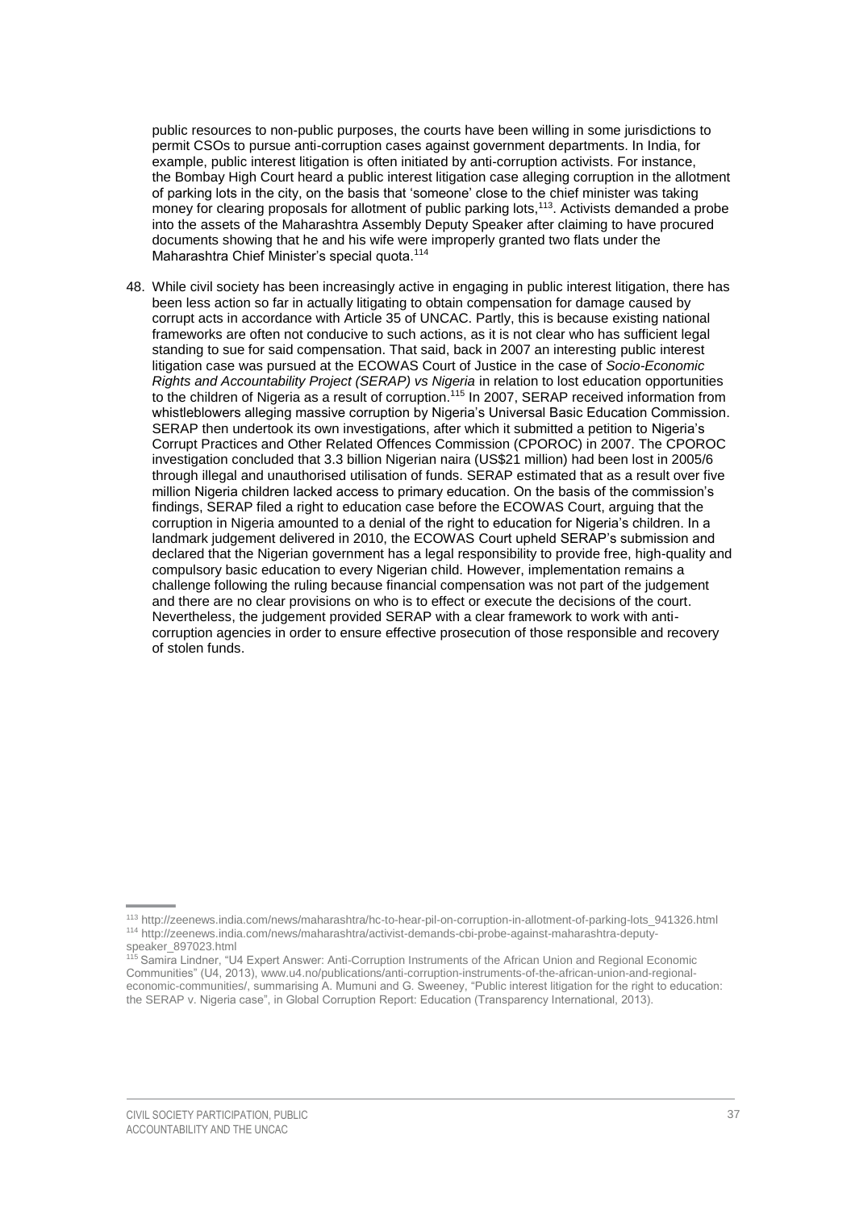public resources to non-public purposes, the courts have been willing in some jurisdictions to permit CSOs to pursue anti-corruption cases against government departments. In India, for example, public interest litigation is often initiated by anti-corruption activists. For instance, the Bombay High Court heard a public interest litigation case alleging corruption in the allotment of parking lots in the city, on the basis that 'someone' close to the chief minister was taking money for clearing proposals for allotment of public parking lots,[113]. Activists demanded a probe into the assets of the Maharashtra Assembly Deputy Speaker after claiming to have procured documents showing that he and his wife were improperly granted two flats under the Maharashtra Chief Minister's special quota.[114]

48. While civil society has been increasingly active in engaging in public interest litigation, there has been less action so far in actually litigating to obtain compensation for damage caused by corrupt acts in accordance with Article 35 of UNCAC. Partly, this is because existing national frameworks are often not conducive to such actions, as it is not clear who has sufficient legal standing to sue for said compensation. That said, back in 2007 an interesting public interest litigation case was pursued at the ECOWAS Court of Justice in the case of *Socio-Economic Rights and Accountability Project (SERAP) vs Nigeria* in relation to lost education opportunities to the children of Nigeria as a result of corruption.[115] In 2007, SERAP received information from whistleblowers alleging massive corruption by Nigeria's Universal Basic Education Commission. SERAP then undertook its own investigations, after which it submitted a petition to Nigeria's Corrupt Practices and Other Related Offences Commission (CPOROC) in 2007. The CPOROC investigation concluded that 3.3 billion Nigerian naira (US$21 million) had been lost in 2005/6 through illegal and unauthorised utilisation of funds. SERAP estimated that as a result over five million Nigeria children lacked access to primary education. On the basis of the commission's findings, SERAP filed a right to education case before the ECOWAS Court, arguing that the corruption in Nigeria amounted to a denial of the right to education for Nigeria's children. In a landmark judgement delivered in 2010, the ECOWAS Court upheld SERAP's submission and declared that the Nigerian government has a legal responsibility to provide free, high-quality and compulsory basic education to every Nigerian child. However, implementation remains a challenge following the ruling because financial compensation was not part of the judgement and there are no clear provisions on who is to effect or execute the decisions of the court. Nevertheless, the judgement provided SERAP with a clear framework to work with anti-corruption agencies in order to ensure effective prosecution of those responsible and recovery of stolen funds.

---

[113] http://zeenews.india.com/news/maharashtra/hc-to-hear-pil-on-corruption-in-allotment-of-parking-lots_941326.html

[114] http://zeenews.india.com/news/maharashtra/activist-demands-cbi-probe-against-maharashtra-deputy-speaker_897023.html

[115] Samira Lindner, "U4 Expert Answer: Anti-Corruption Instruments of the African Union and Regional Economic Communities" (U4, 2013), www.u4.no/publications/anti-corruption-instruments-of-the-african-union-and-regional-economic-communities/, summarising A. Mumuni and G. Sweeney, "Public interest litigation for the right to education: the SERAP v. Nigeria case", in Global Corruption Report: Education (Transparency International, 2013).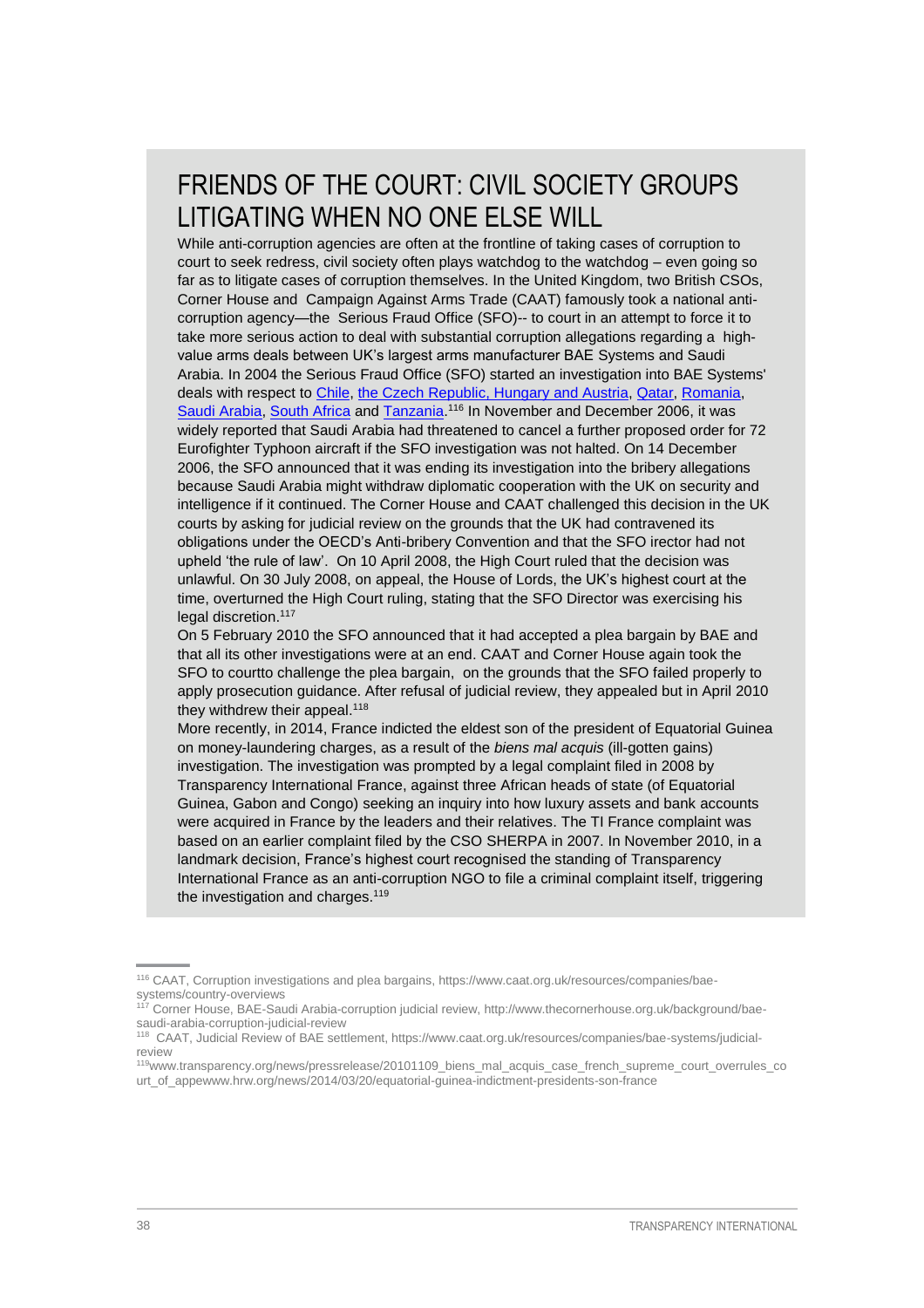## FRIENDS OF THE COURT: CIVIL SOCIETY GROUPS LITIGATING WHEN NO ONE ELSE WILL

While anti-corruption agencies are often at the frontline of taking cases of corruption to court to seek redress, civil society often plays watchdog to the watchdog – even going so far as to litigate cases of corruption themselves. In the United Kingdom, two British CSOs, Corner House and Campaign Against Arms Trade (CAAT) famously took a national anti-corruption agency—the Serious Fraud Office (SFO)-- to court in an attempt to force it to take more serious action to deal with substantial corruption allegations regarding a high-value arms deals between UK's largest arms manufacturer BAE Systems and Saudi Arabia. In 2004 the Serious Fraud Office (SFO) started an investigation into BAE Systems' deals with respect to Chile, the Czech Republic, Hungary and Austria, Qatar, Romania, Saudi Arabia, South Africa and Tanzania.[116] In November and December 2006, it was widely reported that Saudi Arabia had threatened to cancel a further proposed order for 72 Eurofighter Typhoon aircraft if the SFO investigation was not halted. On 14 December 2006, the SFO announced that it was ending its investigation into the bribery allegations because Saudi Arabia might withdraw diplomatic cooperation with the UK on security and intelligence if it continued. The Corner House and CAAT challenged this decision in the UK courts by asking for judicial review on the grounds that the UK had contravened its obligations under the OECD's Anti-bribery Convention and that the SFO irector had not upheld 'the rule of law'. On 10 April 2008, the High Court ruled that the decision was unlawful. On 30 July 2008, on appeal, the House of Lords, the UK's highest court at the time, overturned the High Court ruling, stating that the SFO Director was exercising his legal discretion.[117]

On 5 February 2010 the SFO announced that it had accepted a plea bargain by BAE and that all its other investigations were at an end. CAAT and Corner House again took the SFO to courtto challenge the plea bargain, on the grounds that the SFO failed properly to apply prosecution guidance. After refusal of judicial review, they appealed but in April 2010 they withdrew their appeal.[118]

More recently, in 2014, France indicted the eldest son of the president of Equatorial Guinea on money-laundering charges, as a result of the *biens mal acquis* (ill-gotten gains) investigation. The investigation was prompted by a legal complaint filed in 2008 by Transparency International France, against three African heads of state (of Equatorial Guinea, Gabon and Congo) seeking an inquiry into how luxury assets and bank accounts were acquired in France by the leaders and their relatives. The TI France complaint was based on an earlier complaint filed by the CSO SHERPA in 2007. In November 2010, in a landmark decision, France's highest court recognised the standing of Transparency International France as an anti-corruption NGO to file a criminal complaint itself, triggering the investigation and charges.[119]

---

[116] CAAT, Corruption investigations and plea bargains, https://www.caat.org.uk/resources/companies/bae-systems/country-overviews

[117] Corner House, BAE-Saudi Arabia-corruption judicial review, http://www.thecornerhouse.org.uk/background/bae-saudi-arabia-corruption-judicial-review

[118] CAAT, Judicial Review of BAE settlement, https://www.caat.org.uk/resources/companies/bae-systems/judicial-review

[119] www.transparency.org/news/pressrelease/20101109_biens_mal_acquis_case_french_supreme_court_overrules_court_of_appewww.hrw.org/news/2014/03/20/equatorial-guinea-indictment-presidents-son-france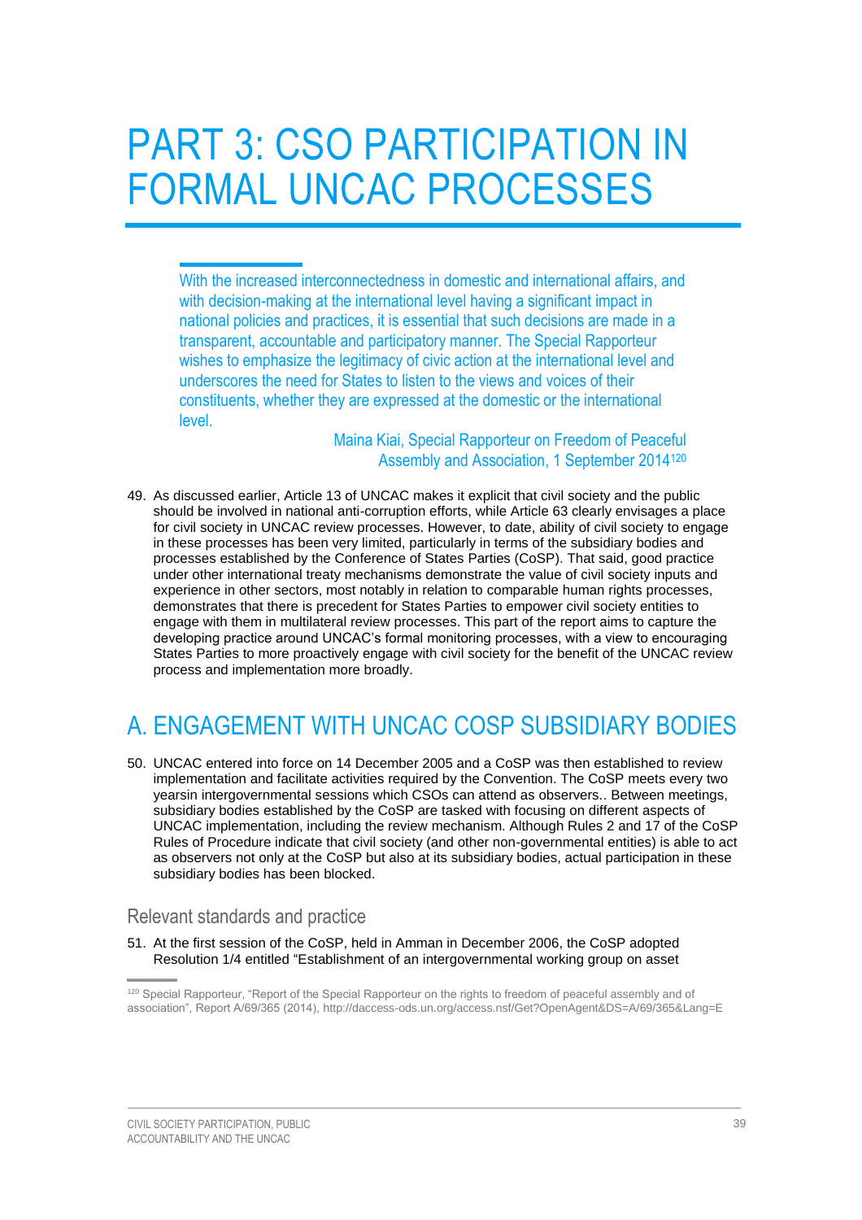# PART 3: CSO PARTICIPATION IN FORMAL UNCAC PROCESSES

> With the increased interconnectedness in domestic and international affairs, and with decision-making at the international level having a significant impact in national policies and practices, it is essential that such decisions are made in a transparent, accountable and participatory manner. The Special Rapporteur wishes to emphasize the legitimacy of civic action at the international level and underscores the need for States to listen to the views and voices of their constituents, whether they are expressed at the domestic or the international level.
>
> Maina Kiai, Special Rapporteur on Freedom of Peaceful Assembly and Association, 1 September 2014[120]

49. As discussed earlier, Article 13 of UNCAC makes it explicit that civil society and the public should be involved in national anti-corruption efforts, while Article 63 clearly envisages a place for civil society in UNCAC review processes. However, to date, ability of civil society to engage in these processes has been very limited, particularly in terms of the subsidiary bodies and processes established by the Conference of States Parties (CoSP). That said, good practice under other international treaty mechanisms demonstrate the value of civil society inputs and experience in other sectors, most notably in relation to comparable human rights processes, demonstrates that there is precedent for States Parties to empower civil society entities to engage with them in multilateral review processes. This part of the report aims to capture the developing practice around UNCAC's formal monitoring processes, with a view to encouraging States Parties to more proactively engage with civil society for the benefit of the UNCAC review process and implementation more broadly.

## A. ENGAGEMENT WITH UNCAC COSP SUBSIDIARY BODIES

50. UNCAC entered into force on 14 December 2005 and a CoSP was then established to review implementation and facilitate activities required by the Convention. The CoSP meets every two yearsin intergovernmental sessions which CSOs can attend as observers.. Between meetings, subsidiary bodies established by the CoSP are tasked with focusing on different aspects of UNCAC implementation, including the review mechanism. Although Rules 2 and 17 of the CoSP Rules of Procedure indicate that civil society (and other non-governmental entities) is able to act as observers not only at the CoSP but also at its subsidiary bodies, actual participation in these subsidiary bodies has been blocked.

### Relevant standards and practice

51. At the first session of the CoSP, held in Amman in December 2006, the CoSP adopted Resolution 1/4 entitled "Establishment of an intergovernmental working group on asset

[120] Special Rapporteur, "Report of the Special Rapporteur on the rights to freedom of peaceful assembly and of association", Report A/69/365 (2014), http://daccess-ods.un.org/access.nsf/Get?OpenAgent&DS=A/69/365&Lang=E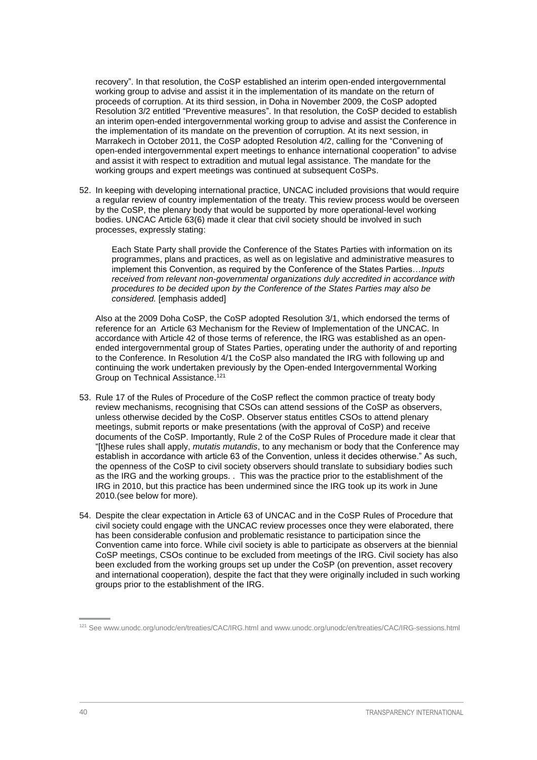recovery". In that resolution, the CoSP established an interim open-ended intergovernmental working group to advise and assist it in the implementation of its mandate on the return of proceeds of corruption. At its third session, in Doha in November 2009, the CoSP adopted Resolution 3/2 entitled "Preventive measures". In that resolution, the CoSP decided to establish an interim open-ended intergovernmental working group to advise and assist the Conference in the implementation of its mandate on the prevention of corruption. At its next session, in Marrakech in October 2011, the CoSP adopted Resolution 4/2, calling for the "Convening of open-ended intergovernmental expert meetings to enhance international cooperation" to advise and assist it with respect to extradition and mutual legal assistance. The mandate for the working groups and expert meetings was continued at subsequent CoSPs.

52. In keeping with developing international practice, UNCAC included provisions that would require a regular review of country implementation of the treaty. This review process would be overseen by the CoSP, the plenary body that would be supported by more operational-level working bodies. UNCAC Article 63(6) made it clear that civil society should be involved in such processes, expressly stating:

   > Each State Party shall provide the Conference of the States Parties with information on its programmes, plans and practices, as well as on legislative and administrative measures to implement this Convention, as required by the Conference of the States Parties…*Inputs received from relevant non-governmental organizations duly accredited in accordance with procedures to be decided upon by the Conference of the States Parties may also be considered.* [emphasis added]

   Also at the 2009 Doha CoSP, the CoSP adopted Resolution 3/1, which endorsed the terms of reference for an Article 63 Mechanism for the Review of Implementation of the UNCAC. In accordance with Article 42 of those terms of reference, the IRG was established as an open-ended intergovernmental group of States Parties, operating under the authority of and reporting to the Conference. In Resolution 4/1 the CoSP also mandated the IRG with following up and continuing the work undertaken previously by the Open-ended Intergovernmental Working Group on Technical Assistance.[121]

53. Rule 17 of the Rules of Procedure of the CoSP reflect the common practice of treaty body review mechanisms, recognising that CSOs can attend sessions of the CoSP as observers, unless otherwise decided by the CoSP. Observer status entitles CSOs to attend plenary meetings, submit reports or make presentations (with the approval of CoSP) and receive documents of the CoSP. Importantly, Rule 2 of the CoSP Rules of Procedure made it clear that "[t]hese rules shall apply, *mutatis mutandis*, to any mechanism or body that the Conference may establish in accordance with article 63 of the Convention, unless it decides otherwise." As such, the openness of the CoSP to civil society observers should translate to subsidiary bodies such as the IRG and the working groups. . This was the practice prior to the establishment of the IRG in 2010, but this practice has been undermined since the IRG took up its work in June 2010.(see below for more).

54. Despite the clear expectation in Article 63 of UNCAC and in the CoSP Rules of Procedure that civil society could engage with the UNCAC review processes once they were elaborated, there has been considerable confusion and problematic resistance to participation since the Convention came into force. While civil society is able to participate as observers at the biennial CoSP meetings, CSOs continue to be excluded from meetings of the IRG. Civil society has also been excluded from the working groups set up under the CoSP (on prevention, asset recovery and international cooperation), despite the fact that they were originally included in such working groups prior to the establishment of the IRG.

[121] See www.unodc.org/unodc/en/treaties/CAC/IRG.html and www.unodc.org/unodc/en/treaties/CAC/IRG-sessions.html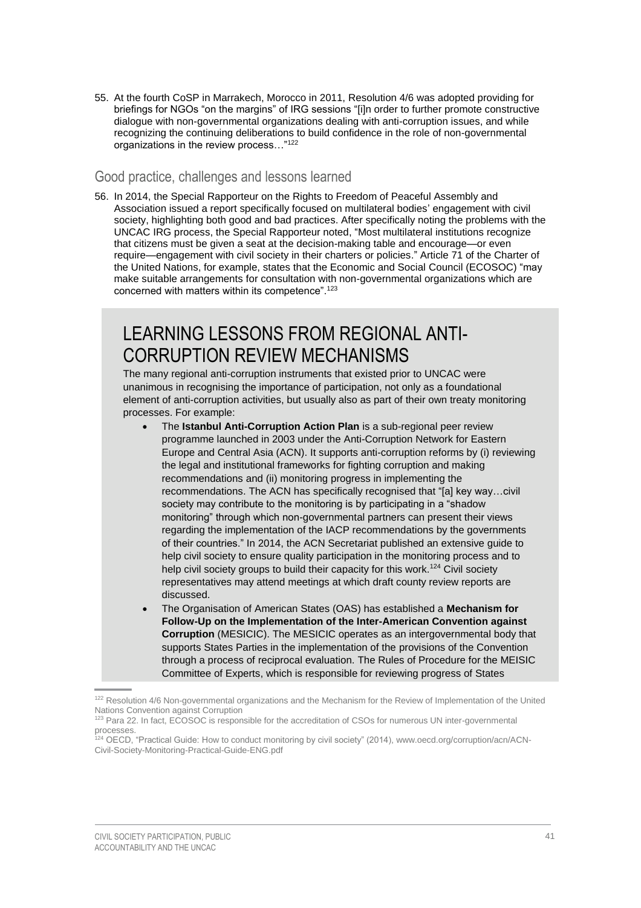55. At the fourth CoSP in Marrakech, Morocco in 2011, Resolution 4/6 was adopted providing for briefings for NGOs "on the margins" of IRG sessions "[i]n order to further promote constructive dialogue with non-governmental organizations dealing with anti-corruption issues, and while recognizing the continuing deliberations to build confidence in the role of non-governmental organizations in the review process…"[122]

## Good practice, challenges and lessons learned

56. In 2014, the Special Rapporteur on the Rights to Freedom of Peaceful Assembly and Association issued a report specifically focused on multilateral bodies' engagement with civil society, highlighting both good and bad practices. After specifically noting the problems with the UNCAC IRG process, the Special Rapporteur noted, "Most multilateral institutions recognize that citizens must be given a seat at the decision-making table and encourage—or even require—engagement with civil society in their charters or policies." Article 71 of the Charter of the United Nations, for example, states that the Economic and Social Council (ECOSOC) "may make suitable arrangements for consultation with non-governmental organizations which are concerned with matters within its competence".[123]

## LEARNING LESSONS FROM REGIONAL ANTI-CORRUPTION REVIEW MECHANISMS

The many regional anti-corruption instruments that existed prior to UNCAC were unanimous in recognising the importance of participation, not only as a foundational element of anti-corruption activities, but usually also as part of their own treaty monitoring processes. For example:

- The **Istanbul Anti-Corruption Action Plan** is a sub-regional peer review programme launched in 2003 under the Anti-Corruption Network for Eastern Europe and Central Asia (ACN). It supports anti-corruption reforms by (i) reviewing the legal and institutional frameworks for fighting corruption and making recommendations and (ii) monitoring progress in implementing the recommendations. The ACN has specifically recognised that "[a] key way…civil society may contribute to the monitoring is by participating in a "shadow monitoring" through which non-governmental partners can present their views regarding the implementation of the IACP recommendations by the governments of their countries." In 2014, the ACN Secretariat published an extensive guide to help civil society to ensure quality participation in the monitoring process and to help civil society groups to build their capacity for this work.[124] Civil society representatives may attend meetings at which draft county review reports are discussed.
- The Organisation of American States (OAS) has established a **Mechanism for Follow-Up on the Implementation of the Inter-American Convention against Corruption** (MESICIC). The MESICIC operates as an intergovernmental body that supports States Parties in the implementation of the provisions of the Convention through a process of reciprocal evaluation. The Rules of Procedure for the MEISIC Committee of Experts, which is responsible for reviewing progress of States

---

[122] Resolution 4/6 Non-governmental organizations and the Mechanism for the Review of Implementation of the United Nations Convention against Corruption

[123] Para 22. In fact, ECOSOC is responsible for the accreditation of CSOs for numerous UN inter-governmental processes.

[124] OECD, "Practical Guide: How to conduct monitoring by civil society" (2014), www.oecd.org/corruption/acn/ACN-Civil-Society-Monitoring-Practical-Guide-ENG.pdf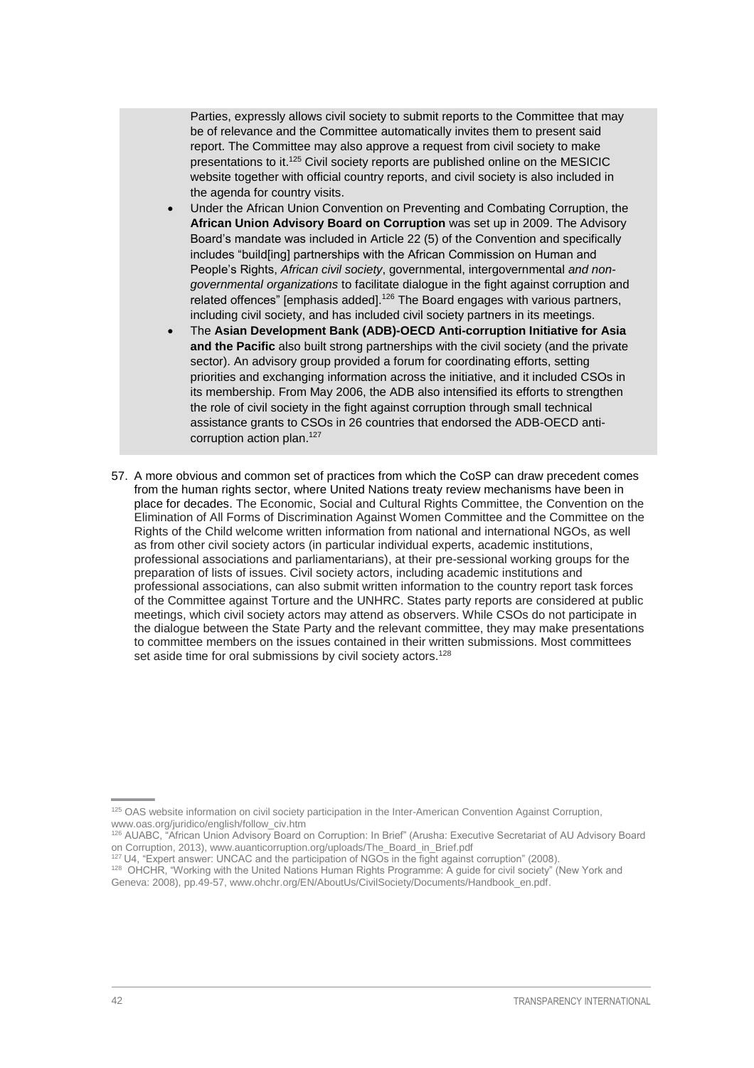Parties, expressly allows civil society to submit reports to the Committee that may be of relevance and the Committee automatically invites them to present said report. The Committee may also approve a request from civil society to make presentations to it.[125] Civil society reports are published online on the MESICIC website together with official country reports, and civil society is also included in the agenda for country visits.

- Under the African Union Convention on Preventing and Combating Corruption, the **African Union Advisory Board on Corruption** was set up in 2009. The Advisory Board's mandate was included in Article 22 (5) of the Convention and specifically includes "build[ing] partnerships with the African Commission on Human and People's Rights, *African civil society*, governmental, intergovernmental *and non-governmental organizations* to facilitate dialogue in the fight against corruption and related offences" [emphasis added].[126] The Board engages with various partners, including civil society, and has included civil society partners in its meetings.
- The **Asian Development Bank (ADB)-OECD Anti-corruption Initiative for Asia and the Pacific** also built strong partnerships with the civil society (and the private sector). An advisory group provided a forum for coordinating efforts, setting priorities and exchanging information across the initiative, and it included CSOs in its membership. From May 2006, the ADB also intensified its efforts to strengthen the role of civil society in the fight against corruption through small technical assistance grants to CSOs in 26 countries that endorsed the ADB-OECD anti-corruption action plan.[127]

57. A more obvious and common set of practices from which the CoSP can draw precedent comes from the human rights sector, where United Nations treaty review mechanisms have been in place for decades. The Economic, Social and Cultural Rights Committee, the Convention on the Elimination of All Forms of Discrimination Against Women Committee and the Committee on the Rights of the Child welcome written information from national and international NGOs, as well as from other civil society actors (in particular individual experts, academic institutions, professional associations and parliamentarians), at their pre-sessional working groups for the preparation of lists of issues. Civil society actors, including academic institutions and professional associations, can also submit written information to the country report task forces of the Committee against Torture and the UNHRC. States party reports are considered at public meetings, which civil society actors may attend as observers. While CSOs do not participate in the dialogue between the State Party and the relevant committee, they may make presentations to committee members on the issues contained in their written submissions. Most committees set aside time for oral submissions by civil society actors.[128]

---

[125] OAS website information on civil society participation in the Inter-American Convention Against Corruption, www.oas.org/juridico/english/follow_civ.htm

[126] AUABC, "African Union Advisory Board on Corruption: In Brief" (Arusha: Executive Secretariat of AU Advisory Board on Corruption, 2013), www.auanticorruption.org/uploads/The_Board_in_Brief.pdf

[127] U4, "Expert answer: UNCAC and the participation of NGOs in the fight against corruption" (2008).

[128] OHCHR, "Working with the United Nations Human Rights Programme: A guide for civil society" (New York and Geneva: 2008), pp.49-57, www.ohchr.org/EN/AboutUs/CivilSociety/Documents/Handbook_en.pdf.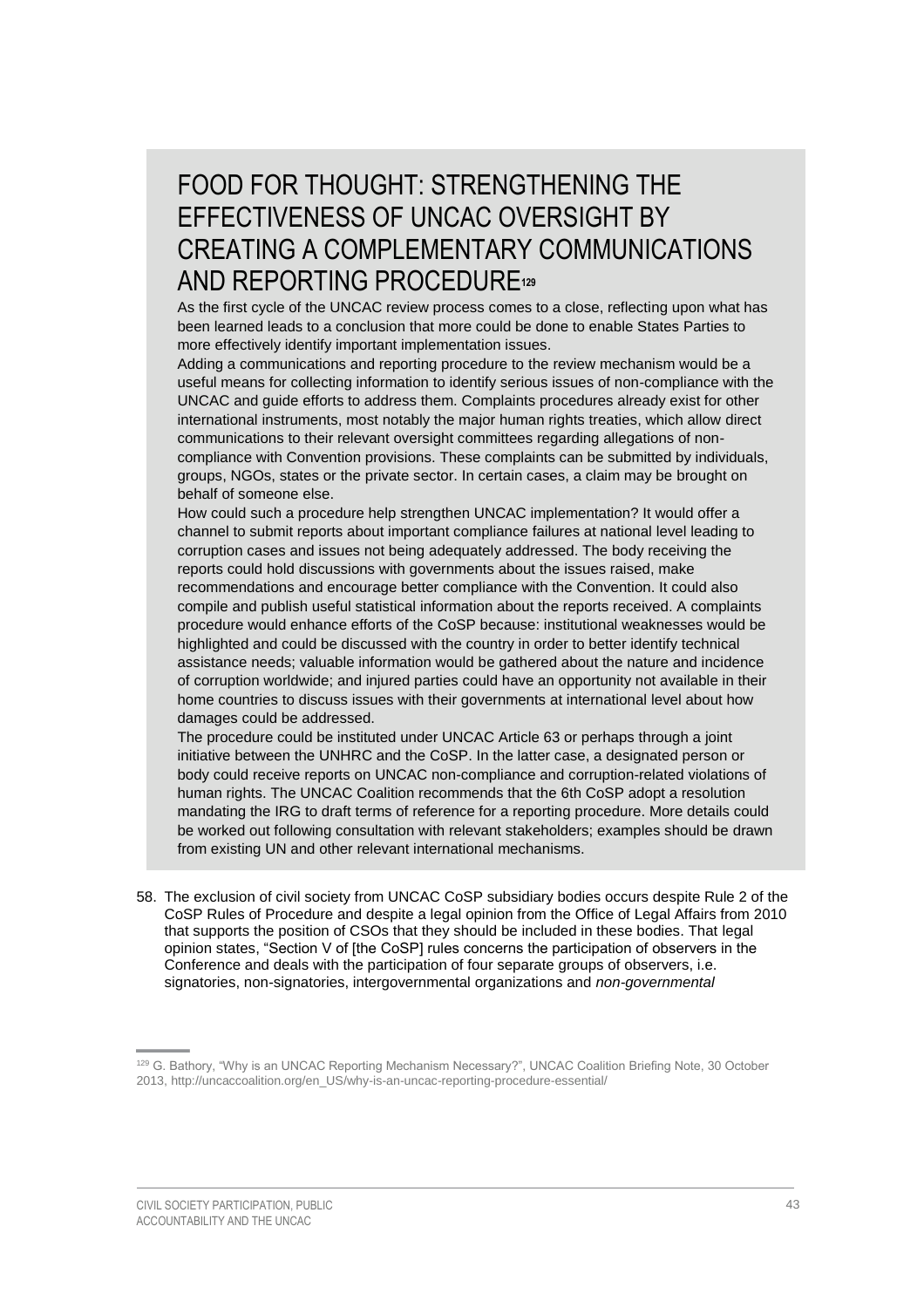## FOOD FOR THOUGHT: STRENGTHENING THE EFFECTIVENESS OF UNCAC OVERSIGHT BY CREATING A COMPLEMENTARY COMMUNICATIONS AND REPORTING PROCEDURE[129]

As the first cycle of the UNCAC review process comes to a close, reflecting upon what has been learned leads to a conclusion that more could be done to enable States Parties to more effectively identify important implementation issues.

Adding a communications and reporting procedure to the review mechanism would be a useful means for collecting information to identify serious issues of non-compliance with the UNCAC and guide efforts to address them. Complaints procedures already exist for other international instruments, most notably the major human rights treaties, which allow direct communications to their relevant oversight committees regarding allegations of non-compliance with Convention provisions. These complaints can be submitted by individuals, groups, NGOs, states or the private sector. In certain cases, a claim may be brought on behalf of someone else.

How could such a procedure help strengthen UNCAC implementation? It would offer a channel to submit reports about important compliance failures at national level leading to corruption cases and issues not being adequately addressed. The body receiving the reports could hold discussions with governments about the issues raised, make recommendations and encourage better compliance with the Convention. It could also compile and publish useful statistical information about the reports received. A complaints procedure would enhance efforts of the CoSP because: institutional weaknesses would be highlighted and could be discussed with the country in order to better identify technical assistance needs; valuable information would be gathered about the nature and incidence of corruption worldwide; and injured parties could have an opportunity not available in their home countries to discuss issues with their governments at international level about how damages could be addressed.

The procedure could be instituted under UNCAC Article 63 or perhaps through a joint initiative between the UNHRC and the CoSP. In the latter case, a designated person or body could receive reports on UNCAC non-compliance and corruption-related violations of human rights. The UNCAC Coalition recommends that the 6th CoSP adopt a resolution mandating the IRG to draft terms of reference for a reporting procedure. More details could be worked out following consultation with relevant stakeholders; examples should be drawn from existing UN and other relevant international mechanisms.

58. The exclusion of civil society from UNCAC CoSP subsidiary bodies occurs despite Rule 2 of the CoSP Rules of Procedure and despite a legal opinion from the Office of Legal Affairs from 2010 that supports the position of CSOs that they should be included in these bodies. That legal opinion states, "Section V of [the CoSP] rules concerns the participation of observers in the Conference and deals with the participation of four separate groups of observers, i.e. signatories, non-signatories, intergovernmental organizations and *non-governmental*

---

[129] G. Bathory, "Why is an UNCAC Reporting Mechanism Necessary?", UNCAC Coalition Briefing Note, 30 October 2013, http://uncaccoalition.org/en_US/why-is-an-uncac-reporting-procedure-essential/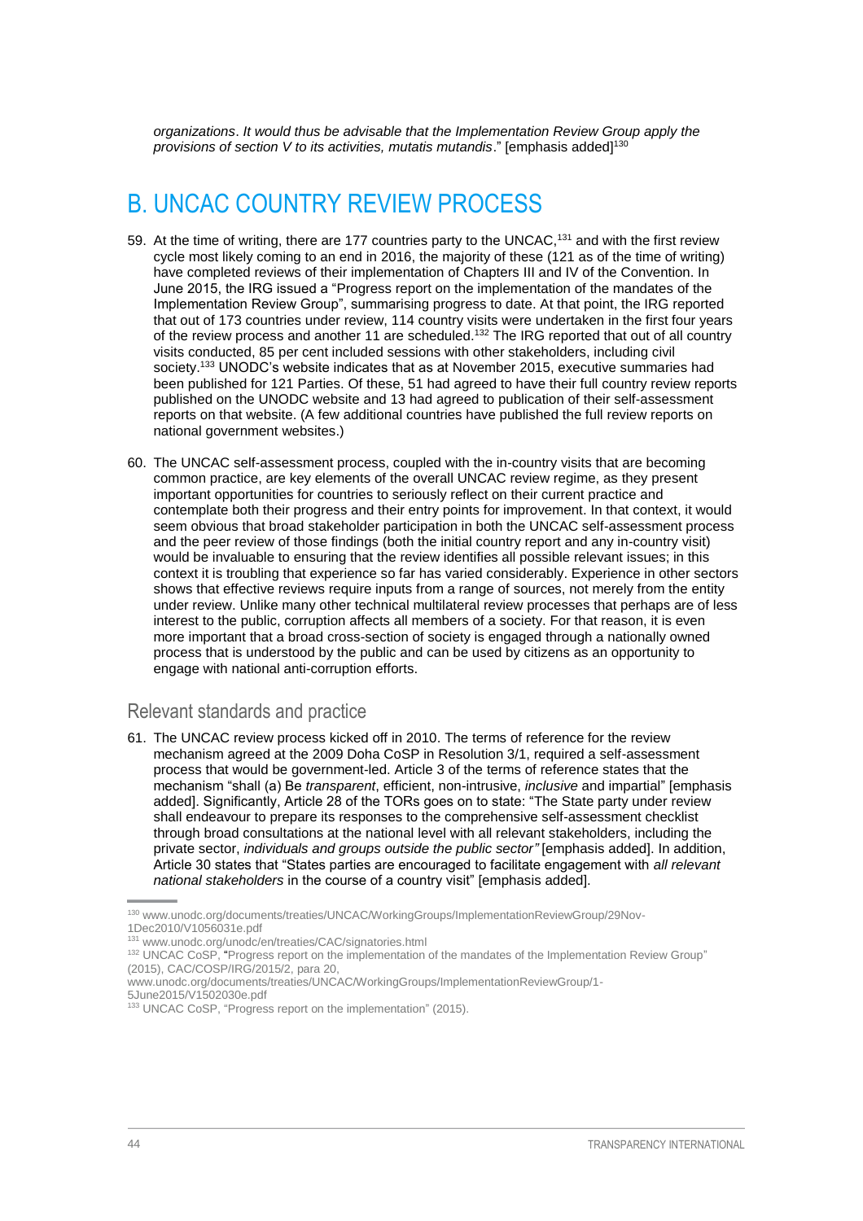*organizations*. *It would thus be advisable that the Implementation Review Group apply the provisions of section V to its activities, mutatis mutandis*." [emphasis added][130]

# B. UNCAC COUNTRY REVIEW PROCESS

59. At the time of writing, there are 177 countries party to the UNCAC,[131] and with the first review cycle most likely coming to an end in 2016, the majority of these (121 as of the time of writing) have completed reviews of their implementation of Chapters III and IV of the Convention. In June 2015, the IRG issued a "Progress report on the implementation of the mandates of the Implementation Review Group", summarising progress to date. At that point, the IRG reported that out of 173 countries under review, 114 country visits were undertaken in the first four years of the review process and another 11 are scheduled.[132] The IRG reported that out of all country visits conducted, 85 per cent included sessions with other stakeholders, including civil society.[133] UNODC's website indicates that as at November 2015, executive summaries had been published for 121 Parties. Of these, 51 had agreed to have their full country review reports published on the UNODC website and 13 had agreed to publication of their self-assessment reports on that website. (A few additional countries have published the full review reports on national government websites.)

60. The UNCAC self-assessment process, coupled with the in-country visits that are becoming common practice, are key elements of the overall UNCAC review regime, as they present important opportunities for countries to seriously reflect on their current practice and contemplate both their progress and their entry points for improvement. In that context, it would seem obvious that broad stakeholder participation in both the UNCAC self-assessment process and the peer review of those findings (both the initial country report and any in-country visit) would be invaluable to ensuring that the review identifies all possible relevant issues; in this context it is troubling that experience so far has varied considerably. Experience in other sectors shows that effective reviews require inputs from a range of sources, not merely from the entity under review. Unlike many other technical multilateral review processes that perhaps are of less interest to the public, corruption affects all members of a society. For that reason, it is even more important that a broad cross-section of society is engaged through a nationally owned process that is understood by the public and can be used by citizens as an opportunity to engage with national anti-corruption efforts.

## Relevant standards and practice

61. The UNCAC review process kicked off in 2010. The terms of reference for the review mechanism agreed at the 2009 Doha CoSP in Resolution 3/1, required a self-assessment process that would be government-led. Article 3 of the terms of reference states that the mechanism "shall (a) Be *transparent*, efficient, non-intrusive, *inclusive* and impartial" [emphasis added]. Significantly, Article 28 of the TORs goes on to state: "The State party under review shall endeavour to prepare its responses to the comprehensive self-assessment checklist through broad consultations at the national level with all relevant stakeholders, including the private sector, *individuals and groups outside the public sector"* [emphasis added]. In addition, Article 30 states that "States parties are encouraged to facilitate engagement with *all relevant national stakeholders* in the course of a country visit" [emphasis added].

---

[130] www.unodc.org/documents/treaties/UNCAC/WorkingGroups/ImplementationReviewGroup/29Nov-1Dec2010/V1056031e.pdf

[131] www.unodc.org/unodc/en/treaties/CAC/signatories.html

[132] UNCAC CoSP, "Progress report on the implementation of the mandates of the Implementation Review Group" (2015), CAC/COSP/IRG/2015/2, para 20, www.unodc.org/documents/treaties/UNCAC/WorkingGroups/ImplementationReviewGroup/1-5June2015/V1502030e.pdf

[133] UNCAC CoSP, "Progress report on the implementation" (2015).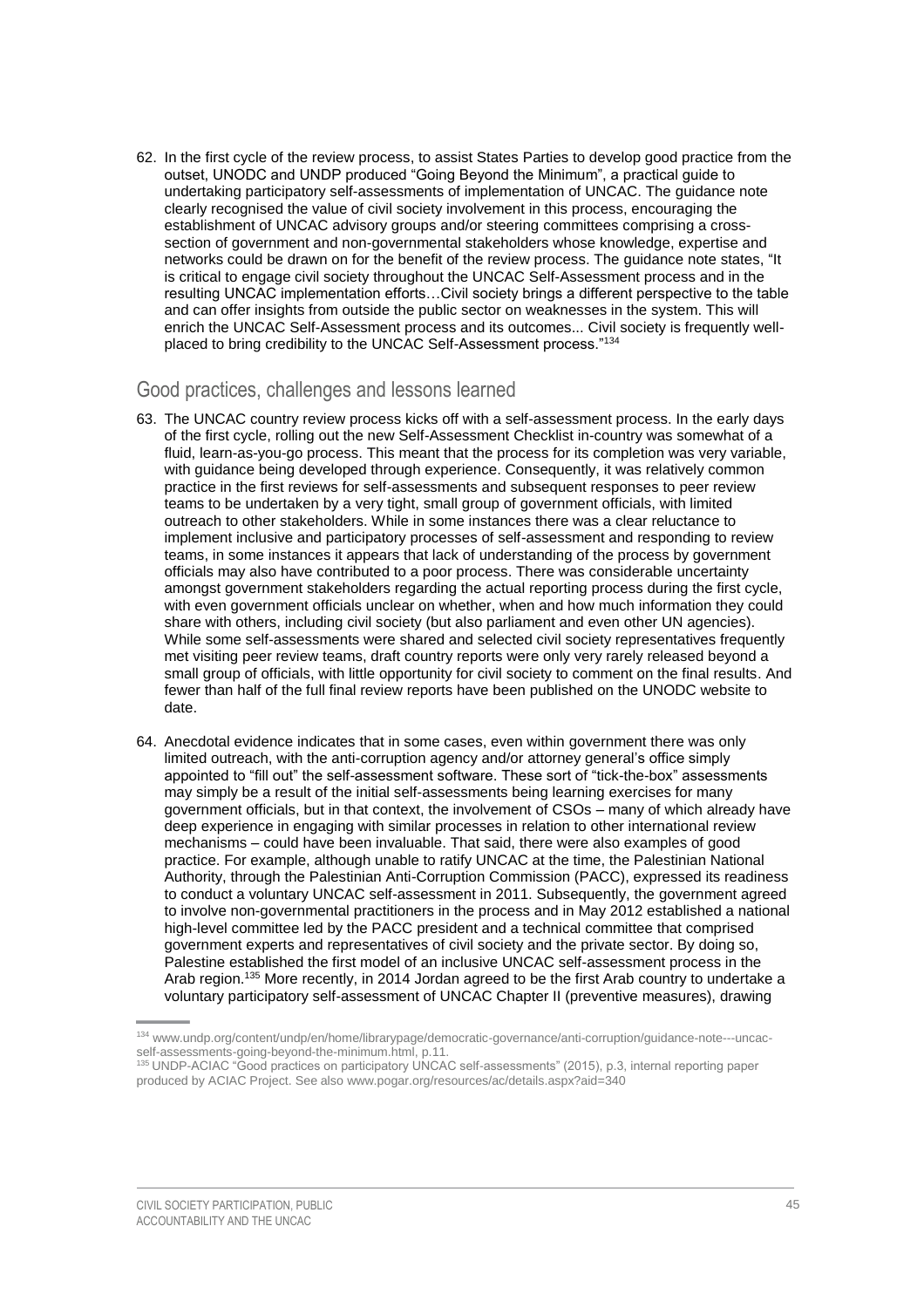62. In the first cycle of the review process, to assist States Parties to develop good practice from the outset, UNODC and UNDP produced "Going Beyond the Minimum", a practical guide to undertaking participatory self-assessments of implementation of UNCAC. The guidance note clearly recognised the value of civil society involvement in this process, encouraging the establishment of UNCAC advisory groups and/or steering committees comprising a cross-section of government and non-governmental stakeholders whose knowledge, expertise and networks could be drawn on for the benefit of the review process. The guidance note states, "It is critical to engage civil society throughout the UNCAC Self-Assessment process and in the resulting UNCAC implementation efforts…Civil society brings a different perspective to the table and can offer insights from outside the public sector on weaknesses in the system. This will enrich the UNCAC Self-Assessment process and its outcomes... Civil society is frequently well-placed to bring credibility to the UNCAC Self-Assessment process."[134]

## Good practices, challenges and lessons learned

63. The UNCAC country review process kicks off with a self-assessment process. In the early days of the first cycle, rolling out the new Self-Assessment Checklist in-country was somewhat of a fluid, learn-as-you-go process. This meant that the process for its completion was very variable, with guidance being developed through experience. Consequently, it was relatively common practice in the first reviews for self-assessments and subsequent responses to peer review teams to be undertaken by a very tight, small group of government officials, with limited outreach to other stakeholders. While in some instances there was a clear reluctance to implement inclusive and participatory processes of self-assessment and responding to review teams, in some instances it appears that lack of understanding of the process by government officials may also have contributed to a poor process. There was considerable uncertainty amongst government stakeholders regarding the actual reporting process during the first cycle, with even government officials unclear on whether, when and how much information they could share with others, including civil society (but also parliament and even other UN agencies). While some self-assessments were shared and selected civil society representatives frequently met visiting peer review teams, draft country reports were only very rarely released beyond a small group of officials, with little opportunity for civil society to comment on the final results. And fewer than half of the full final review reports have been published on the UNODC website to date.

64. Anecdotal evidence indicates that in some cases, even within government there was only limited outreach, with the anti-corruption agency and/or attorney general's office simply appointed to "fill out" the self-assessment software. These sort of "tick-the-box" assessments may simply be a result of the initial self-assessments being learning exercises for many government officials, but in that context, the involvement of CSOs – many of which already have deep experience in engaging with similar processes in relation to other international review mechanisms – could have been invaluable. That said, there were also examples of good practice. For example, although unable to ratify UNCAC at the time, the Palestinian National Authority, through the Palestinian Anti-Corruption Commission (PACC), expressed its readiness to conduct a voluntary UNCAC self-assessment in 2011. Subsequently, the government agreed to involve non-governmental practitioners in the process and in May 2012 established a national high-level committee led by the PACC president and a technical committee that comprised government experts and representatives of civil society and the private sector. By doing so, Palestine established the first model of an inclusive UNCAC self-assessment process in the Arab region.[135] More recently, in 2014 Jordan agreed to be the first Arab country to undertake a voluntary participatory self-assessment of UNCAC Chapter II (preventive measures), drawing

[134] www.undp.org/content/undp/en/home/librarypage/democratic-governance/anti-corruption/guidance-note---uncac-self-assessments-going-beyond-the-minimum.html, p.11.

[135] UNDP-ACIAC "Good practices on participatory UNCAC self-assessments" (2015), p.3, internal reporting paper produced by ACIAC Project. See also www.pogar.org/resources/ac/details.aspx?aid=340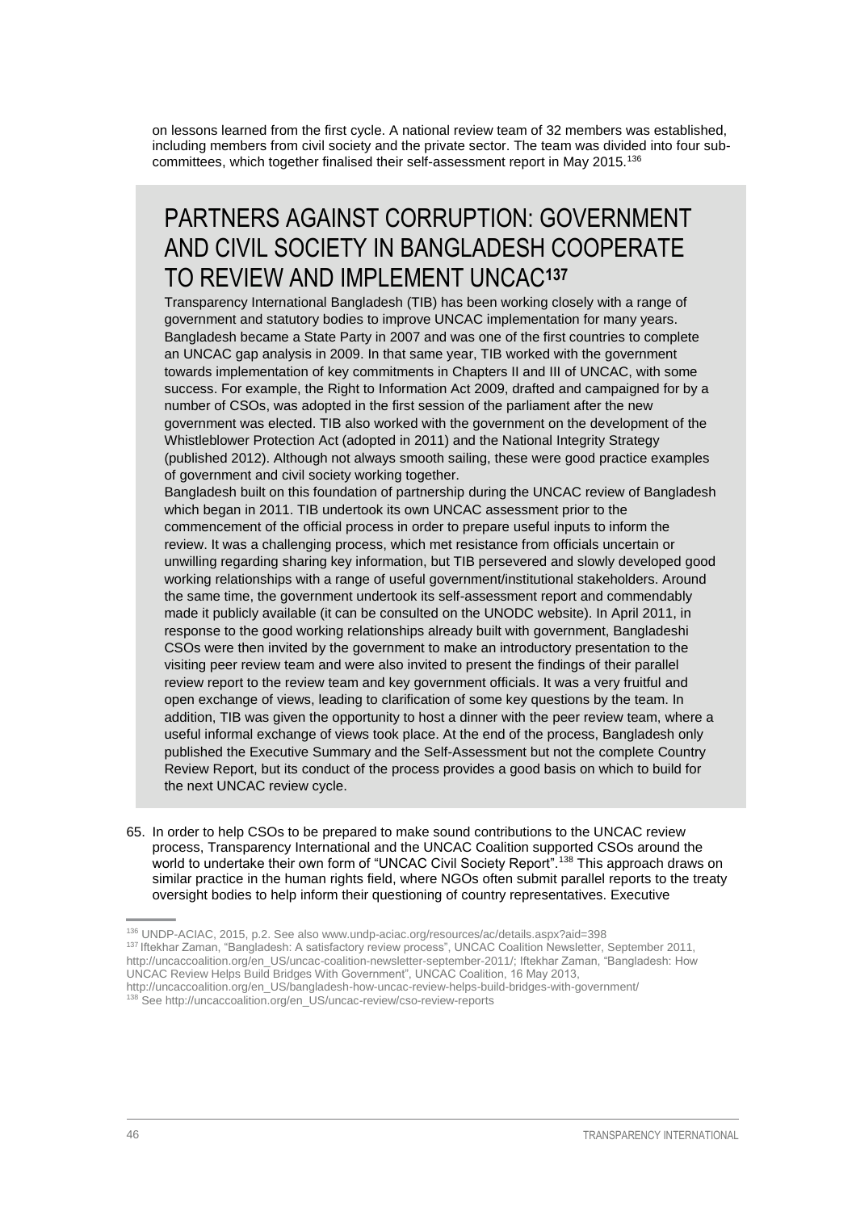on lessons learned from the first cycle. A national review team of 32 members was established, including members from civil society and the private sector. The team was divided into four sub-committees, which together finalised their self-assessment report in May 2015.[136]

## PARTNERS AGAINST CORRUPTION: GOVERNMENT AND CIVIL SOCIETY IN BANGLADESH COOPERATE TO REVIEW AND IMPLEMENT UNCAC[137]

Transparency International Bangladesh (TIB) has been working closely with a range of government and statutory bodies to improve UNCAC implementation for many years. Bangladesh became a State Party in 2007 and was one of the first countries to complete an UNCAC gap analysis in 2009. In that same year, TIB worked with the government towards implementation of key commitments in Chapters II and III of UNCAC, with some success. For example, the Right to Information Act 2009, drafted and campaigned for by a number of CSOs, was adopted in the first session of the parliament after the new government was elected. TIB also worked with the government on the development of the Whistleblower Protection Act (adopted in 2011) and the National Integrity Strategy (published 2012). Although not always smooth sailing, these were good practice examples of government and civil society working together.

Bangladesh built on this foundation of partnership during the UNCAC review of Bangladesh which began in 2011. TIB undertook its own UNCAC assessment prior to the commencement of the official process in order to prepare useful inputs to inform the review. It was a challenging process, which met resistance from officials uncertain or unwilling regarding sharing key information, but TIB persevered and slowly developed good working relationships with a range of useful government/institutional stakeholders. Around the same time, the government undertook its self-assessment report and commendably made it publicly available (it can be consulted on the UNODC website). In April 2011, in response to the good working relationships already built with government, Bangladeshi CSOs were then invited by the government to make an introductory presentation to the visiting peer review team and were also invited to present the findings of their parallel review report to the review team and key government officials. It was a very fruitful and open exchange of views, leading to clarification of some key questions by the team. In addition, TIB was given the opportunity to host a dinner with the peer review team, where a useful informal exchange of views took place. At the end of the process, Bangladesh only published the Executive Summary and the Self-Assessment but not the complete Country Review Report, but its conduct of the process provides a good basis on which to build for the next UNCAC review cycle.

65. In order to help CSOs to be prepared to make sound contributions to the UNCAC review process, Transparency International and the UNCAC Coalition supported CSOs around the world to undertake their own form of "UNCAC Civil Society Report".[138] This approach draws on similar practice in the human rights field, where NGOs often submit parallel reports to the treaty oversight bodies to help inform their questioning of country representatives. Executive

---

[136] UNDP-ACIAC, 2015, p.2. See also www.undp-aciac.org/resources/ac/details.aspx?aid=398

[137] Iftekhar Zaman, "Bangladesh: A satisfactory review process", UNCAC Coalition Newsletter, September 2011, http://uncaccoalition.org/en_US/uncac-coalition-newsletter-september-2011/; Iftekhar Zaman, "Bangladesh: How UNCAC Review Helps Build Bridges With Government", UNCAC Coalition, 16 May 2013, http://uncaccoalition.org/en_US/bangladesh-how-uncac-review-helps-build-bridges-with-government/

[138] See http://uncaccoalition.org/en_US/uncac-review/cso-review-reports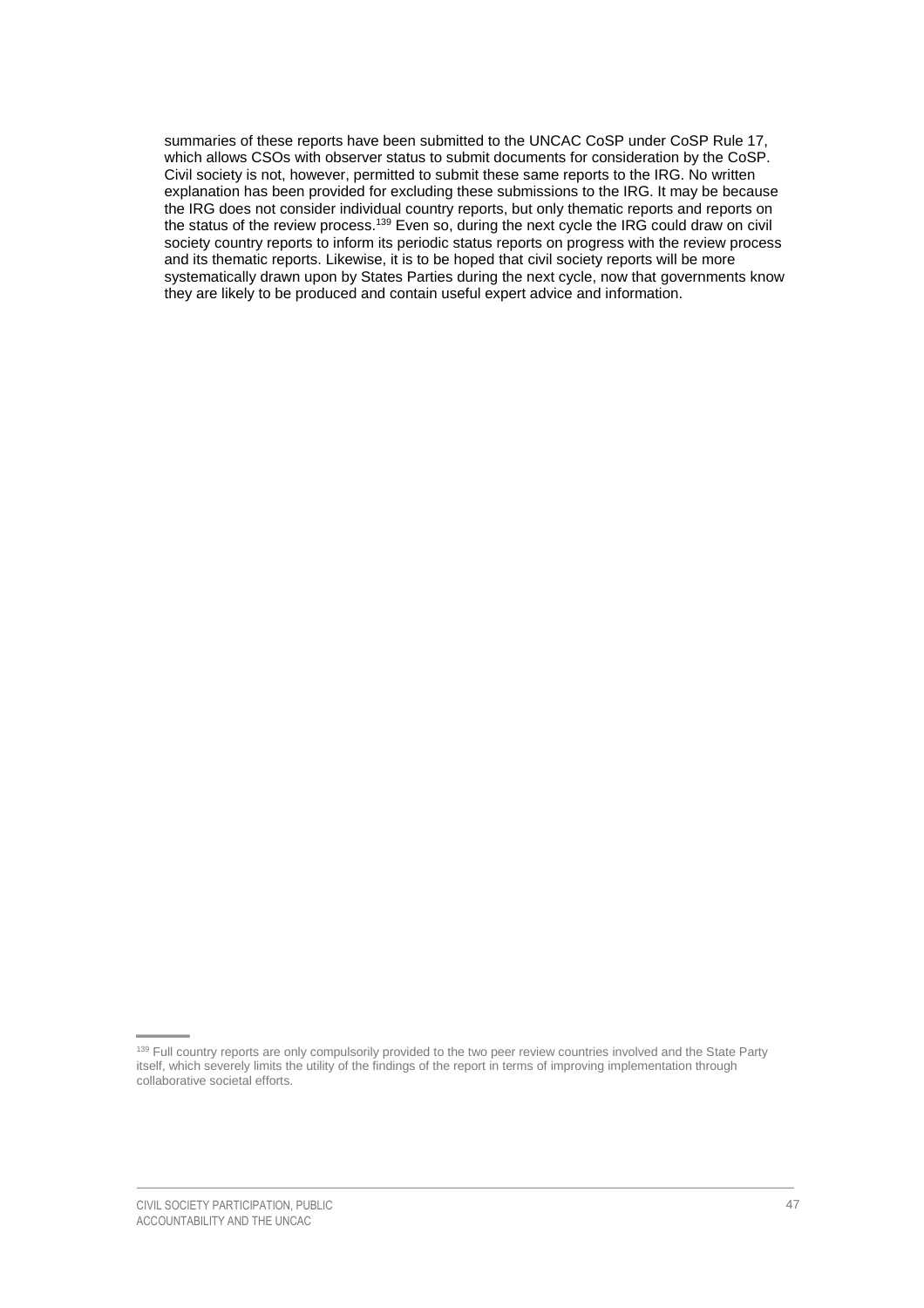summaries of these reports have been submitted to the UNCAC CoSP under CoSP Rule 17, which allows CSOs with observer status to submit documents for consideration by the CoSP. Civil society is not, however, permitted to submit these same reports to the IRG. No written explanation has been provided for excluding these submissions to the IRG. It may be because the IRG does not consider individual country reports, but only thematic reports and reports on the status of the review process.[139] Even so, during the next cycle the IRG could draw on civil society country reports to inform its periodic status reports on progress with the review process and its thematic reports. Likewise, it is to be hoped that civil society reports will be more systematically drawn upon by States Parties during the next cycle, now that governments know they are likely to be produced and contain useful expert advice and information.

[139] Full country reports are only compulsorily provided to the two peer review countries involved and the State Party itself, which severely limits the utility of the findings of the report in terms of improving implementation through collaborative societal efforts.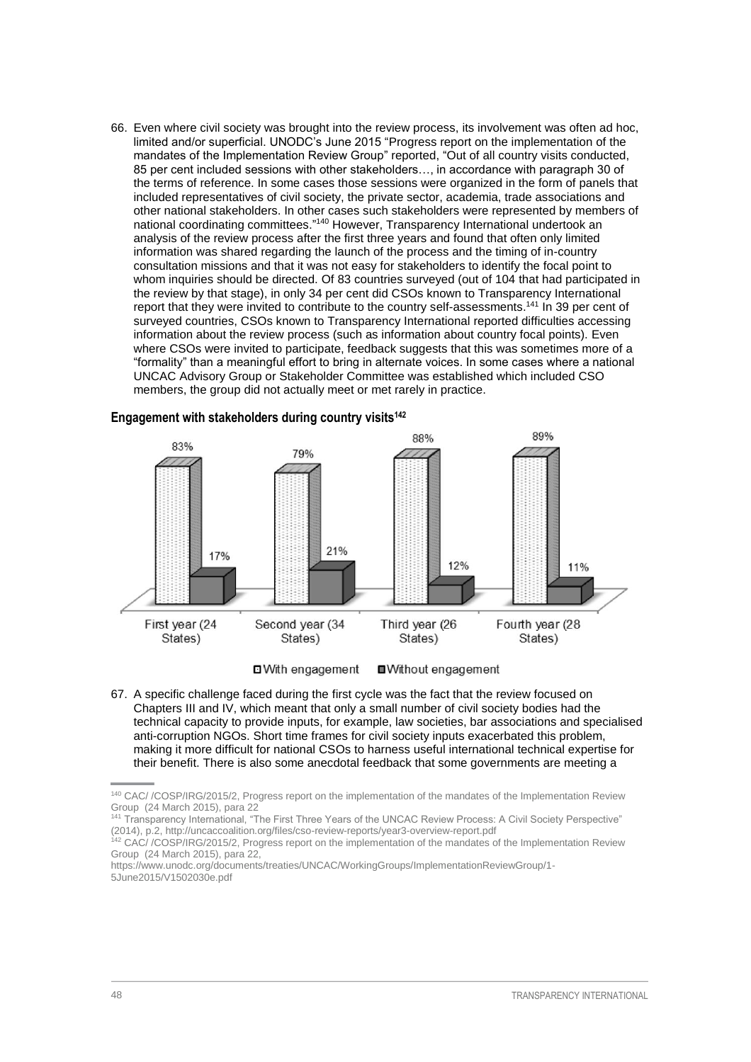66. Even where civil society was brought into the review process, its involvement was often ad hoc, limited and/or superficial. UNODC's June 2015 "Progress report on the implementation of the mandates of the Implementation Review Group" reported, "Out of all country visits conducted, 85 per cent included sessions with other stakeholders…, in accordance with paragraph 30 of the terms of reference. In some cases those sessions were organized in the form of panels that included representatives of civil society, the private sector, academia, trade associations and other national stakeholders. In other cases such stakeholders were represented by members of national coordinating committees."[140] However, Transparency International undertook an analysis of the review process after the first three years and found that often only limited information was shared regarding the launch of the process and the timing of in-country consultation missions and that it was not easy for stakeholders to identify the focal point to whom inquiries should be directed. Of 83 countries surveyed (out of 104 that had participated in the review by that stage), in only 34 per cent did CSOs known to Transparency International report that they were invited to contribute to the country self-assessments.[141] In 39 per cent of surveyed countries, CSOs known to Transparency International reported difficulties accessing information about the review process (such as information about country focal points). Even where CSOs were invited to participate, feedback suggests that this was sometimes more of a "formality" than a meaningful effort to bring in alternate voices. In some cases where a national UNCAC Advisory Group or Stakeholder Committee was established which included CSO members, the group did not actually meet or met rarely in practice.

**Engagement with stakeholders during country visits[142]**

| | With engagement | Without engagement |
|---|---|---|
| First year (24 States) | 83% | 17% |
| Second year (34 States) | 79% | 21% |
| Third year (26 States) | 88% | 12% |
| Fourth year (28 States) | 89% | 11% |

67. A specific challenge faced during the first cycle was the fact that the review focused on Chapters III and IV, which meant that only a small number of civil society bodies had the technical capacity to provide inputs, for example, law societies, bar associations and specialised anti-corruption NGOs. Short time frames for civil society inputs exacerbated this problem, making it more difficult for national CSOs to harness useful international technical expertise for their benefit. There is also some anecdotal feedback that some governments are meeting a

---

[140] CAC/ /COSP/IRG/2015/2, Progress report on the implementation of the mandates of the Implementation Review Group (24 March 2015), para 22

[141] Transparency International, "The First Three Years of the UNCAC Review Process: A Civil Society Perspective" (2014), p.2, http://uncaccoalition.org/files/cso-review-reports/year3-overview-report.pdf

[142] CAC/ /COSP/IRG/2015/2, Progress report on the implementation of the mandates of the Implementation Review Group (24 March 2015), para 22, https://www.unodc.org/documents/treaties/UNCAC/WorkingGroups/ImplementationReviewGroup/1-5June2015/V1502030e.pdf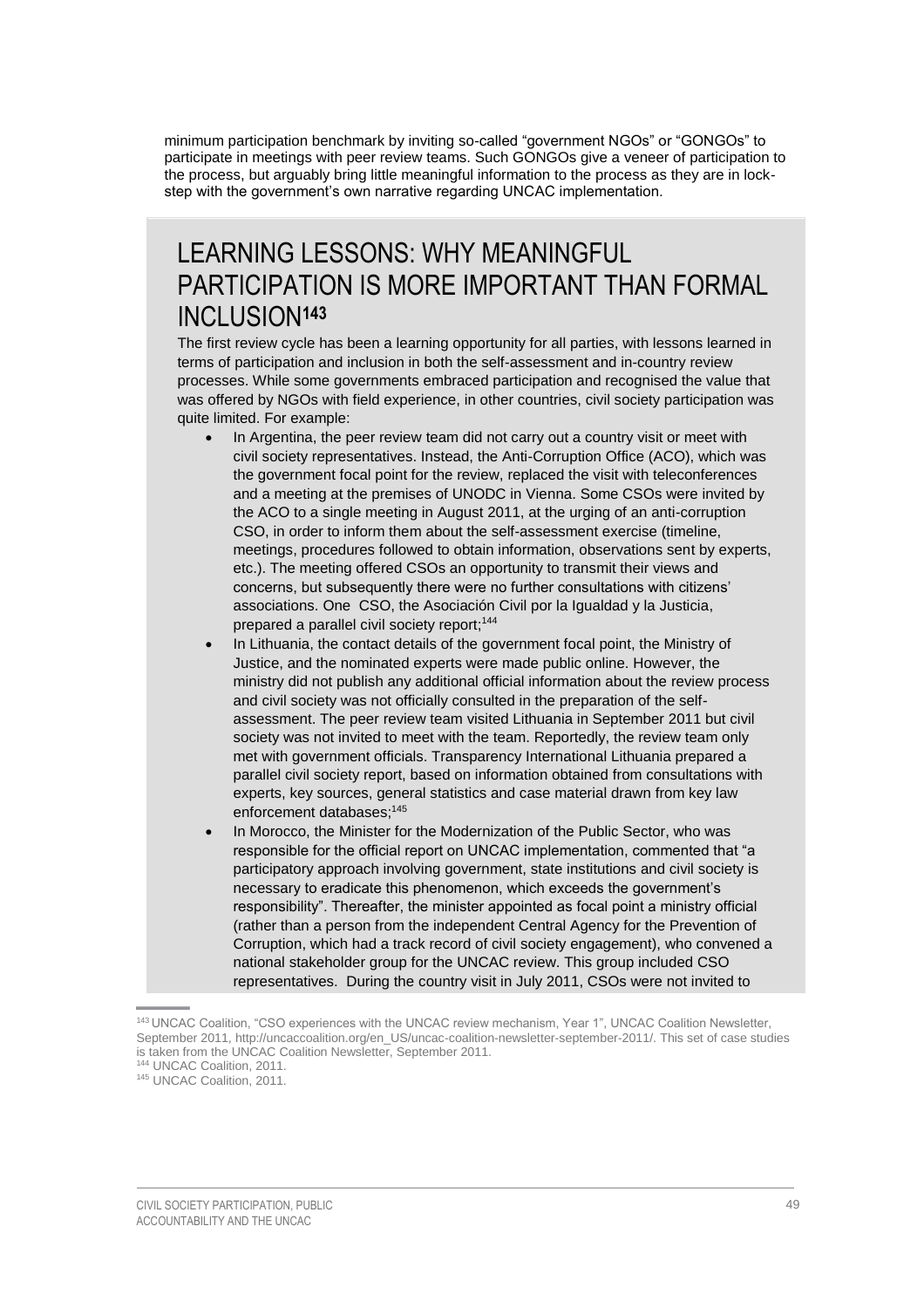minimum participation benchmark by inviting so-called "government NGOs" or "GONGOs" to participate in meetings with peer review teams. Such GONGOs give a veneer of participation to the process, but arguably bring little meaningful information to the process as they are in lock-step with the government's own narrative regarding UNCAC implementation.

## LEARNING LESSONS: WHY MEANINGFUL PARTICIPATION IS MORE IMPORTANT THAN FORMAL INCLUSION[143]

The first review cycle has been a learning opportunity for all parties, with lessons learned in terms of participation and inclusion in both the self-assessment and in-country review processes. While some governments embraced participation and recognised the value that was offered by NGOs with field experience, in other countries, civil society participation was quite limited. For example:

- In Argentina, the peer review team did not carry out a country visit or meet with civil society representatives. Instead, the Anti-Corruption Office (ACO), which was the government focal point for the review, replaced the visit with teleconferences and a meeting at the premises of UNODC in Vienna. Some CSOs were invited by the ACO to a single meeting in August 2011, at the urging of an anti-corruption CSO, in order to inform them about the self-assessment exercise (timeline, meetings, procedures followed to obtain information, observations sent by experts, etc.). The meeting offered CSOs an opportunity to transmit their views and concerns, but subsequently there were no further consultations with citizens' associations. One CSO, the Asociación Civil por la Igualdad y la Justicia, prepared a parallel civil society report;[144]
- In Lithuania, the contact details of the government focal point, the Ministry of Justice, and the nominated experts were made public online. However, the ministry did not publish any additional official information about the review process and civil society was not officially consulted in the preparation of the self-assessment. The peer review team visited Lithuania in September 2011 but civil society was not invited to meet with the team. Reportedly, the review team only met with government officials. Transparency International Lithuania prepared a parallel civil society report, based on information obtained from consultations with experts, key sources, general statistics and case material drawn from key law enforcement databases;[145]
- In Morocco, the Minister for the Modernization of the Public Sector, who was responsible for the official report on UNCAC implementation, commented that "a participatory approach involving government, state institutions and civil society is necessary to eradicate this phenomenon, which exceeds the government's responsibility". Thereafter, the minister appointed as focal point a ministry official (rather than a person from the independent Central Agency for the Prevention of Corruption, which had a track record of civil society engagement), who convened a national stakeholder group for the UNCAC review. This group included CSO representatives. During the country visit in July 2011, CSOs were not invited to

[143] UNCAC Coalition, "CSO experiences with the UNCAC review mechanism, Year 1", UNCAC Coalition Newsletter, September 2011, http://uncaccoalition.org/en_US/uncac-coalition-newsletter-september-2011/. This set of case studies is taken from the UNCAC Coalition Newsletter, September 2011.

[144] UNCAC Coalition, 2011.

[145] UNCAC Coalition, 2011.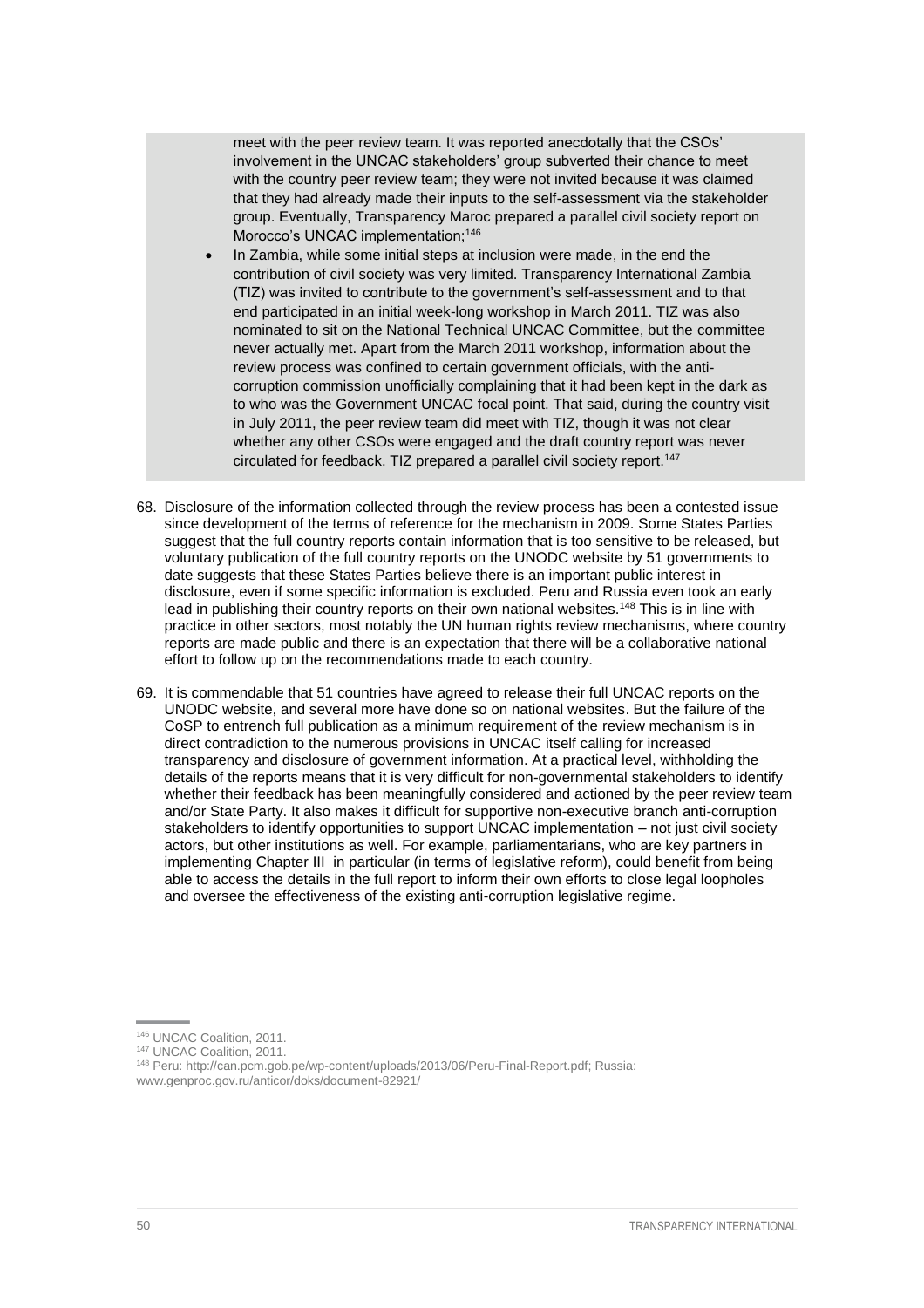meet with the peer review team. It was reported anecdotally that the CSOs' involvement in the UNCAC stakeholders' group subverted their chance to meet with the country peer review team; they were not invited because it was claimed that they had already made their inputs to the self-assessment via the stakeholder group. Eventually, Transparency Maroc prepared a parallel civil society report on Morocco's UNCAC implementation;[146]

- In Zambia, while some initial steps at inclusion were made, in the end the contribution of civil society was very limited. Transparency International Zambia (TIZ) was invited to contribute to the government's self-assessment and to that end participated in an initial week-long workshop in March 2011. TIZ was also nominated to sit on the National Technical UNCAC Committee, but the committee never actually met. Apart from the March 2011 workshop, information about the review process was confined to certain government officials, with the anti-corruption commission unofficially complaining that it had been kept in the dark as to who was the Government UNCAC focal point. That said, during the country visit in July 2011, the peer review team did meet with TIZ, though it was not clear whether any other CSOs were engaged and the draft country report was never circulated for feedback. TIZ prepared a parallel civil society report.[147]

68. Disclosure of the information collected through the review process has been a contested issue since development of the terms of reference for the mechanism in 2009. Some States Parties suggest that the full country reports contain information that is too sensitive to be released, but voluntary publication of the full country reports on the UNODC website by 51 governments to date suggests that these States Parties believe there is an important public interest in disclosure, even if some specific information is excluded. Peru and Russia even took an early lead in publishing their country reports on their own national websites.[148] This is in line with practice in other sectors, most notably the UN human rights review mechanisms, where country reports are made public and there is an expectation that there will be a collaborative national effort to follow up on the recommendations made to each country.

69. It is commendable that 51 countries have agreed to release their full UNCAC reports on the UNODC website, and several more have done so on national websites. But the failure of the CoSP to entrench full publication as a minimum requirement of the review mechanism is in direct contradiction to the numerous provisions in UNCAC itself calling for increased transparency and disclosure of government information. At a practical level, withholding the details of the reports means that it is very difficult for non-governmental stakeholders to identify whether their feedback has been meaningfully considered and actioned by the peer review team and/or State Party. It also makes it difficult for supportive non-executive branch anti-corruption stakeholders to identify opportunities to support UNCAC implementation – not just civil society actors, but other institutions as well. For example, parliamentarians, who are key partners in implementing Chapter III in particular (in terms of legislative reform), could benefit from being able to access the details in the full report to inform their own efforts to close legal loopholes and oversee the effectiveness of the existing anti-corruption legislative regime.

---

[146] UNCAC Coalition, 2011.

[147] UNCAC Coalition, 2011.

[148] Peru: http://can.pcm.gob.pe/wp-content/uploads/2013/06/Peru-Final-Report.pdf; Russia: www.genproc.gov.ru/anticor/doks/document-82921/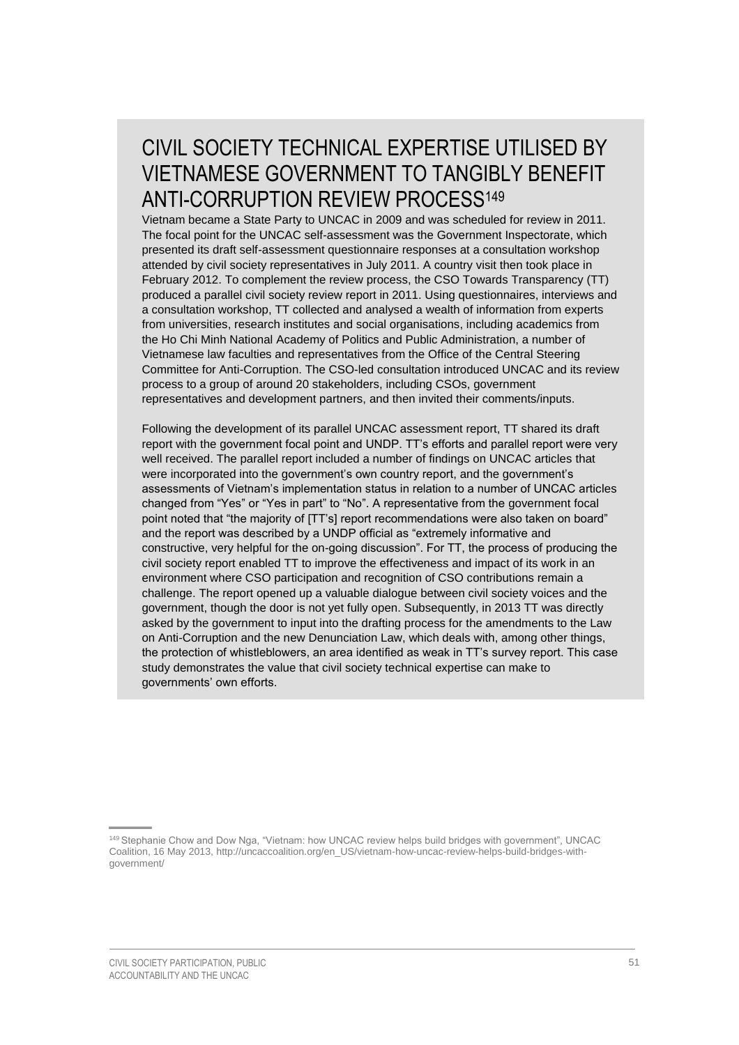## CIVIL SOCIETY TECHNICAL EXPERTISE UTILISED BY VIETNAMESE GOVERNMENT TO TANGIBLY BENEFIT ANTI-CORRUPTION REVIEW PROCESS[149]

Vietnam became a State Party to UNCAC in 2009 and was scheduled for review in 2011. The focal point for the UNCAC self-assessment was the Government Inspectorate, which presented its draft self-assessment questionnaire responses at a consultation workshop attended by civil society representatives in July 2011. A country visit then took place in February 2012. To complement the review process, the CSO Towards Transparency (TT) produced a parallel civil society review report in 2011. Using questionnaires, interviews and a consultation workshop, TT collected and analysed a wealth of information from experts from universities, research institutes and social organisations, including academics from the Ho Chi Minh National Academy of Politics and Public Administration, a number of Vietnamese law faculties and representatives from the Office of the Central Steering Committee for Anti-Corruption. The CSO-led consultation introduced UNCAC and its review process to a group of around 20 stakeholders, including CSOs, government representatives and development partners, and then invited their comments/inputs.

Following the development of its parallel UNCAC assessment report, TT shared its draft report with the government focal point and UNDP. TT's efforts and parallel report were very well received. The parallel report included a number of findings on UNCAC articles that were incorporated into the government's own country report, and the government's assessments of Vietnam's implementation status in relation to a number of UNCAC articles changed from "Yes" or "Yes in part" to "No". A representative from the government focal point noted that "the majority of [TT's] report recommendations were also taken on board" and the report was described by a UNDP official as "extremely informative and constructive, very helpful for the on-going discussion". For TT, the process of producing the civil society report enabled TT to improve the effectiveness and impact of its work in an environment where CSO participation and recognition of CSO contributions remain a challenge. The report opened up a valuable dialogue between civil society voices and the government, though the door is not yet fully open. Subsequently, in 2013 TT was directly asked by the government to input into the drafting process for the amendments to the Law on Anti-Corruption and the new Denunciation Law, which deals with, among other things, the protection of whistleblowers, an area identified as weak in TT's survey report. This case study demonstrates the value that civil society technical expertise can make to governments' own efforts.

---

[149] Stephanie Chow and Dow Nga, "Vietnam: how UNCAC review helps build bridges with government", UNCAC Coalition, 16 May 2013, http://uncaccoalition.org/en_US/vietnam-how-uncac-review-helps-build-bridges-with-government/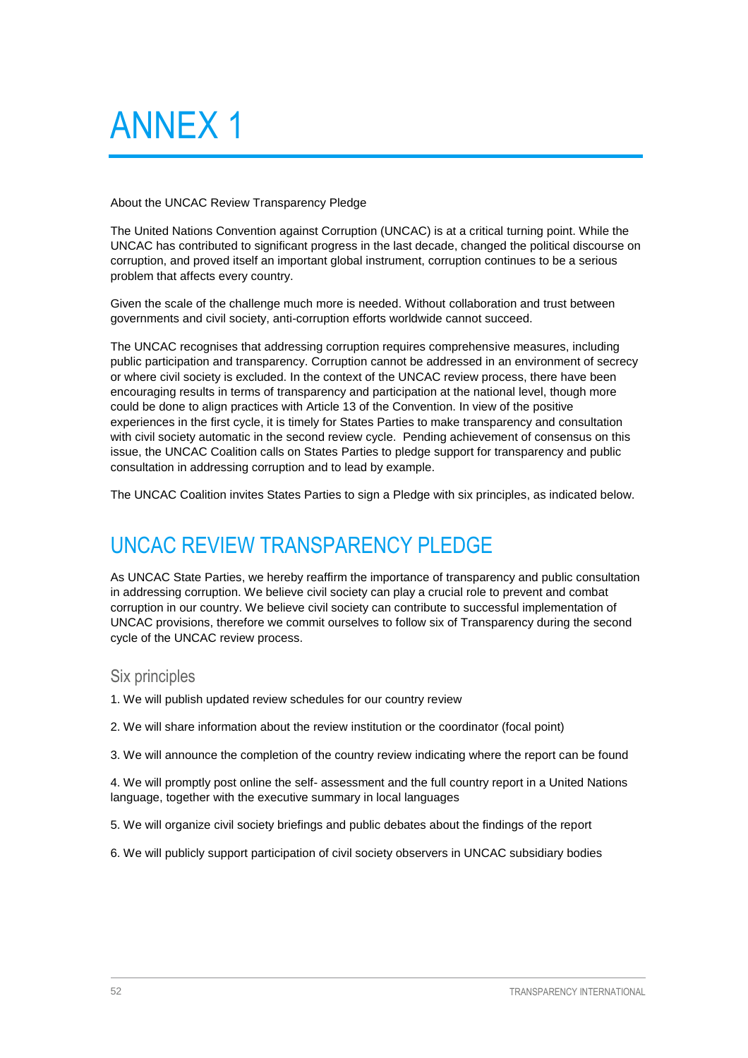# ANNEX 1

About the UNCAC Review Transparency Pledge

The United Nations Convention against Corruption (UNCAC) is at a critical turning point. While the UNCAC has contributed to significant progress in the last decade, changed the political discourse on corruption, and proved itself an important global instrument, corruption continues to be a serious problem that affects every country.

Given the scale of the challenge much more is needed. Without collaboration and trust between governments and civil society, anti-corruption efforts worldwide cannot succeed.

The UNCAC recognises that addressing corruption requires comprehensive measures, including public participation and transparency. Corruption cannot be addressed in an environment of secrecy or where civil society is excluded. In the context of the UNCAC review process, there have been encouraging results in terms of transparency and participation at the national level, though more could be done to align practices with Article 13 of the Convention. In view of the positive experiences in the first cycle, it is timely for States Parties to make transparency and consultation with civil society automatic in the second review cycle. Pending achievement of consensus on this issue, the UNCAC Coalition calls on States Parties to pledge support for transparency and public consultation in addressing corruption and to lead by example.

The UNCAC Coalition invites States Parties to sign a Pledge with six principles, as indicated below.

## UNCAC REVIEW TRANSPARENCY PLEDGE

As UNCAC State Parties, we hereby reaffirm the importance of transparency and public consultation in addressing corruption. We believe civil society can play a crucial role to prevent and combat corruption in our country. We believe civil society can contribute to successful implementation of UNCAC provisions, therefore we commit ourselves to follow six of Transparency during the second cycle of the UNCAC review process.

### Six principles

1. We will publish updated review schedules for our country review

2. We will share information about the review institution or the coordinator (focal point)

3. We will announce the completion of the country review indicating where the report can be found

4. We will promptly post online the self- assessment and the full country report in a United Nations language, together with the executive summary in local languages

5. We will organize civil society briefings and public debates about the findings of the report

6. We will publicly support participation of civil society observers in UNCAC subsidiary bodies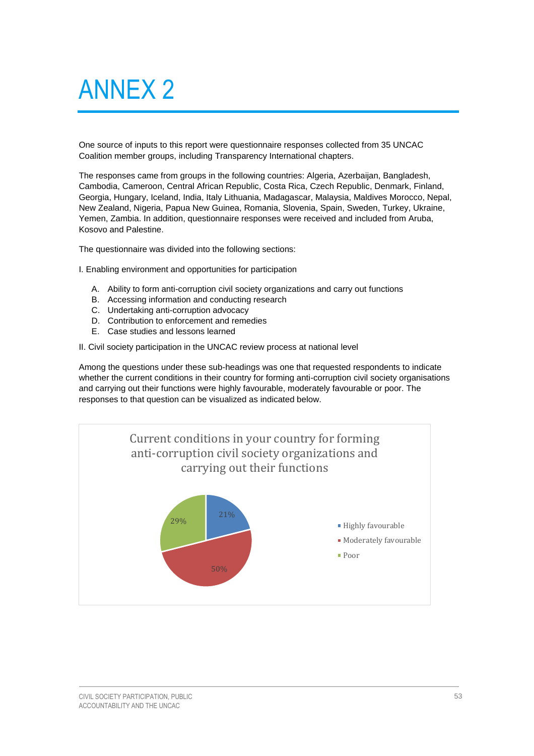# ANNEX 2

One source of inputs to this report were questionnaire responses collected from 35 UNCAC Coalition member groups, including Transparency International chapters.

The responses came from groups in the following countries: Algeria, Azerbaijan, Bangladesh, Cambodia, Cameroon, Central African Republic, Costa Rica, Czech Republic, Denmark, Finland, Georgia, Hungary, Iceland, India, Italy Lithuania, Madagascar, Malaysia, Maldives Morocco, Nepal, New Zealand, Nigeria, Papua New Guinea, Romania, Slovenia, Spain, Sweden, Turkey, Ukraine, Yemen, Zambia. In addition, questionnaire responses were received and included from Aruba, Kosovo and Palestine.

The questionnaire was divided into the following sections:

I. Enabling environment and opportunities for participation

A. Ability to form anti-corruption civil society organizations and carry out functions
B. Accessing information and conducting research
C. Undertaking anti-corruption advocacy
D. Contribution to enforcement and remedies
E. Case studies and lessons learned

II. Civil society participation in the UNCAC review process at national level

Among the questions under these sub-headings was one that requested respondents to indicate whether the current conditions in their country for forming anti-corruption civil society organisations and carrying out their functions were highly favourable, moderately favourable or poor. The responses to that question can be visualized as indicated below.

**Current conditions in your country for forming anti-corruption civil society organizations and carrying out their functions**

| Response | Share |
| --- | --- |
| Highly favourable | 21% |
| Moderately favourable | 50% |
| Poor | 29% |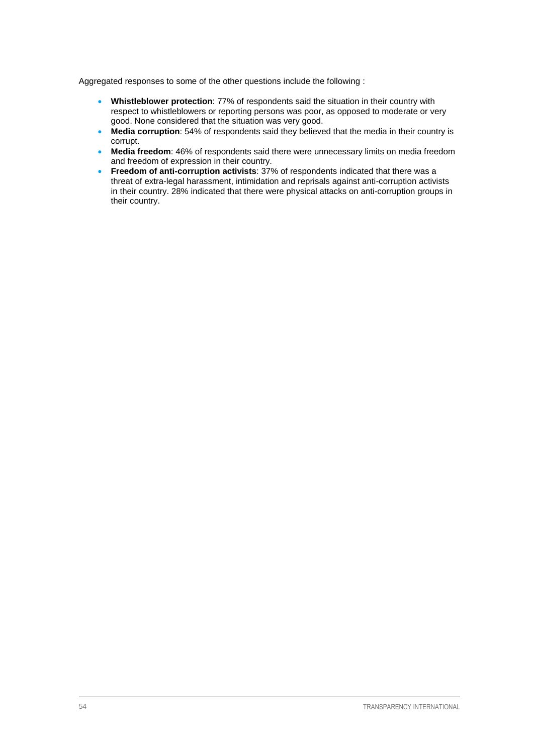Aggregated responses to some of the other questions include the following :

- **Whistleblower protection**: 77% of respondents said the situation in their country with respect to whistleblowers or reporting persons was poor, as opposed to moderate or very good. None considered that the situation was very good.
- **Media corruption**: 54% of respondents said they believed that the media in their country is corrupt.
- **Media freedom**: 46% of respondents said there were unnecessary limits on media freedom and freedom of expression in their country.
- **Freedom of anti-corruption activists**: 37% of respondents indicated that there was a threat of extra-legal harassment, intimidation and reprisals against anti-corruption activists in their country. 28% indicated that there were physical attacks on anti-corruption groups in their country.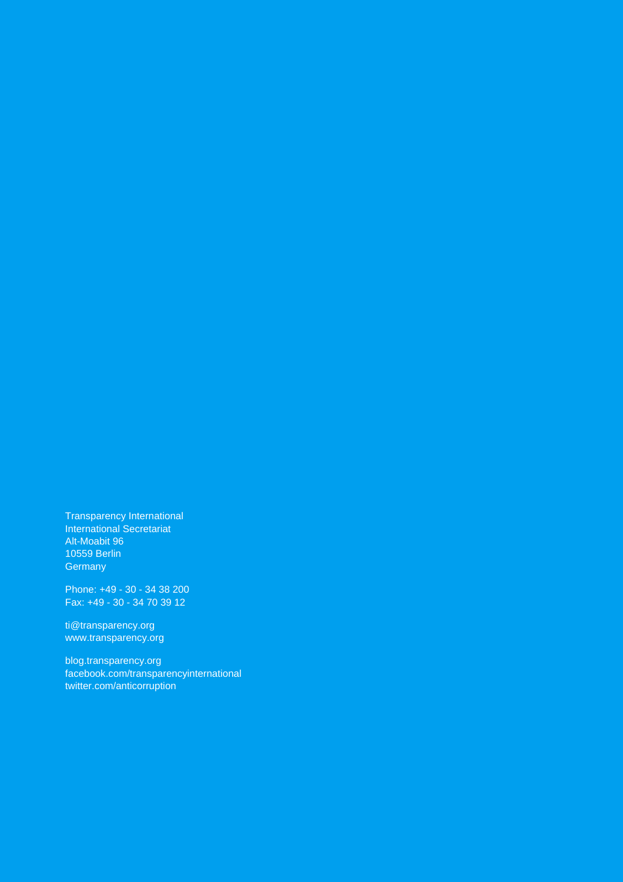Transparency International
International Secretariat
Alt-Moabit 96
10559 Berlin
Germany

Phone: +49 - 30 - 34 38 200
Fax: +49 - 30 - 34 70 39 12

ti@transparency.org
www.transparency.org

blog.transparency.org
facebook.com/transparencyinternational
twitter.com/anticorruption